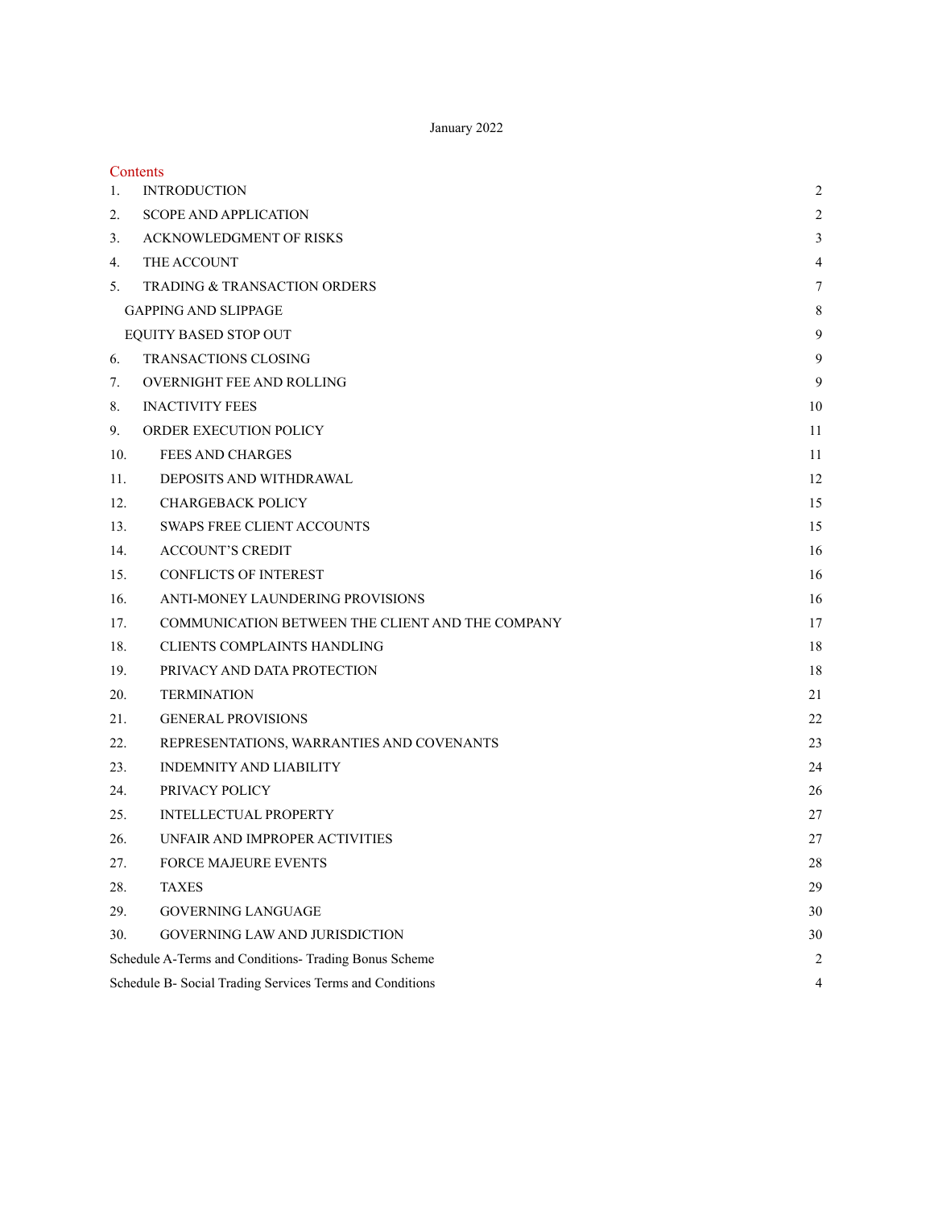January 2022

## Contents

| | | |
|---|---|---|
| 1. | INTRODUCTION | 2 |
| 2. | SCOPE AND APPLICATION | 2 |
| 3. | ACKNOWLEDGMENT OF RISKS | 3 |
| 4. | THE ACCOUNT | 4 |
| 5. | TRADING & TRANSACTION ORDERS | 7 |
| | GAPPING AND SLIPPAGE | 8 |
| | EQUITY BASED STOP OUT | 9 |
| 6. | TRANSACTIONS CLOSING | 9 |
| 7. | OVERNIGHT FEE AND ROLLING | 9 |
| 8. | INACTIVITY FEES | 10 |
| 9. | ORDER EXECUTION POLICY | 11 |
| 10. | FEES AND CHARGES | 11 |
| 11. | DEPOSITS AND WITHDRAWAL | 12 |
| 12. | CHARGEBACK POLICY | 15 |
| 13. | SWAPS FREE CLIENT ACCOUNTS | 15 |
| 14. | ACCOUNT'S CREDIT | 16 |
| 15. | CONFLICTS OF INTEREST | 16 |
| 16. | ANTI-MONEY LAUNDERING PROVISIONS | 16 |
| 17. | COMMUNICATION BETWEEN THE CLIENT AND THE COMPANY | 17 |
| 18. | CLIENTS COMPLAINTS HANDLING | 18 |
| 19. | PRIVACY AND DATA PROTECTION | 18 |
| 20. | TERMINATION | 21 |
| 21. | GENERAL PROVISIONS | 22 |
| 22. | REPRESENTATIONS, WARRANTIES AND COVENANTS | 23 |
| 23. | INDEMNITY AND LIABILITY | 24 |
| 24. | PRIVACY POLICY | 26 |
| 25. | INTELLECTUAL PROPERTY | 27 |
| 26. | UNFAIR AND IMPROPER ACTIVITIES | 27 |
| 27. | FORCE MAJEURE EVENTS | 28 |
| 28. | TAXES | 29 |
| 29. | GOVERNING LANGUAGE | 30 |
| 30. | GOVERNING LAW AND JURISDICTION | 30 |
| | Schedule A-Terms and Conditions- Trading Bonus Scheme | 2 |
| | Schedule B- Social Trading Services Terms and Conditions | 4 |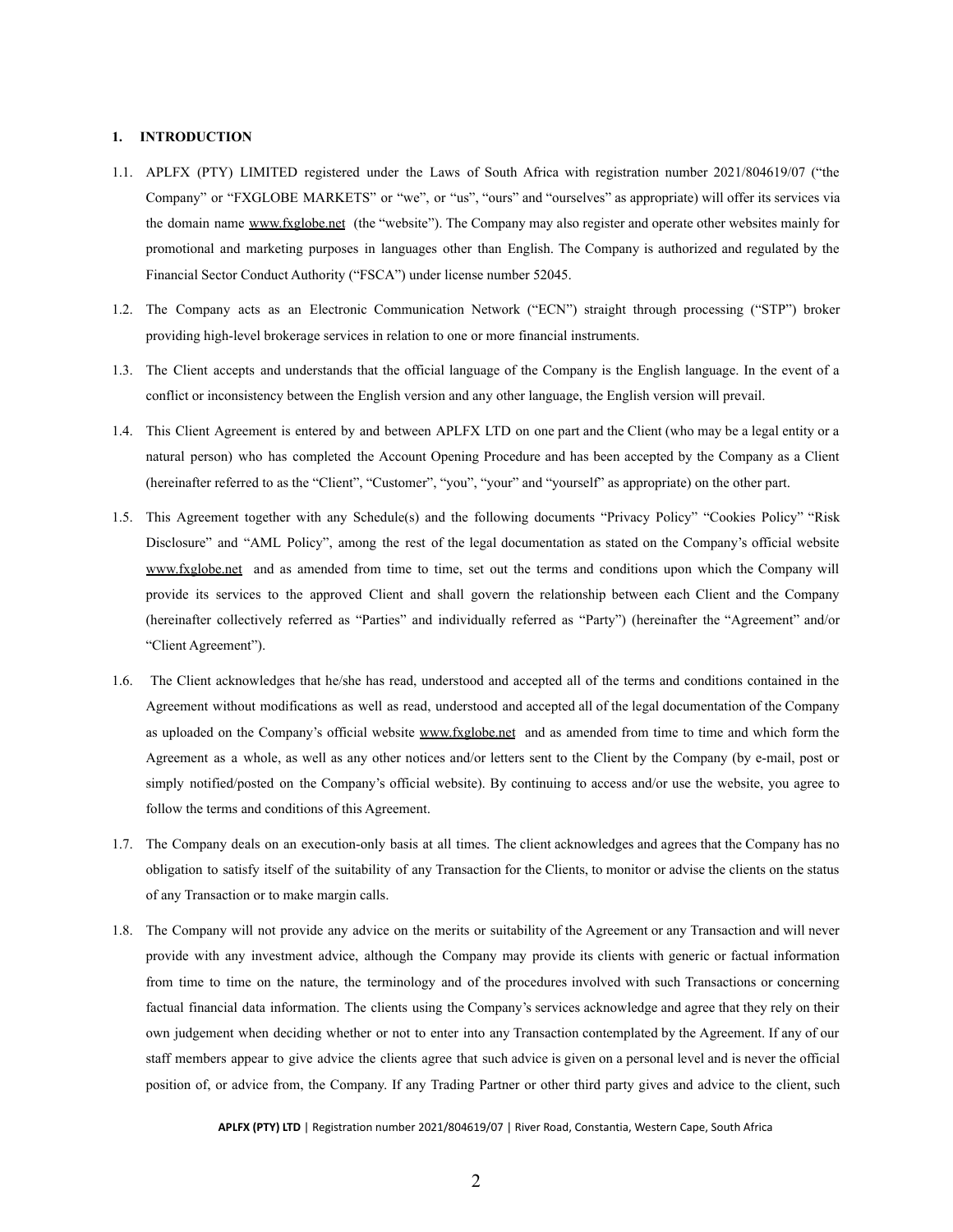## 1. INTRODUCTION

1.1. APLFX (PTY) LIMITED registered under the Laws of South Africa with registration number 2021/804619/07 ("the Company" or "FXGLOBE MARKETS" or "we", or "us", "ours" and "ourselves" as appropriate) will offer its services via the domain name www.fxglobe.net (the "website"). The Company may also register and operate other websites mainly for promotional and marketing purposes in languages other than English. The Company is authorized and regulated by the Financial Sector Conduct Authority ("FSCA") under license number 52045.

1.2. The Company acts as an Electronic Communication Network ("ECN") straight through processing ("STP") broker providing high-level brokerage services in relation to one or more financial instruments.

1.3. The Client accepts and understands that the official language of the Company is the English language. In the event of a conflict or inconsistency between the English version and any other language, the English version will prevail.

1.4. This Client Agreement is entered by and between APLFX LTD on one part and the Client (who may be a legal entity or a natural person) who has completed the Account Opening Procedure and has been accepted by the Company as a Client (hereinafter referred to as the "Client", "Customer", "you", "your" and "yourself" as appropriate) on the other part.

1.5. This Agreement together with any Schedule(s) and the following documents "Privacy Policy" "Cookies Policy" "Risk Disclosure" and "AML Policy", among the rest of the legal documentation as stated on the Company's official website www.fxglobe.net and as amended from time to time, set out the terms and conditions upon which the Company will provide its services to the approved Client and shall govern the relationship between each Client and the Company (hereinafter collectively referred as "Parties" and individually referred as "Party") (hereinafter the "Agreement" and/or "Client Agreement").

1.6. The Client acknowledges that he/she has read, understood and accepted all of the terms and conditions contained in the Agreement without modifications as well as read, understood and accepted all of the legal documentation of the Company as uploaded on the Company's official website www.fxglobe.net and as amended from time to time and which form the Agreement as a whole, as well as any other notices and/or letters sent to the Client by the Company (by e-mail, post or simply notified/posted on the Company's official website). By continuing to access and/or use the website, you agree to follow the terms and conditions of this Agreement.

1.7. The Company deals on an execution-only basis at all times. The client acknowledges and agrees that the Company has no obligation to satisfy itself of the suitability of any Transaction for the Clients, to monitor or advise the clients on the status of any Transaction or to make margin calls.

1.8. The Company will not provide any advice on the merits or suitability of the Agreement or any Transaction and will never provide with any investment advice, although the Company may provide its clients with generic or factual information from time to time on the nature, the terminology and of the procedures involved with such Transactions or concerning factual financial data information. The clients using the Company's services acknowledge and agree that they rely on their own judgement when deciding whether or not to enter into any Transaction contemplated by the Agreement. If any of our staff members appear to give advice the clients agree that such advice is given on a personal level and is never the official position of, or advice from, the Company. If any Trading Partner or other third party gives and advice to the client, such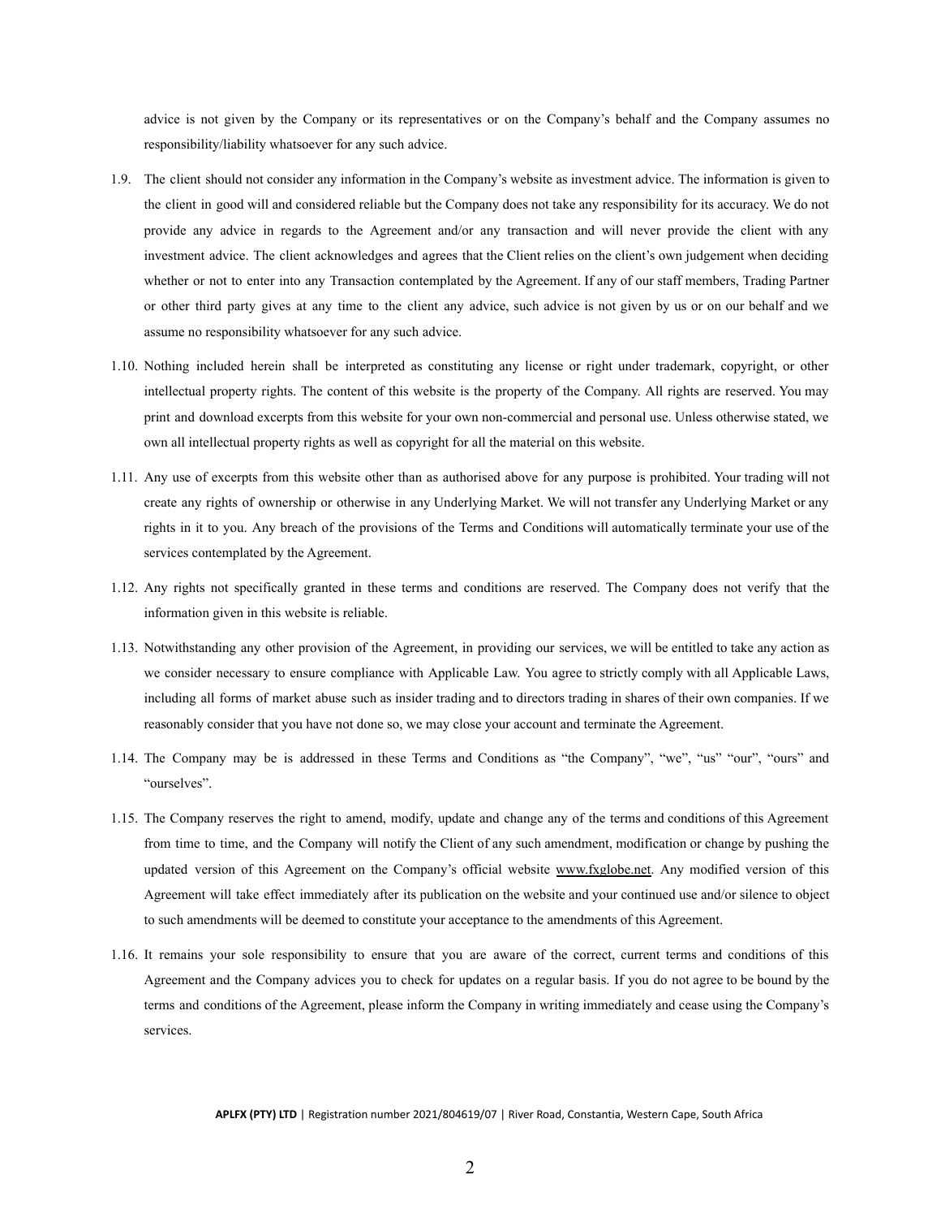advice is not given by the Company or its representatives or on the Company's behalf and the Company assumes no responsibility/liability whatsoever for any such advice.

1.9. The client should not consider any information in the Company's website as investment advice. The information is given to the client in good will and considered reliable but the Company does not take any responsibility for its accuracy. We do not provide any advice in regards to the Agreement and/or any transaction and will never provide the client with any investment advice. The client acknowledges and agrees that the Client relies on the client's own judgement when deciding whether or not to enter into any Transaction contemplated by the Agreement. If any of our staff members, Trading Partner or other third party gives at any time to the client any advice, such advice is not given by us or on our behalf and we assume no responsibility whatsoever for any such advice.

1.10. Nothing included herein shall be interpreted as constituting any license or right under trademark, copyright, or other intellectual property rights. The content of this website is the property of the Company. All rights are reserved. You may print and download excerpts from this website for your own non-commercial and personal use. Unless otherwise stated, we own all intellectual property rights as well as copyright for all the material on this website.

1.11. Any use of excerpts from this website other than as authorised above for any purpose is prohibited. Your trading will not create any rights of ownership or otherwise in any Underlying Market. We will not transfer any Underlying Market or any rights in it to you. Any breach of the provisions of the Terms and Conditions will automatically terminate your use of the services contemplated by the Agreement.

1.12. Any rights not specifically granted in these terms and conditions are reserved. The Company does not verify that the information given in this website is reliable.

1.13. Notwithstanding any other provision of the Agreement, in providing our services, we will be entitled to take any action as we consider necessary to ensure compliance with Applicable Law. You agree to strictly comply with all Applicable Laws, including all forms of market abuse such as insider trading and to directors trading in shares of their own companies. If we reasonably consider that you have not done so, we may close your account and terminate the Agreement.

1.14. The Company may be is addressed in these Terms and Conditions as "the Company", "we", "us" "our", "ours" and "ourselves".

1.15. The Company reserves the right to amend, modify, update and change any of the terms and conditions of this Agreement from time to time, and the Company will notify the Client of any such amendment, modification or change by pushing the updated version of this Agreement on the Company's official website www.fxglobe.net. Any modified version of this Agreement will take effect immediately after its publication on the website and your continued use and/or silence to object to such amendments will be deemed to constitute your acceptance to the amendments of this Agreement.

1.16. It remains your sole responsibility to ensure that you are aware of the correct, current terms and conditions of this Agreement and the Company advices you to check for updates on a regular basis. If you do not agree to be bound by the terms and conditions of the Agreement, please inform the Company in writing immediately and cease using the Company's services.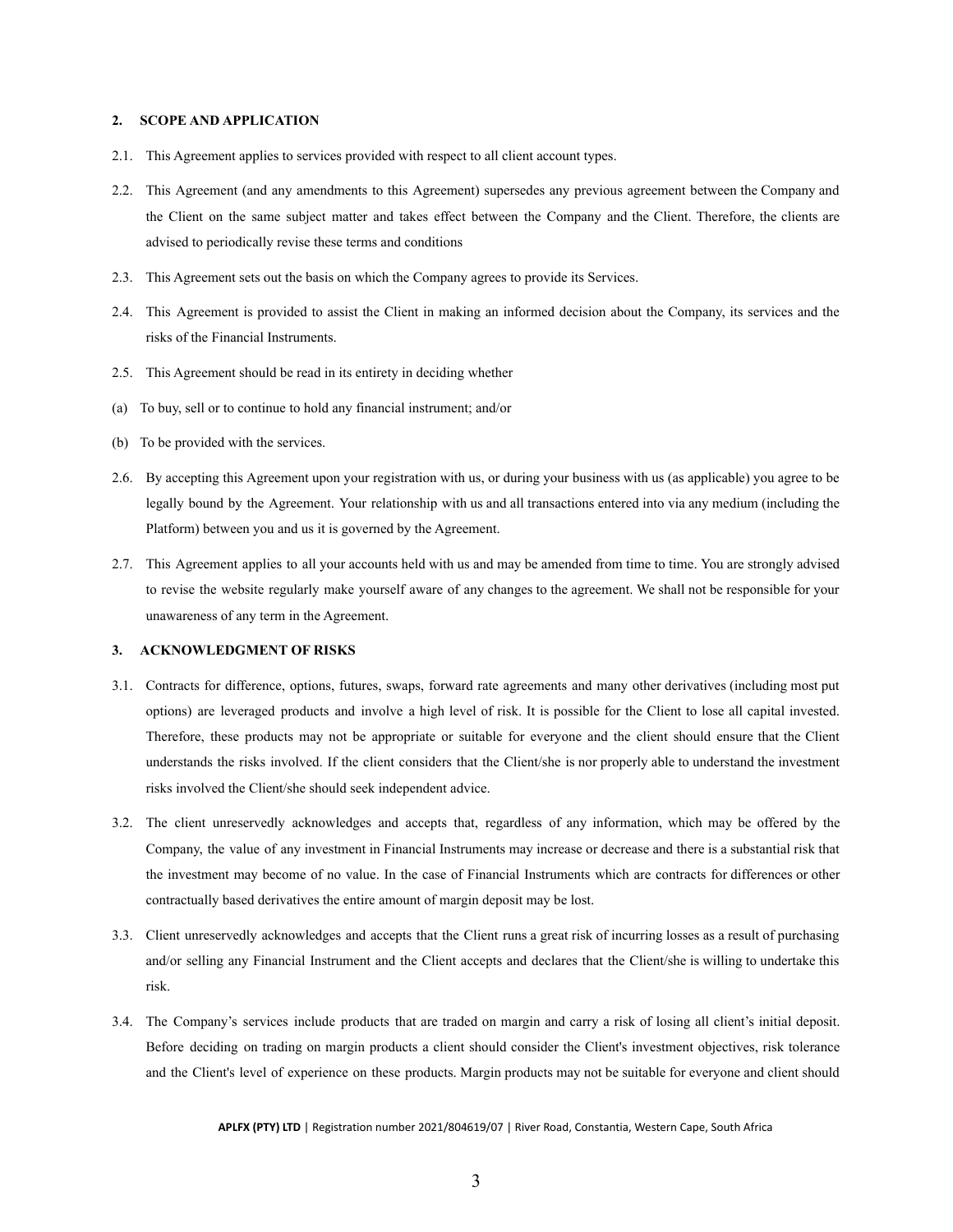## 2. SCOPE AND APPLICATION

2.1. This Agreement applies to services provided with respect to all client account types.

2.2. This Agreement (and any amendments to this Agreement) supersedes any previous agreement between the Company and the Client on the same subject matter and takes effect between the Company and the Client. Therefore, the clients are advised to periodically revise these terms and conditions

2.3. This Agreement sets out the basis on which the Company agrees to provide its Services.

2.4. This Agreement is provided to assist the Client in making an informed decision about the Company, its services and the risks of the Financial Instruments.

2.5. This Agreement should be read in its entirety in deciding whether

(a) To buy, sell or to continue to hold any financial instrument; and/or

(b) To be provided with the services.

2.6. By accepting this Agreement upon your registration with us, or during your business with us (as applicable) you agree to be legally bound by the Agreement. Your relationship with us and all transactions entered into via any medium (including the Platform) between you and us it is governed by the Agreement.

2.7. This Agreement applies to all your accounts held with us and may be amended from time to time. You are strongly advised to revise the website regularly make yourself aware of any changes to the agreement. We shall not be responsible for your unawareness of any term in the Agreement.

## 3. ACKNOWLEDGMENT OF RISKS

3.1. Contracts for difference, options, futures, swaps, forward rate agreements and many other derivatives (including most put options) are leveraged products and involve a high level of risk. It is possible for the Client to lose all capital invested. Therefore, these products may not be appropriate or suitable for everyone and the client should ensure that the Client understands the risks involved. If the client considers that the Client/she is nor properly able to understand the investment risks involved the Client/she should seek independent advice.

3.2. The client unreservedly acknowledges and accepts that, regardless of any information, which may be offered by the Company, the value of any investment in Financial Instruments may increase or decrease and there is a substantial risk that the investment may become of no value. In the case of Financial Instruments which are contracts for differences or other contractually based derivatives the entire amount of margin deposit may be lost.

3.3. Client unreservedly acknowledges and accepts that the Client runs a great risk of incurring losses as a result of purchasing and/or selling any Financial Instrument and the Client accepts and declares that the Client/she is willing to undertake this risk.

3.4. The Company's services include products that are traded on margin and carry a risk of losing all client's initial deposit. Before deciding on trading on margin products a client should consider the Client's investment objectives, risk tolerance and the Client's level of experience on these products. Margin products may not be suitable for everyone and client should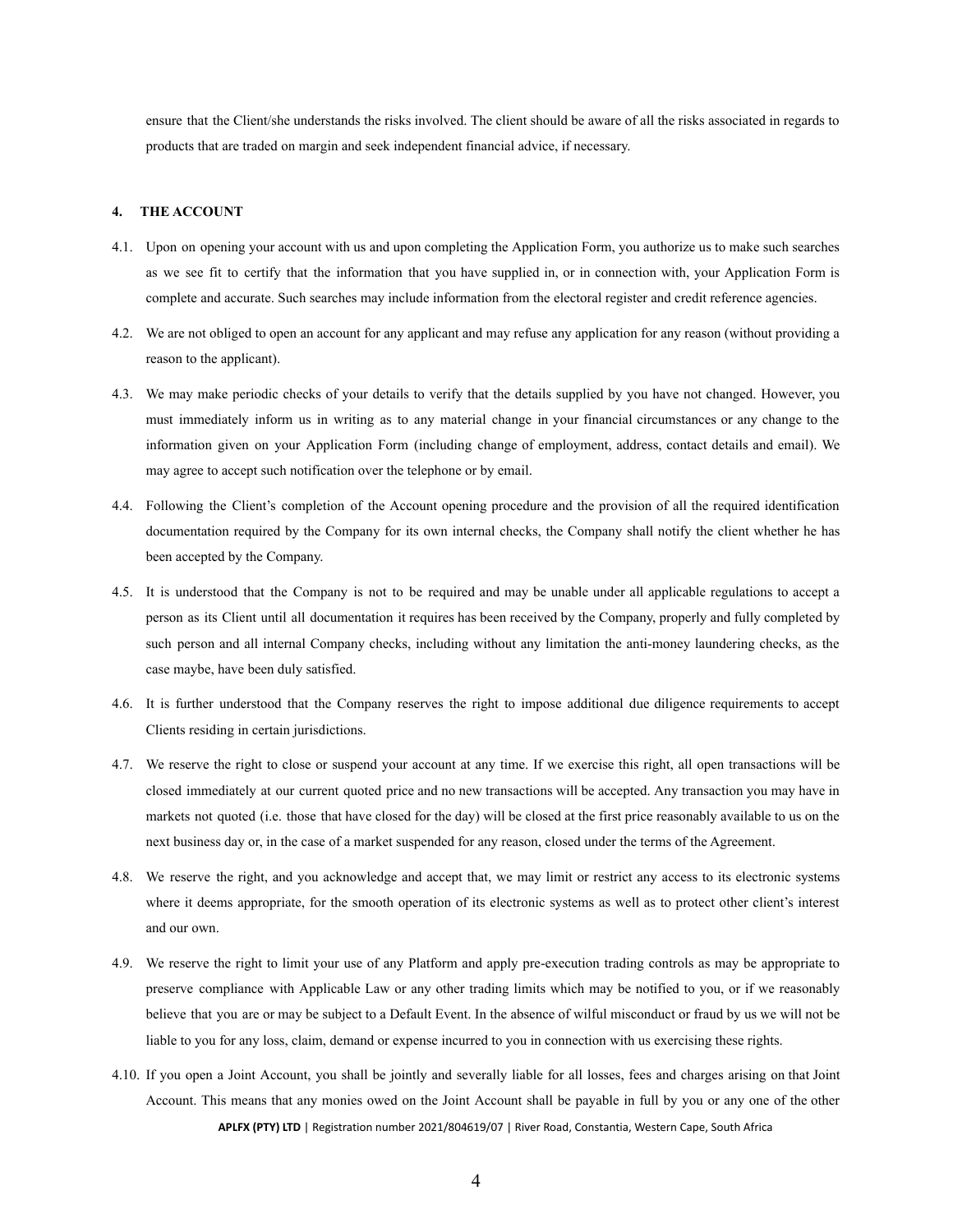ensure that the Client/she understands the risks involved. The client should be aware of all the risks associated in regards to products that are traded on margin and seek independent financial advice, if necessary.

## 4. THE ACCOUNT

4.1. Upon on opening your account with us and upon completing the Application Form, you authorize us to make such searches as we see fit to certify that the information that you have supplied in, or in connection with, your Application Form is complete and accurate. Such searches may include information from the electoral register and credit reference agencies.

4.2. We are not obliged to open an account for any applicant and may refuse any application for any reason (without providing a reason to the applicant).

4.3. We may make periodic checks of your details to verify that the details supplied by you have not changed. However, you must immediately inform us in writing as to any material change in your financial circumstances or any change to the information given on your Application Form (including change of employment, address, contact details and email). We may agree to accept such notification over the telephone or by email.

4.4. Following the Client's completion of the Account opening procedure and the provision of all the required identification documentation required by the Company for its own internal checks, the Company shall notify the client whether he has been accepted by the Company.

4.5. It is understood that the Company is not to be required and may be unable under all applicable regulations to accept a person as its Client until all documentation it requires has been received by the Company, properly and fully completed by such person and all internal Company checks, including without any limitation the anti-money laundering checks, as the case maybe, have been duly satisfied.

4.6. It is further understood that the Company reserves the right to impose additional due diligence requirements to accept Clients residing in certain jurisdictions.

4.7. We reserve the right to close or suspend your account at any time. If we exercise this right, all open transactions will be closed immediately at our current quoted price and no new transactions will be accepted. Any transaction you may have in markets not quoted (i.e. those that have closed for the day) will be closed at the first price reasonably available to us on the next business day or, in the case of a market suspended for any reason, closed under the terms of the Agreement.

4.8. We reserve the right, and you acknowledge and accept that, we may limit or restrict any access to its electronic systems where it deems appropriate, for the smooth operation of its electronic systems as well as to protect other client's interest and our own.

4.9. We reserve the right to limit your use of any Platform and apply pre-execution trading controls as may be appropriate to preserve compliance with Applicable Law or any other trading limits which may be notified to you, or if we reasonably believe that you are or may be subject to a Default Event. In the absence of wilful misconduct or fraud by us we will not be liable to you for any loss, claim, demand or expense incurred to you in connection with us exercising these rights.

4.10. If you open a Joint Account, you shall be jointly and severally liable for all losses, fees and charges arising on that Joint Account. This means that any monies owed on the Joint Account shall be payable in full by you or any one of the other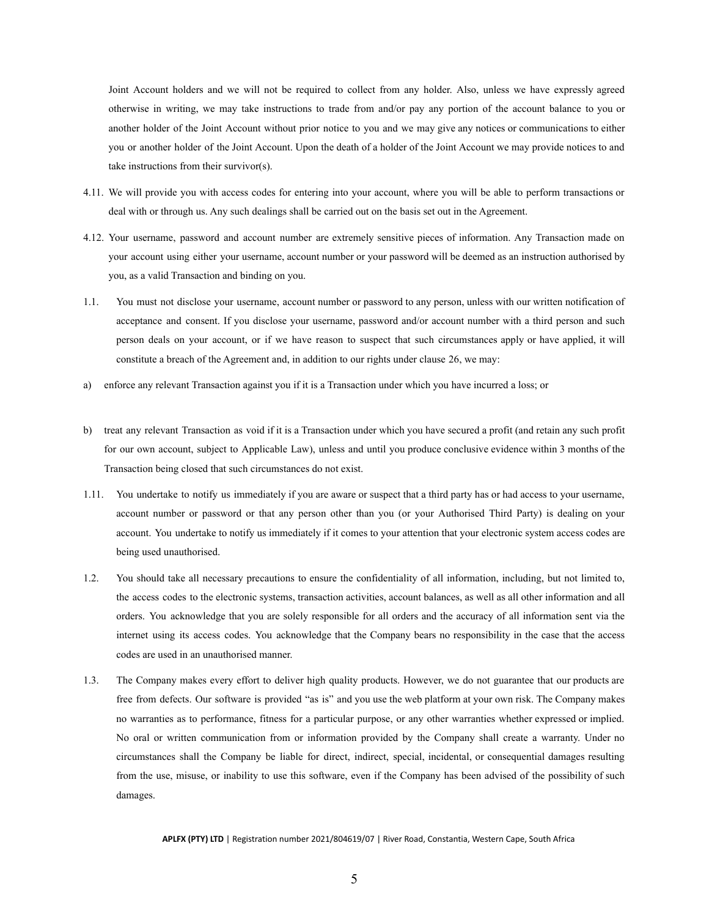Joint Account holders and we will not be required to collect from any holder. Also, unless we have expressly agreed otherwise in writing, we may take instructions to trade from and/or pay any portion of the account balance to you or another holder of the Joint Account without prior notice to you and we may give any notices or communications to either you or another holder of the Joint Account. Upon the death of a holder of the Joint Account we may provide notices to and take instructions from their survivor(s).

4.11. We will provide you with access codes for entering into your account, where you will be able to perform transactions or deal with or through us. Any such dealings shall be carried out on the basis set out in the Agreement.

4.12. Your username, password and account number are extremely sensitive pieces of information. Any Transaction made on your account using either your username, account number or your password will be deemed as an instruction authorised by you, as a valid Transaction and binding on you.

1.1. You must not disclose your username, account number or password to any person, unless with our written notification of acceptance and consent. If you disclose your username, password and/or account number with a third person and such person deals on your account, or if we have reason to suspect that such circumstances apply or have applied, it will constitute a breach of the Agreement and, in addition to our rights under clause 26, we may:

a) enforce any relevant Transaction against you if it is a Transaction under which you have incurred a loss; or

b) treat any relevant Transaction as void if it is a Transaction under which you have secured a profit (and retain any such profit for our own account, subject to Applicable Law), unless and until you produce conclusive evidence within 3 months of the Transaction being closed that such circumstances do not exist.

1.11. You undertake to notify us immediately if you are aware or suspect that a third party has or had access to your username, account number or password or that any person other than you (or your Authorised Third Party) is dealing on your account. You undertake to notify us immediately if it comes to your attention that your electronic system access codes are being used unauthorised.

1.2. You should take all necessary precautions to ensure the confidentiality of all information, including, but not limited to, the access codes to the electronic systems, transaction activities, account balances, as well as all other information and all orders. You acknowledge that you are solely responsible for all orders and the accuracy of all information sent via the internet using its access codes. You acknowledge that the Company bears no responsibility in the case that the access codes are used in an unauthorised manner.

1.3. The Company makes every effort to deliver high quality products. However, we do not guarantee that our products are free from defects. Our software is provided "as is" and you use the web platform at your own risk. The Company makes no warranties as to performance, fitness for a particular purpose, or any other warranties whether expressed or implied. No oral or written communication from or information provided by the Company shall create a warranty. Under no circumstances shall the Company be liable for direct, indirect, special, incidental, or consequential damages resulting from the use, misuse, or inability to use this software, even if the Company has been advised of the possibility of such damages.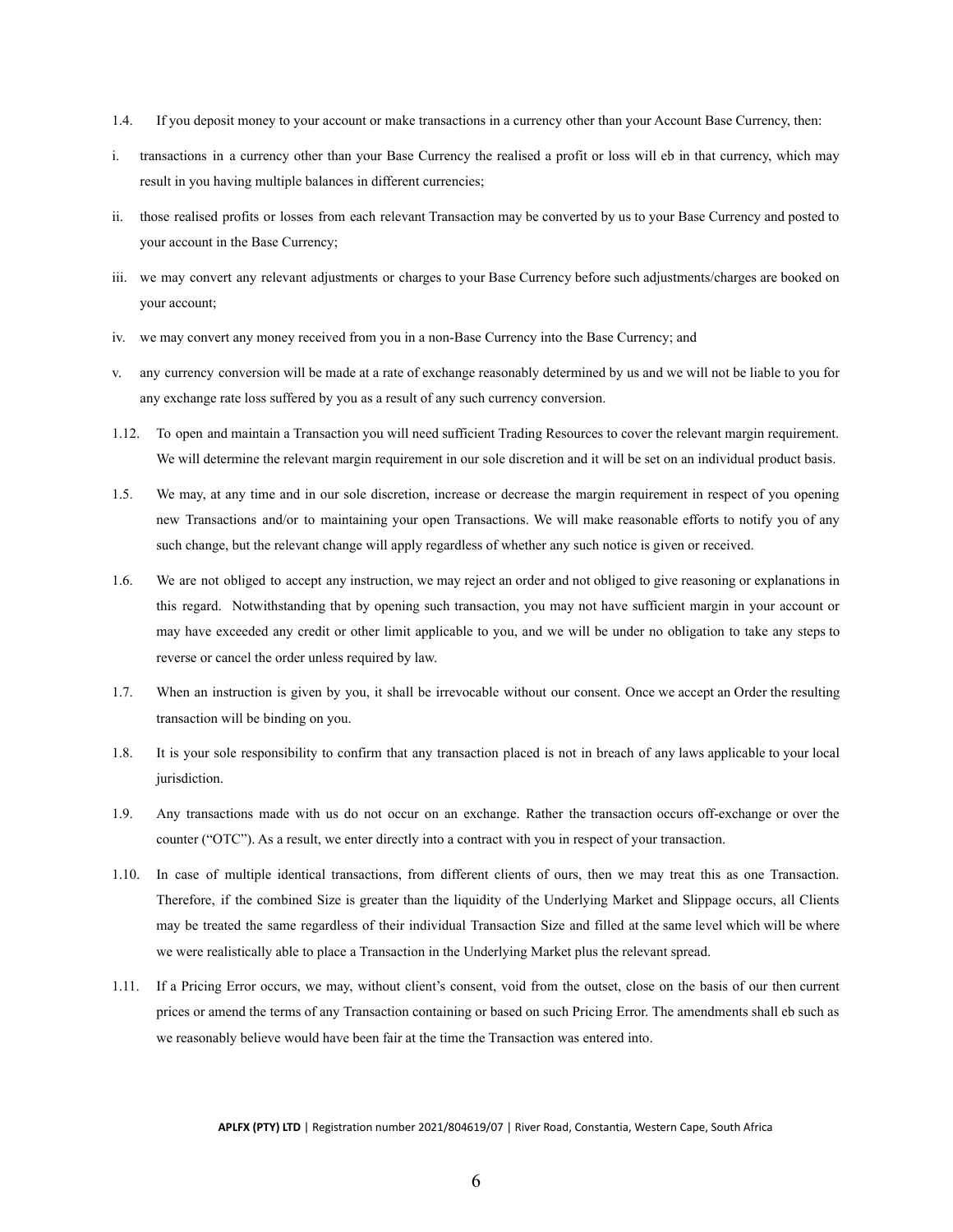1.4. If you deposit money to your account or make transactions in a currency other than your Account Base Currency, then:

i. transactions in a currency other than your Base Currency the realised a profit or loss will eb in that currency, which may result in you having multiple balances in different currencies;

ii. those realised profits or losses from each relevant Transaction may be converted by us to your Base Currency and posted to your account in the Base Currency;

iii. we may convert any relevant adjustments or charges to your Base Currency before such adjustments/charges are booked on your account;

iv. we may convert any money received from you in a non-Base Currency into the Base Currency; and

v. any currency conversion will be made at a rate of exchange reasonably determined by us and we will not be liable to you for any exchange rate loss suffered by you as a result of any such currency conversion.

1.12. To open and maintain a Transaction you will need sufficient Trading Resources to cover the relevant margin requirement. We will determine the relevant margin requirement in our sole discretion and it will be set on an individual product basis.

1.5. We may, at any time and in our sole discretion, increase or decrease the margin requirement in respect of you opening new Transactions and/or to maintaining your open Transactions. We will make reasonable efforts to notify you of any such change, but the relevant change will apply regardless of whether any such notice is given or received.

1.6. We are not obliged to accept any instruction, we may reject an order and not obliged to give reasoning or explanations in this regard. Notwithstanding that by opening such transaction, you may not have sufficient margin in your account or may have exceeded any credit or other limit applicable to you, and we will be under no obligation to take any steps to reverse or cancel the order unless required by law.

1.7. When an instruction is given by you, it shall be irrevocable without our consent. Once we accept an Order the resulting transaction will be binding on you.

1.8. It is your sole responsibility to confirm that any transaction placed is not in breach of any laws applicable to your local jurisdiction.

1.9. Any transactions made with us do not occur on an exchange. Rather the transaction occurs off-exchange or over the counter ("OTC"). As a result, we enter directly into a contract with you in respect of your transaction.

1.10. In case of multiple identical transactions, from different clients of ours, then we may treat this as one Transaction. Therefore, if the combined Size is greater than the liquidity of the Underlying Market and Slippage occurs, all Clients may be treated the same regardless of their individual Transaction Size and filled at the same level which will be where we were realistically able to place a Transaction in the Underlying Market plus the relevant spread.

1.11. If a Pricing Error occurs, we may, without client's consent, void from the outset, close on the basis of our then current prices or amend the terms of any Transaction containing or based on such Pricing Error. The amendments shall eb such as we reasonably believe would have been fair at the time the Transaction was entered into.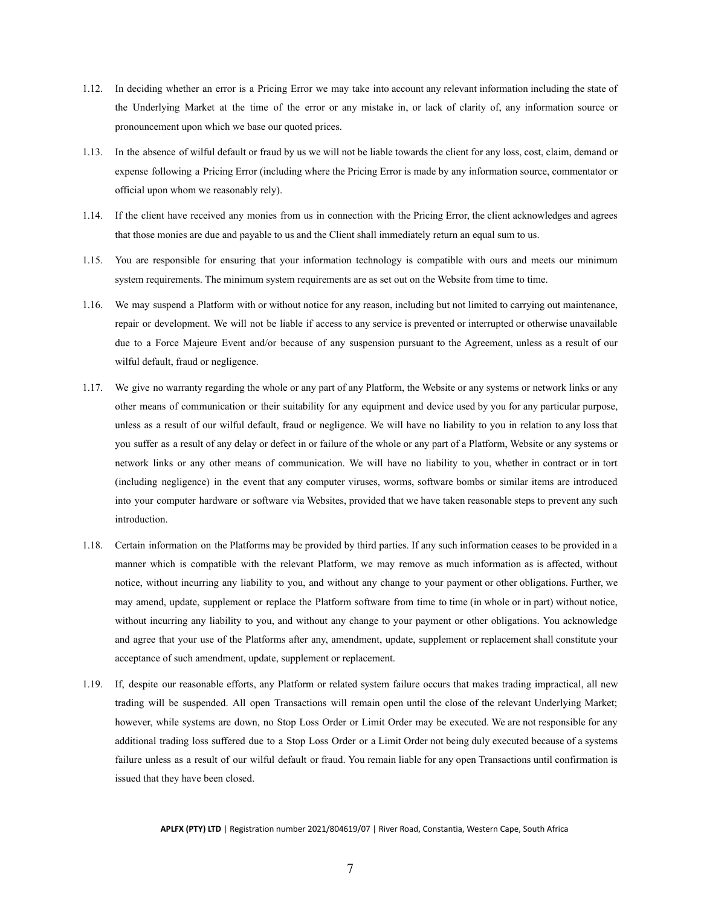1.12. In deciding whether an error is a Pricing Error we may take into account any relevant information including the state of the Underlying Market at the time of the error or any mistake in, or lack of clarity of, any information source or pronouncement upon which we base our quoted prices.

1.13. In the absence of wilful default or fraud by us we will not be liable towards the client for any loss, cost, claim, demand or expense following a Pricing Error (including where the Pricing Error is made by any information source, commentator or official upon whom we reasonably rely).

1.14. If the client have received any monies from us in connection with the Pricing Error, the client acknowledges and agrees that those monies are due and payable to us and the Client shall immediately return an equal sum to us.

1.15. You are responsible for ensuring that your information technology is compatible with ours and meets our minimum system requirements. The minimum system requirements are as set out on the Website from time to time.

1.16. We may suspend a Platform with or without notice for any reason, including but not limited to carrying out maintenance, repair or development. We will not be liable if access to any service is prevented or interrupted or otherwise unavailable due to a Force Majeure Event and/or because of any suspension pursuant to the Agreement, unless as a result of our wilful default, fraud or negligence.

1.17. We give no warranty regarding the whole or any part of any Platform, the Website or any systems or network links or any other means of communication or their suitability for any equipment and device used by you for any particular purpose, unless as a result of our wilful default, fraud or negligence. We will have no liability to you in relation to any loss that you suffer as a result of any delay or defect in or failure of the whole or any part of a Platform, Website or any systems or network links or any other means of communication. We will have no liability to you, whether in contract or in tort (including negligence) in the event that any computer viruses, worms, software bombs or similar items are introduced into your computer hardware or software via Websites, provided that we have taken reasonable steps to prevent any such introduction.

1.18. Certain information on the Platforms may be provided by third parties. If any such information ceases to be provided in a manner which is compatible with the relevant Platform, we may remove as much information as is affected, without notice, without incurring any liability to you, and without any change to your payment or other obligations. Further, we may amend, update, supplement or replace the Platform software from time to time (in whole or in part) without notice, without incurring any liability to you, and without any change to your payment or other obligations. You acknowledge and agree that your use of the Platforms after any, amendment, update, supplement or replacement shall constitute your acceptance of such amendment, update, supplement or replacement.

1.19. If, despite our reasonable efforts, any Platform or related system failure occurs that makes trading impractical, all new trading will be suspended. All open Transactions will remain open until the close of the relevant Underlying Market; however, while systems are down, no Stop Loss Order or Limit Order may be executed. We are not responsible for any additional trading loss suffered due to a Stop Loss Order or a Limit Order not being duly executed because of a systems failure unless as a result of our wilful default or fraud. You remain liable for any open Transactions until confirmation is issued that they have been closed.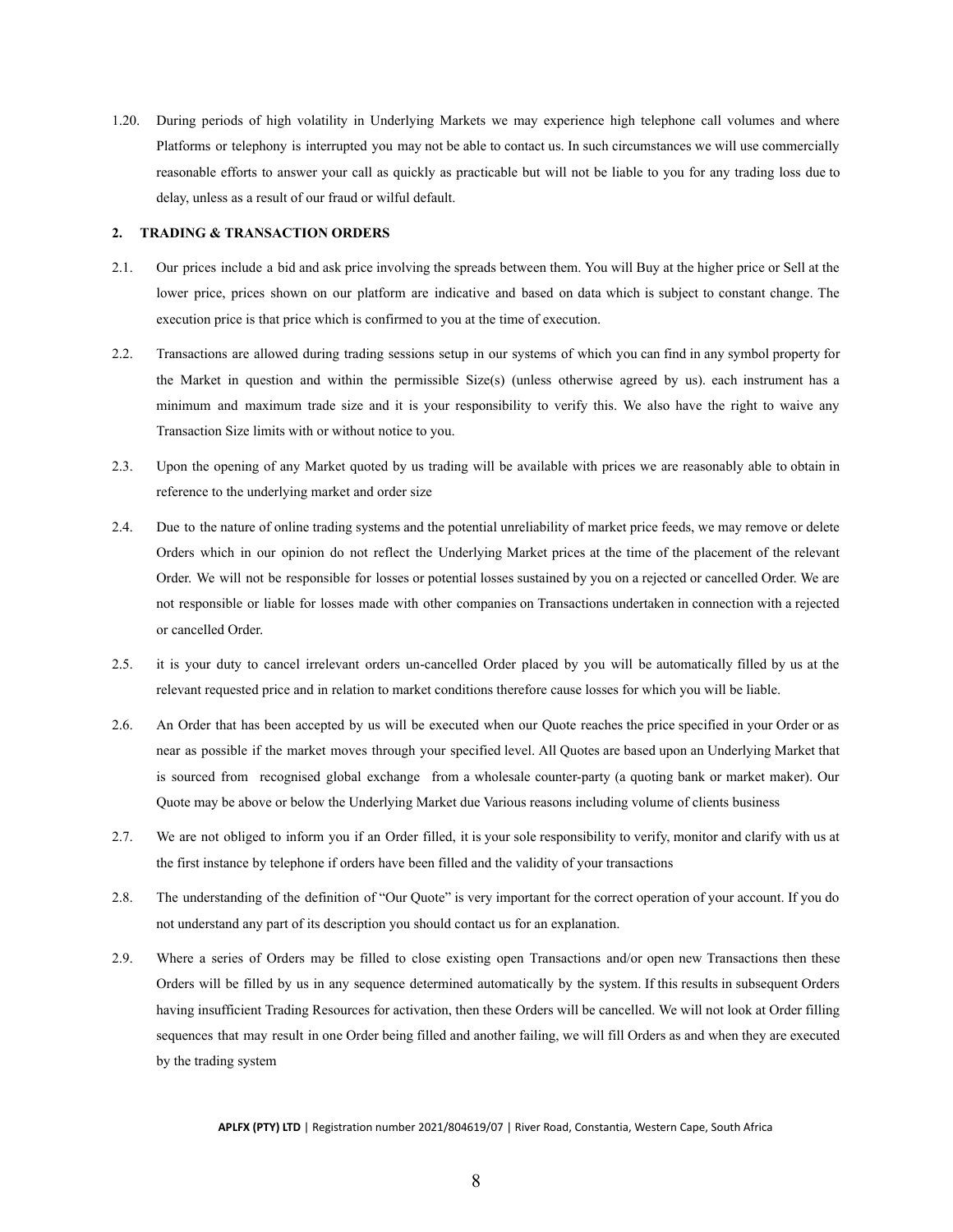1.20. During periods of high volatility in Underlying Markets we may experience high telephone call volumes and where Platforms or telephony is interrupted you may not be able to contact us. In such circumstances we will use commercially reasonable efforts to answer your call as quickly as practicable but will not be liable to you for any trading loss due to delay, unless as a result of our fraud or wilful default.

## 2. TRADING & TRANSACTION ORDERS

2.1. Our prices include a bid and ask price involving the spreads between them. You will Buy at the higher price or Sell at the lower price, prices shown on our platform are indicative and based on data which is subject to constant change. The execution price is that price which is confirmed to you at the time of execution.

2.2. Transactions are allowed during trading sessions setup in our systems of which you can find in any symbol property for the Market in question and within the permissible Size(s) (unless otherwise agreed by us). each instrument has a minimum and maximum trade size and it is your responsibility to verify this. We also have the right to waive any Transaction Size limits with or without notice to you.

2.3. Upon the opening of any Market quoted by us trading will be available with prices we are reasonably able to obtain in reference to the underlying market and order size

2.4. Due to the nature of online trading systems and the potential unreliability of market price feeds, we may remove or delete Orders which in our opinion do not reflect the Underlying Market prices at the time of the placement of the relevant Order. We will not be responsible for losses or potential losses sustained by you on a rejected or cancelled Order. We are not responsible or liable for losses made with other companies on Transactions undertaken in connection with a rejected or cancelled Order.

2.5. it is your duty to cancel irrelevant orders un-cancelled Order placed by you will be automatically filled by us at the relevant requested price and in relation to market conditions therefore cause losses for which you will be liable.

2.6. An Order that has been accepted by us will be executed when our Quote reaches the price specified in your Order or as near as possible if the market moves through your specified level. All Quotes are based upon an Underlying Market that is sourced from recognised global exchange from a wholesale counter-party (a quoting bank or market maker). Our Quote may be above or below the Underlying Market due Various reasons including volume of clients business

2.7. We are not obliged to inform you if an Order filled, it is your sole responsibility to verify, monitor and clarify with us at the first instance by telephone if orders have been filled and the validity of your transactions

2.8. The understanding of the definition of "Our Quote" is very important for the correct operation of your account. If you do not understand any part of its description you should contact us for an explanation.

2.9. Where a series of Orders may be filled to close existing open Transactions and/or open new Transactions then these Orders will be filled by us in any sequence determined automatically by the system. If this results in subsequent Orders having insufficient Trading Resources for activation, then these Orders will be cancelled. We will not look at Order filling sequences that may result in one Order being filled and another failing, we will fill Orders as and when they are executed by the trading system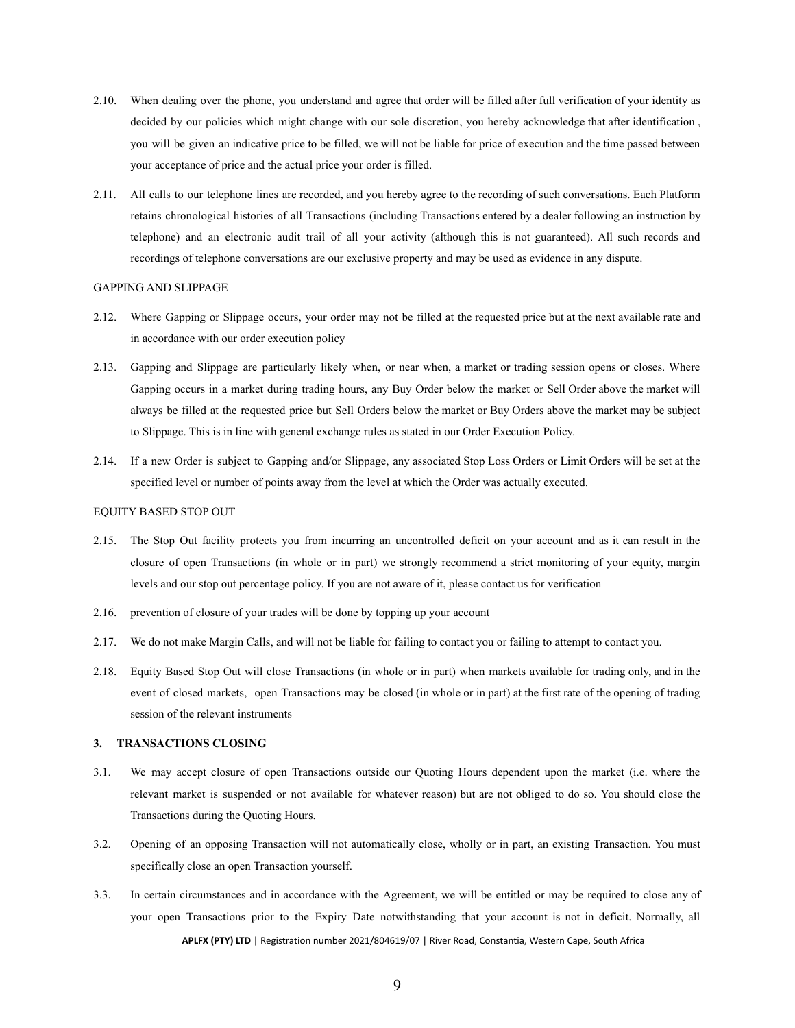2.10. When dealing over the phone, you understand and agree that order will be filled after full verification of your identity as decided by our policies which might change with our sole discretion, you hereby acknowledge that after identification , you will be given an indicative price to be filled, we will not be liable for price of execution and the time passed between your acceptance of price and the actual price your order is filled.

2.11. All calls to our telephone lines are recorded, and you hereby agree to the recording of such conversations. Each Platform retains chronological histories of all Transactions (including Transactions entered by a dealer following an instruction by telephone) and an electronic audit trail of all your activity (although this is not guaranteed). All such records and recordings of telephone conversations are our exclusive property and may be used as evidence in any dispute.

GAPPING AND SLIPPAGE

2.12. Where Gapping or Slippage occurs, your order may not be filled at the requested price but at the next available rate and in accordance with our order execution policy

2.13. Gapping and Slippage are particularly likely when, or near when, a market or trading session opens or closes. Where Gapping occurs in a market during trading hours, any Buy Order below the market or Sell Order above the market will always be filled at the requested price but Sell Orders below the market or Buy Orders above the market may be subject to Slippage. This is in line with general exchange rules as stated in our Order Execution Policy.

2.14. If a new Order is subject to Gapping and/or Slippage, any associated Stop Loss Orders or Limit Orders will be set at the specified level or number of points away from the level at which the Order was actually executed.

EQUITY BASED STOP OUT

2.15. The Stop Out facility protects you from incurring an uncontrolled deficit on your account and as it can result in the closure of open Transactions (in whole or in part) we strongly recommend a strict monitoring of your equity, margin levels and our stop out percentage policy. If you are not aware of it, please contact us for verification

2.16. prevention of closure of your trades will be done by topping up your account

2.17. We do not make Margin Calls, and will not be liable for failing to contact you or failing to attempt to contact you.

2.18. Equity Based Stop Out will close Transactions (in whole or in part) when markets available for trading only, and in the event of closed markets, open Transactions may be closed (in whole or in part) at the first rate of the opening of trading session of the relevant instruments

## 3. TRANSACTIONS CLOSING

3.1. We may accept closure of open Transactions outside our Quoting Hours dependent upon the market (i.e. where the relevant market is suspended or not available for whatever reason) but are not obliged to do so. You should close the Transactions during the Quoting Hours.

3.2. Opening of an opposing Transaction will not automatically close, wholly or in part, an existing Transaction. You must specifically close an open Transaction yourself.

3.3. In certain circumstances and in accordance with the Agreement, we will be entitled or may be required to close any of your open Transactions prior to the Expiry Date notwithstanding that your account is not in deficit. Normally, all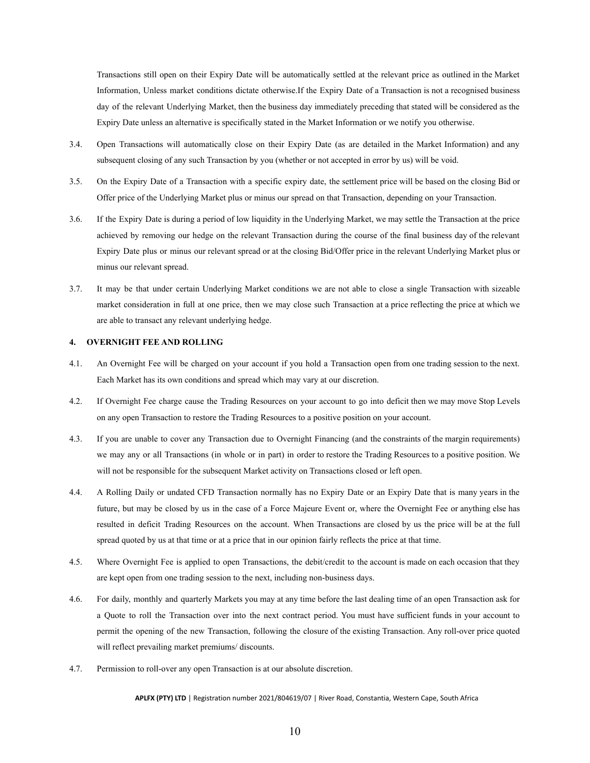Transactions still open on their Expiry Date will be automatically settled at the relevant price as outlined in the Market Information, Unless market conditions dictate otherwise.If the Expiry Date of a Transaction is not a recognised business day of the relevant Underlying Market, then the business day immediately preceding that stated will be considered as the Expiry Date unless an alternative is specifically stated in the Market Information or we notify you otherwise.

3.4. Open Transactions will automatically close on their Expiry Date (as are detailed in the Market Information) and any subsequent closing of any such Transaction by you (whether or not accepted in error by us) will be void.

3.5. On the Expiry Date of a Transaction with a specific expiry date, the settlement price will be based on the closing Bid or Offer price of the Underlying Market plus or minus our spread on that Transaction, depending on your Transaction.

3.6. If the Expiry Date is during a period of low liquidity in the Underlying Market, we may settle the Transaction at the price achieved by removing our hedge on the relevant Transaction during the course of the final business day of the relevant Expiry Date plus or minus our relevant spread or at the closing Bid/Offer price in the relevant Underlying Market plus or minus our relevant spread.

3.7. It may be that under certain Underlying Market conditions we are not able to close a single Transaction with sizeable market consideration in full at one price, then we may close such Transaction at a price reflecting the price at which we are able to transact any relevant underlying hedge.

**4. OVERNIGHT FEE AND ROLLING**

4.1. An Overnight Fee will be charged on your account if you hold a Transaction open from one trading session to the next. Each Market has its own conditions and spread which may vary at our discretion.

4.2. If Overnight Fee charge cause the Trading Resources on your account to go into deficit then we may move Stop Levels on any open Transaction to restore the Trading Resources to a positive position on your account.

4.3. If you are unable to cover any Transaction due to Overnight Financing (and the constraints of the margin requirements) we may any or all Transactions (in whole or in part) in order to restore the Trading Resources to a positive position. We will not be responsible for the subsequent Market activity on Transactions closed or left open.

4.4. A Rolling Daily or undated CFD Transaction normally has no Expiry Date or an Expiry Date that is many years in the future, but may be closed by us in the case of a Force Majeure Event or, where the Overnight Fee or anything else has resulted in deficit Trading Resources on the account. When Transactions are closed by us the price will be at the full spread quoted by us at that time or at a price that in our opinion fairly reflects the price at that time.

4.5. Where Overnight Fee is applied to open Transactions, the debit/credit to the account is made on each occasion that they are kept open from one trading session to the next, including non-business days.

4.6. For daily, monthly and quarterly Markets you may at any time before the last dealing time of an open Transaction ask for a Quote to roll the Transaction over into the next contract period. You must have sufficient funds in your account to permit the opening of the new Transaction, following the closure of the existing Transaction. Any roll-over price quoted will reflect prevailing market premiums/ discounts.

4.7. Permission to roll-over any open Transaction is at our absolute discretion.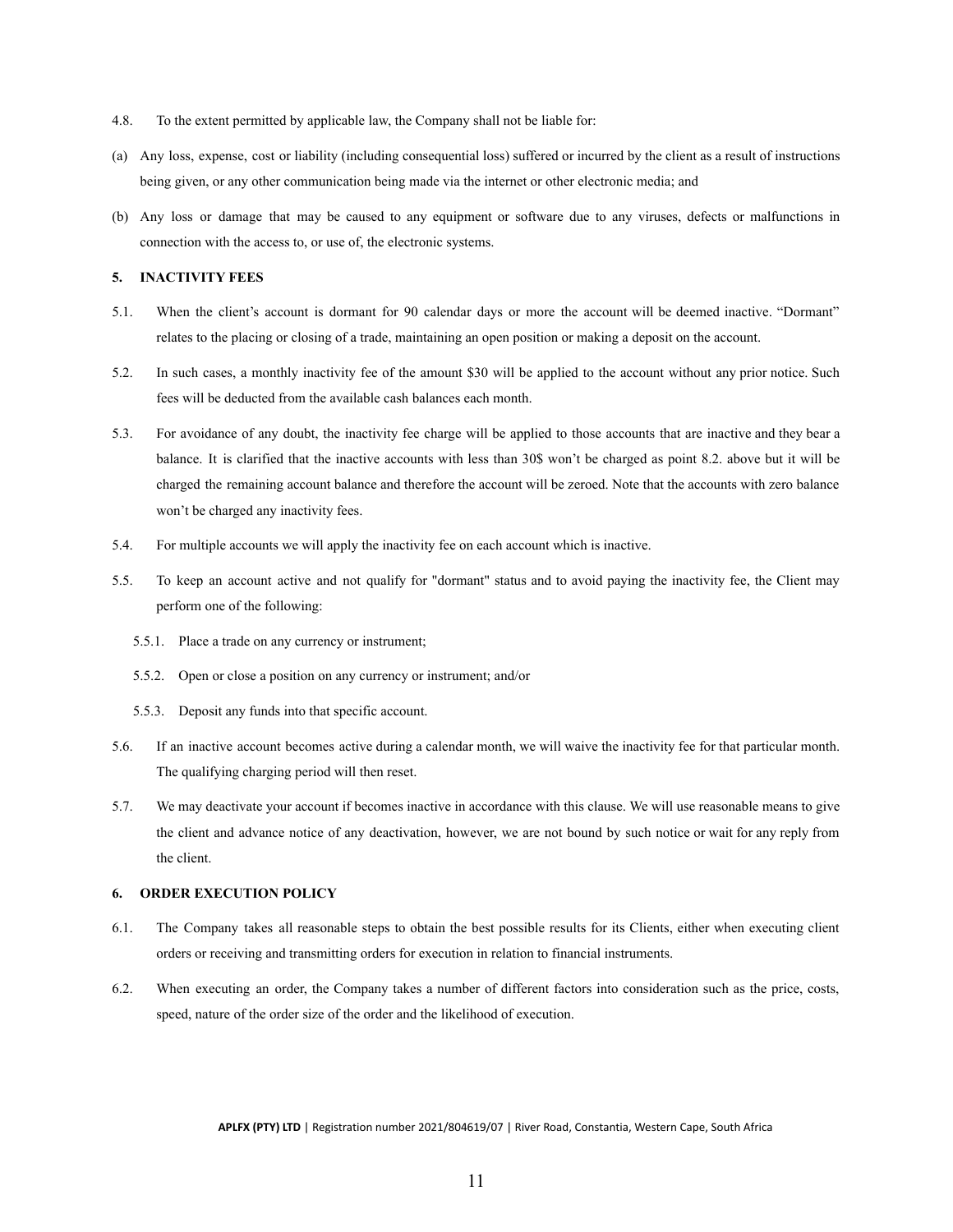4.8. To the extent permitted by applicable law, the Company shall not be liable for:

(a) Any loss, expense, cost or liability (including consequential loss) suffered or incurred by the client as a result of instructions being given, or any other communication being made via the internet or other electronic media; and

(b) Any loss or damage that may be caused to any equipment or software due to any viruses, defects or malfunctions in connection with the access to, or use of, the electronic systems.

## 5. INACTIVITY FEES

5.1. When the client's account is dormant for 90 calendar days or more the account will be deemed inactive. "Dormant" relates to the placing or closing of a trade, maintaining an open position or making a deposit on the account.

5.2. In such cases, a monthly inactivity fee of the amount $30 will be applied to the account without any prior notice. Such fees will be deducted from the available cash balances each month.

5.3. For avoidance of any doubt, the inactivity fee charge will be applied to those accounts that are inactive and they bear a balance. It is clarified that the inactive accounts with less than 30$ won't be charged as point 8.2. above but it will be charged the remaining account balance and therefore the account will be zeroed. Note that the accounts with zero balance won't be charged any inactivity fees.

5.4. For multiple accounts we will apply the inactivity fee on each account which is inactive.

5.5. To keep an account active and not qualify for "dormant" status and to avoid paying the inactivity fee, the Client may perform one of the following:

- 5.5.1. Place a trade on any currency or instrument;
- 5.5.2. Open or close a position on any currency or instrument; and/or
- 5.5.3. Deposit any funds into that specific account.

5.6. If an inactive account becomes active during a calendar month, we will waive the inactivity fee for that particular month. The qualifying charging period will then reset.

5.7. We may deactivate your account if becomes inactive in accordance with this clause. We will use reasonable means to give the client and advance notice of any deactivation, however, we are not bound by such notice or wait for any reply from the client.

## 6. ORDER EXECUTION POLICY

6.1. The Company takes all reasonable steps to obtain the best possible results for its Clients, either when executing client orders or receiving and transmitting orders for execution in relation to financial instruments.

6.2. When executing an order, the Company takes a number of different factors into consideration such as the price, costs, speed, nature of the order size of the order and the likelihood of execution.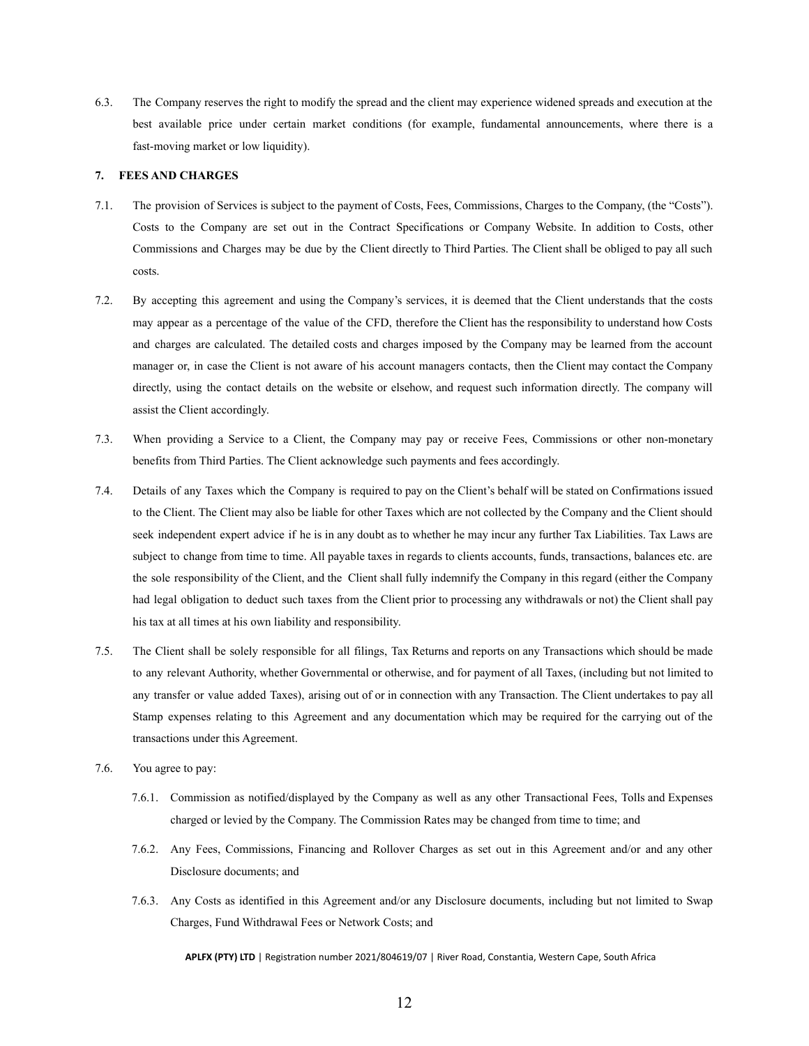6.3. The Company reserves the right to modify the spread and the client may experience widened spreads and execution at the best available price under certain market conditions (for example, fundamental announcements, where there is a fast-moving market or low liquidity).

## 7. FEES AND CHARGES

7.1. The provision of Services is subject to the payment of Costs, Fees, Commissions, Charges to the Company, (the "Costs"). Costs to the Company are set out in the Contract Specifications or Company Website. In addition to Costs, other Commissions and Charges may be due by the Client directly to Third Parties. The Client shall be obliged to pay all such costs.

7.2. By accepting this agreement and using the Company's services, it is deemed that the Client understands that the costs may appear as a percentage of the value of the CFD, therefore the Client has the responsibility to understand how Costs and charges are calculated. The detailed costs and charges imposed by the Company may be learned from the account manager or, in case the Client is not aware of his account managers contacts, then the Client may contact the Company directly, using the contact details on the website or elsehow, and request such information directly. The company will assist the Client accordingly.

7.3. When providing a Service to a Client, the Company may pay or receive Fees, Commissions or other non-monetary benefits from Third Parties. The Client acknowledge such payments and fees accordingly.

7.4. Details of any Taxes which the Company is required to pay on the Client's behalf will be stated on Confirmations issued to the Client. The Client may also be liable for other Taxes which are not collected by the Company and the Client should seek independent expert advice if he is in any doubt as to whether he may incur any further Tax Liabilities. Tax Laws are subject to change from time to time. All payable taxes in regards to clients accounts, funds, transactions, balances etc. are the sole responsibility of the Client, and the Client shall fully indemnify the Company in this regard (either the Company had legal obligation to deduct such taxes from the Client prior to processing any withdrawals or not) the Client shall pay his tax at all times at his own liability and responsibility.

7.5. The Client shall be solely responsible for all filings, Tax Returns and reports on any Transactions which should be made to any relevant Authority, whether Governmental or otherwise, and for payment of all Taxes, (including but not limited to any transfer or value added Taxes), arising out of or in connection with any Transaction. The Client undertakes to pay all Stamp expenses relating to this Agreement and any documentation which may be required for the carrying out of the transactions under this Agreement.

7.6. You agree to pay:

- 7.6.1. Commission as notified/displayed by the Company as well as any other Transactional Fees, Tolls and Expenses charged or levied by the Company. The Commission Rates may be changed from time to time; and
- 7.6.2. Any Fees, Commissions, Financing and Rollover Charges as set out in this Agreement and/or and any other Disclosure documents; and
- 7.6.3. Any Costs as identified in this Agreement and/or any Disclosure documents, including but not limited to Swap Charges, Fund Withdrawal Fees or Network Costs; and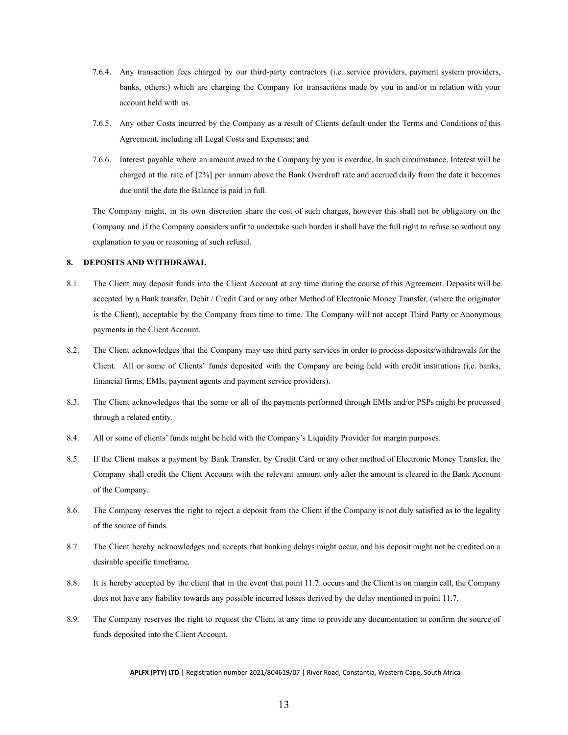7.6.4. Any transaction fees charged by our third-party contractors (i.e. service providers, payment system providers, banks, others;) which are charging the Company for transactions made by you in and/or in relation with your account held with us.

7.6.5. Any other Costs incurred by the Company as a result of Clients default under the Terms and Conditions of this Agreement, including all Legal Costs and Expenses; and

7.6.6. Interest payable where an amount owed to the Company by you is overdue. In such circumstance, Interest will be charged at the rate of [2%] per annum above the Bank Overdraft rate and accrued daily from the date it becomes due until the date the Balance is paid in full.

The Company might, in its own discretion share the cost of such charges, however this shall not be obligatory on the Company and if the Company considers unfit to undertake such burden it shall have the full right to refuse so without any explanation to you or reasoning of such refusal.

## 8. DEPOSITS AND WITHDRAWAL

8.1. The Client may deposit funds into the Client Account at any time during the course of this Agreement. Deposits will be accepted by a Bank transfer, Debit / Credit Card or any other Method of Electronic Money Transfer, (where the originator is the Client), acceptable by the Company from time to time. The Company will not accept Third Party or Anonymous payments in the Client Account.

8.2. The Client acknowledges that the Company may use third party services in order to process deposits/withdrawals for the Client. All or some of Clients' funds deposited with the Company are being held with credit institutions (i.e. banks, financial firms, EMIs, payment agents and payment service providers).

8.3. The Client acknowledges that the some or all of the payments performed through EMIs and/or PSPs might be processed through a related entity.

8.4. All or some of clients' funds might be held with the Company's Liquidity Provider for margin purposes.

8.5. If the Client makes a payment by Bank Transfer, by Credit Card or any other method of Electronic Money Transfer, the Company shall credit the Client Account with the relevant amount only after the amount is cleared in the Bank Account of the Company.

8.6. The Company reserves the right to reject a deposit from the Client if the Company is not duly satisfied as to the legality of the source of funds.

8.7. The Client hereby acknowledges and accepts that banking delays might occur, and his deposit might not be credited on a desirable specific timeframe.

8.8. It is hereby accepted by the client that in the event that point 11.7. occurs and the Client is on margin call, the Company does not have any liability towards any possible incurred losses derived by the delay mentioned in point 11.7.

8.9. The Company reserves the right to request the Client at any time to provide any documentation to confirm the source of funds deposited into the Client Account.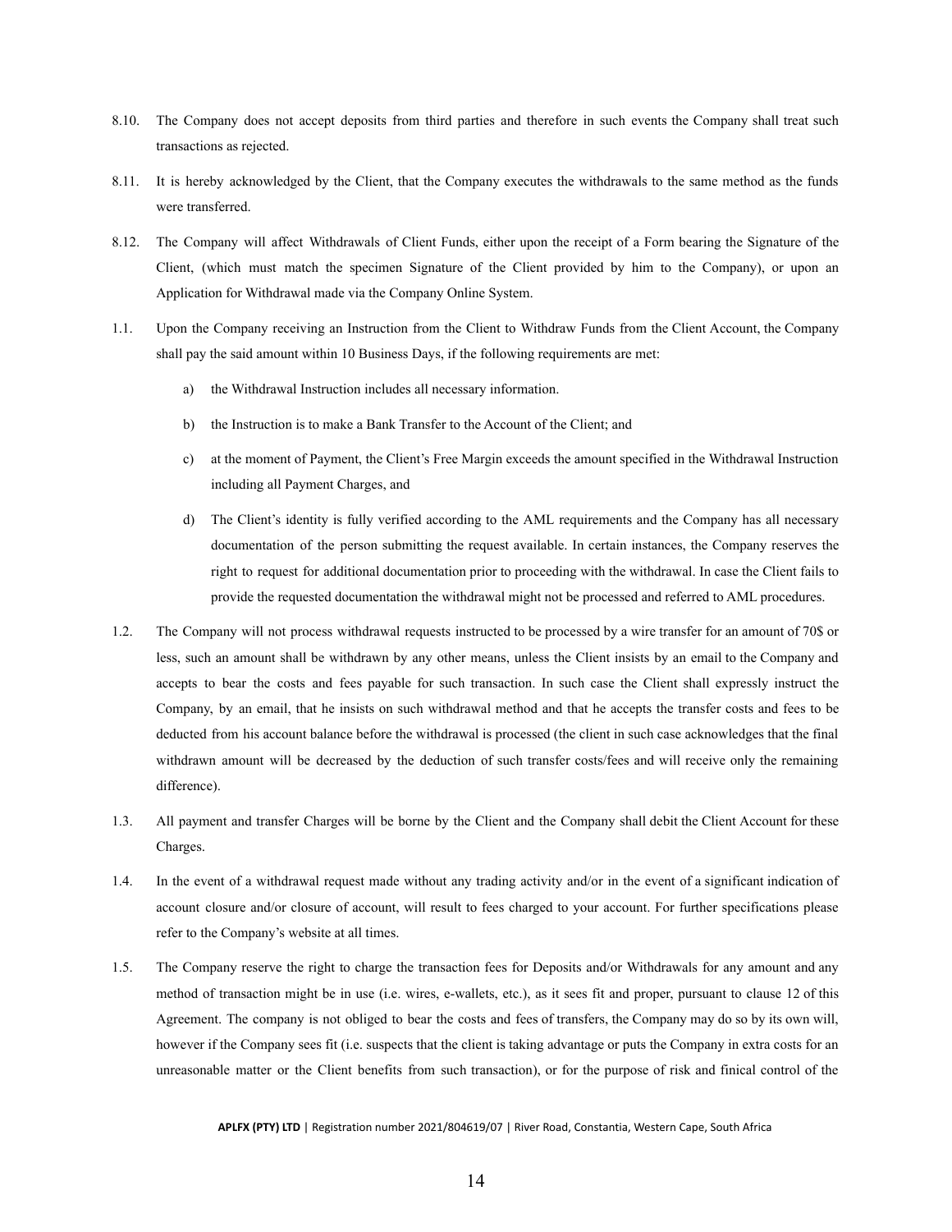8.10. The Company does not accept deposits from third parties and therefore in such events the Company shall treat such transactions as rejected.

8.11. It is hereby acknowledged by the Client, that the Company executes the withdrawals to the same method as the funds were transferred.

8.12. The Company will affect Withdrawals of Client Funds, either upon the receipt of a Form bearing the Signature of the Client, (which must match the specimen Signature of the Client provided by him to the Company), or upon an Application for Withdrawal made via the Company Online System.

1.1. Upon the Company receiving an Instruction from the Client to Withdraw Funds from the Client Account, the Company shall pay the said amount within 10 Business Days, if the following requirements are met:

   a) the Withdrawal Instruction includes all necessary information.

   b) the Instruction is to make a Bank Transfer to the Account of the Client; and

   c) at the moment of Payment, the Client's Free Margin exceeds the amount specified in the Withdrawal Instruction including all Payment Charges, and

   d) The Client's identity is fully verified according to the AML requirements and the Company has all necessary documentation of the person submitting the request available. In certain instances, the Company reserves the right to request for additional documentation prior to proceeding with the withdrawal. In case the Client fails to provide the requested documentation the withdrawal might not be processed and referred to AML procedures.

1.2. The Company will not process withdrawal requests instructed to be processed by a wire transfer for an amount of 70$ or less, such an amount shall be withdrawn by any other means, unless the Client insists by an email to the Company and accepts to bear the costs and fees payable for such transaction. In such case the Client shall expressly instruct the Company, by an email, that he insists on such withdrawal method and that he accepts the transfer costs and fees to be deducted from his account balance before the withdrawal is processed (the client in such case acknowledges that the final withdrawn amount will be decreased by the deduction of such transfer costs/fees and will receive only the remaining difference).

1.3. All payment and transfer Charges will be borne by the Client and the Company shall debit the Client Account for these Charges.

1.4. In the event of a withdrawal request made without any trading activity and/or in the event of a significant indication of account closure and/or closure of account, will result to fees charged to your account. For further specifications please refer to the Company's website at all times.

1.5. The Company reserve the right to charge the transaction fees for Deposits and/or Withdrawals for any amount and any method of transaction might be in use (i.e. wires, e-wallets, etc.), as it sees fit and proper, pursuant to clause 12 of this Agreement. The company is not obliged to bear the costs and fees of transfers, the Company may do so by its own will, however if the Company sees fit (i.e. suspects that the client is taking advantage or puts the Company in extra costs for an unreasonable matter or the Client benefits from such transaction), or for the purpose of risk and finical control of the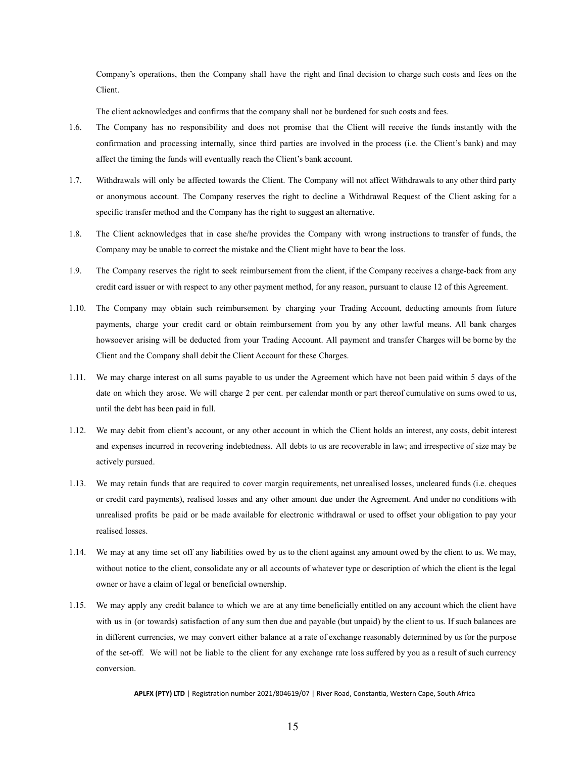Company's operations, then the Company shall have the right and final decision to charge such costs and fees on the Client.

The client acknowledges and confirms that the company shall not be burdened for such costs and fees.

1.6. The Company has no responsibility and does not promise that the Client will receive the funds instantly with the confirmation and processing internally, since third parties are involved in the process (i.e. the Client's bank) and may affect the timing the funds will eventually reach the Client's bank account.

1.7. Withdrawals will only be affected towards the Client. The Company will not affect Withdrawals to any other third party or anonymous account. The Company reserves the right to decline a Withdrawal Request of the Client asking for a specific transfer method and the Company has the right to suggest an alternative.

1.8. The Client acknowledges that in case she/he provides the Company with wrong instructions to transfer of funds, the Company may be unable to correct the mistake and the Client might have to bear the loss.

1.9. The Company reserves the right to seek reimbursement from the client, if the Company receives a charge-back from any credit card issuer or with respect to any other payment method, for any reason, pursuant to clause 12 of this Agreement.

1.10. The Company may obtain such reimbursement by charging your Trading Account, deducting amounts from future payments, charge your credit card or obtain reimbursement from you by any other lawful means. All bank charges howsoever arising will be deducted from your Trading Account. All payment and transfer Charges will be borne by the Client and the Company shall debit the Client Account for these Charges.

1.11. We may charge interest on all sums payable to us under the Agreement which have not been paid within 5 days of the date on which they arose. We will charge 2 per cent. per calendar month or part thereof cumulative on sums owed to us, until the debt has been paid in full.

1.12. We may debit from client's account, or any other account in which the Client holds an interest, any costs, debit interest and expenses incurred in recovering indebtedness. All debts to us are recoverable in law; and irrespective of size may be actively pursued.

1.13. We may retain funds that are required to cover margin requirements, net unrealised losses, uncleared funds (i.e. cheques or credit card payments), realised losses and any other amount due under the Agreement. And under no conditions with unrealised profits be paid or be made available for electronic withdrawal or used to offset your obligation to pay your realised losses.

1.14. We may at any time set off any liabilities owed by us to the client against any amount owed by the client to us. We may, without notice to the client, consolidate any or all accounts of whatever type or description of which the client is the legal owner or have a claim of legal or beneficial ownership.

1.15. We may apply any credit balance to which we are at any time beneficially entitled on any account which the client have with us in (or towards) satisfaction of any sum then due and payable (but unpaid) by the client to us. If such balances are in different currencies, we may convert either balance at a rate of exchange reasonably determined by us for the purpose of the set-off. We will not be liable to the client for any exchange rate loss suffered by you as a result of such currency conversion.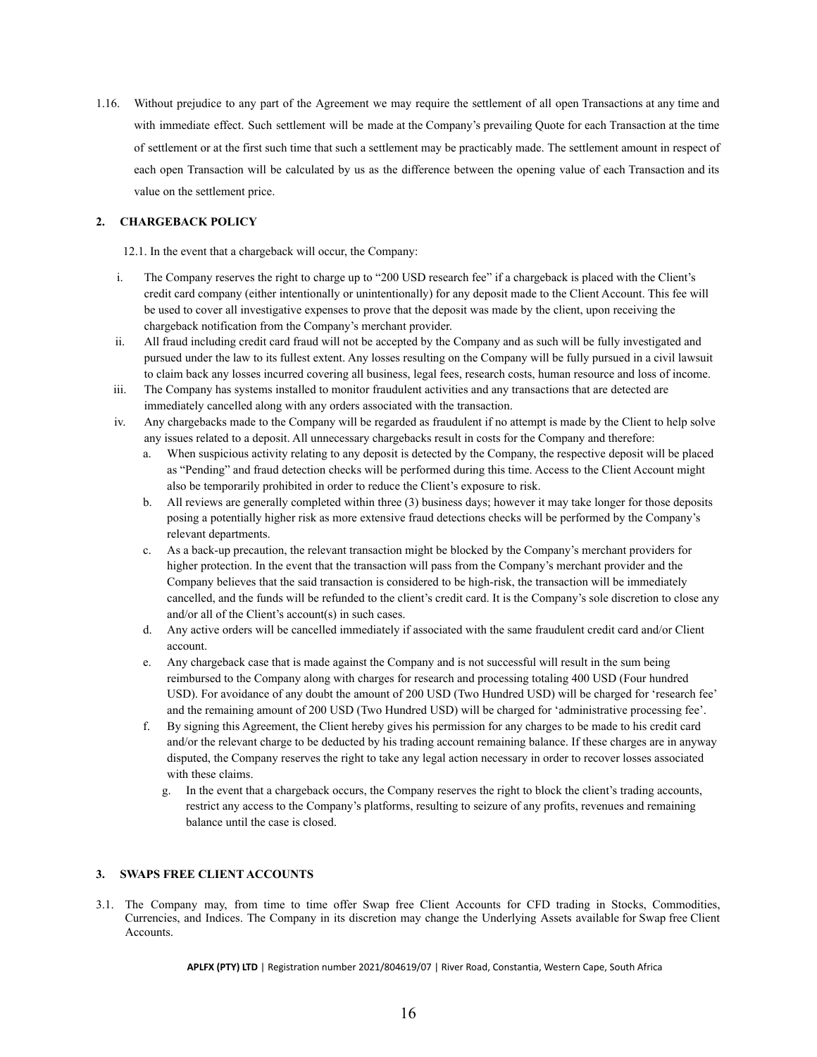1.16. Without prejudice to any part of the Agreement we may require the settlement of all open Transactions at any time and with immediate effect. Such settlement will be made at the Company's prevailing Quote for each Transaction at the time of settlement or at the first such time that such a settlement may be practicably made. The settlement amount in respect of each open Transaction will be calculated by us as the difference between the opening value of each Transaction and its value on the settlement price.

## 2. CHARGEBACK POLICY

12.1. In the event that a chargeback will occur, the Company:

i. The Company reserves the right to charge up to "200 USD research fee" if a chargeback is placed with the Client's credit card company (either intentionally or unintentionally) for any deposit made to the Client Account. This fee will be used to cover all investigative expenses to prove that the deposit was made by the client, upon receiving the chargeback notification from the Company's merchant provider.

ii. All fraud including credit card fraud will not be accepted by the Company and as such will be fully investigated and pursued under the law to its fullest extent. Any losses resulting on the Company will be fully pursued in a civil lawsuit to claim back any losses incurred covering all business, legal fees, research costs, human resource and loss of income.

iii. The Company has systems installed to monitor fraudulent activities and any transactions that are detected are immediately cancelled along with any orders associated with the transaction.

iv. Any chargebacks made to the Company will be regarded as fraudulent if no attempt is made by the Client to help solve any issues related to a deposit. All unnecessary chargebacks result in costs for the Company and therefore:

   a. When suspicious activity relating to any deposit is detected by the Company, the respective deposit will be placed as "Pending" and fraud detection checks will be performed during this time. Access to the Client Account might also be temporarily prohibited in order to reduce the Client's exposure to risk.

   b. All reviews are generally completed within three (3) business days; however it may take longer for those deposits posing a potentially higher risk as more extensive fraud detections checks will be performed by the Company's relevant departments.

   c. As a back-up precaution, the relevant transaction might be blocked by the Company's merchant providers for higher protection. In the event that the transaction will pass from the Company's merchant provider and the Company believes that the said transaction is considered to be high-risk, the transaction will be immediately cancelled, and the funds will be refunded to the client's credit card. It is the Company's sole discretion to close any and/or all of the Client's account(s) in such cases.

   d. Any active orders will be cancelled immediately if associated with the same fraudulent credit card and/or Client account.

   e. Any chargeback case that is made against the Company and is not successful will result in the sum being reimbursed to the Company along with charges for research and processing totaling 400 USD (Four hundred USD). For avoidance of any doubt the amount of 200 USD (Two Hundred USD) will be charged for 'research fee' and the remaining amount of 200 USD (Two Hundred USD) will be charged for 'administrative processing fee'.

   f. By signing this Agreement, the Client hereby gives his permission for any charges to be made to his credit card and/or the relevant charge to be deducted by his trading account remaining balance. If these charges are in anyway disputed, the Company reserves the right to take any legal action necessary in order to recover losses associated with these claims.

   g. In the event that a chargeback occurs, the Company reserves the right to block the client's trading accounts, restrict any access to the Company's platforms, resulting to seizure of any profits, revenues and remaining balance until the case is closed.

## 3. SWAPS FREE CLIENT ACCOUNTS

3.1. The Company may, from time to time offer Swap free Client Accounts for CFD trading in Stocks, Commodities, Currencies, and Indices. The Company in its discretion may change the Underlying Assets available for Swap free Client Accounts.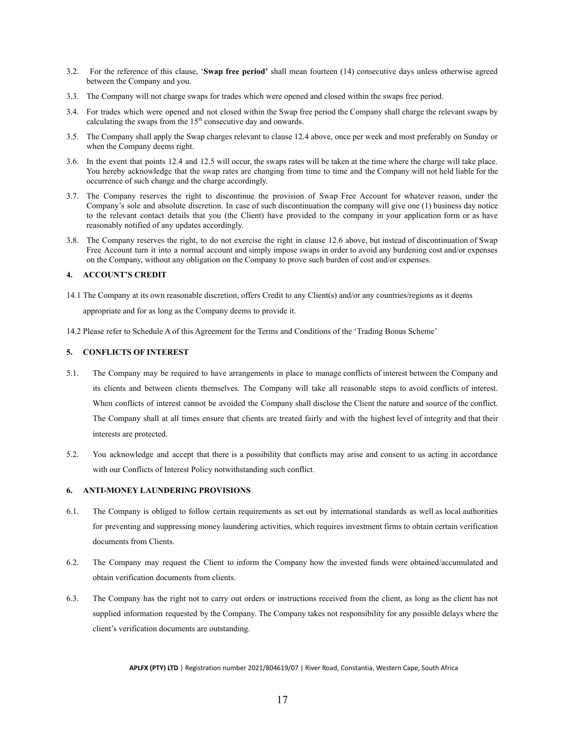3.2. For the reference of this clause, '**Swap free period'** shall mean fourteen (14) consecutive days unless otherwise agreed between the Company and you.

3.3. The Company will not charge swaps for trades which were opened and closed within the swaps free period.

3.4. For trades which were opened and not closed within the Swap free period the Company shall charge the relevant swaps by calculating the swaps from the 15th consecutive day and onwards.

3.5. The Company shall apply the Swap charges relevant to clause 12.4 above, once per week and most preferably on Sunday or when the Company deems right.

3.6. In the event that points 12.4 and 12.5 will occur, the swaps rates will be taken at the time where the charge will take place. You hereby acknowledge that the swap rates are changing from time to time and the Company will not held liable for the occurrence of such change and the charge accordingly.

3.7. The Company reserves the right to discontinue the provision of Swap Free Account for whatever reason, under the Company's sole and absolute discretion. In case of such discontinuation the company will give one (1) business day notice to the relevant contact details that you (the Client) have provided to the company in your application form or as have reasonably notified of any updates accordingly.

3.8. The Company reserves the right, to do not exercise the right in clause 12.6 above, but instead of discontinuation of Swap Free Account turn it into a normal account and simply impose swaps in order to avoid any burdening cost and/or expenses on the Company, without any obligation on the Company to prove such burden of cost and/or expenses.

## 4. ACCOUNT'S CREDIT

14.1 The Company at its own reasonable discretion, offers Credit to any Client(s) and/or any countries/regions as it deems appropriate and for as long as the Company deems to provide it.

14.2 Please refer to Schedule A of this Agreement for the Terms and Conditions of the 'Trading Bonus Scheme'

## 5. CONFLICTS OF INTEREST

5.1. The Company may be required to have arrangements in place to manage conflicts of interest between the Company and its clients and between clients themselves. The Company will take all reasonable steps to avoid conflicts of interest. When conflicts of interest cannot be avoided the Company shall disclose the Client the nature and source of the conflict. The Company shall at all times ensure that clients are treated fairly and with the highest level of integrity and that their interests are protected.

5.2. You acknowledge and accept that there is a possibility that conflicts may arise and consent to us acting in accordance with our Conflicts of Interest Policy notwithstanding such conflict.

## 6. ANTI-MONEY LAUNDERING PROVISIONS

6.1. The Company is obliged to follow certain requirements as set out by international standards as well as local authorities for preventing and suppressing money laundering activities, which requires investment firms to obtain certain verification documents from Clients.

6.2. The Company may request the Client to inform the Company how the invested funds were obtained/accumulated and obtain verification documents from clients.

6.3. The Company has the right not to carry out orders or instructions received from the client, as long as the client has not supplied information requested by the Company. The Company takes not responsibility for any possible delays where the client's verification documents are outstanding.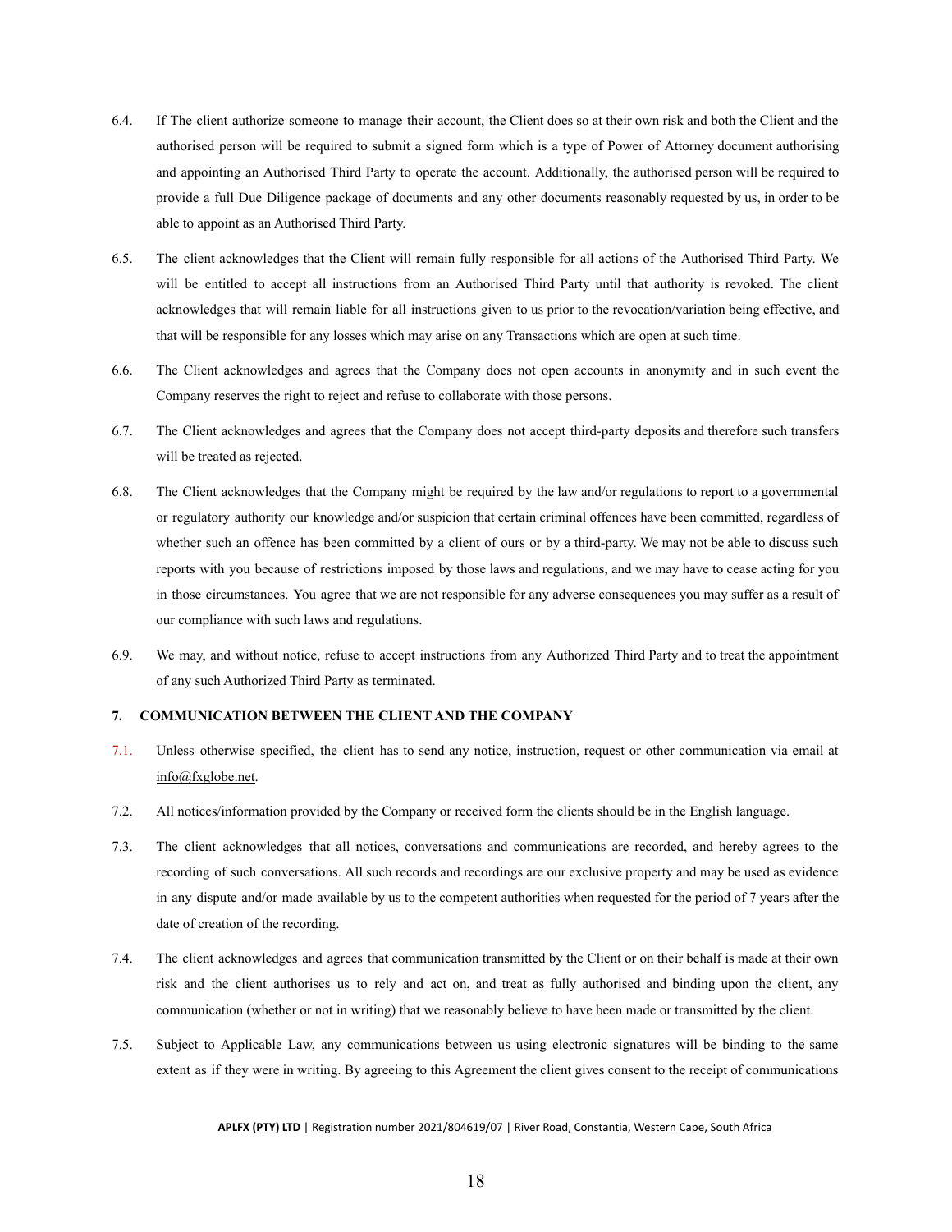6.4. If The client authorize someone to manage their account, the Client does so at their own risk and both the Client and the authorised person will be required to submit a signed form which is a type of Power of Attorney document authorising and appointing an Authorised Third Party to operate the account. Additionally, the authorised person will be required to provide a full Due Diligence package of documents and any other documents reasonably requested by us, in order to be able to appoint as an Authorised Third Party.

6.5. The client acknowledges that the Client will remain fully responsible for all actions of the Authorised Third Party. We will be entitled to accept all instructions from an Authorised Third Party until that authority is revoked. The client acknowledges that will remain liable for all instructions given to us prior to the revocation/variation being effective, and that will be responsible for any losses which may arise on any Transactions which are open at such time.

6.6. The Client acknowledges and agrees that the Company does not open accounts in anonymity and in such event the Company reserves the right to reject and refuse to collaborate with those persons.

6.7. The Client acknowledges and agrees that the Company does not accept third-party deposits and therefore such transfers will be treated as rejected.

6.8. The Client acknowledges that the Company might be required by the law and/or regulations to report to a governmental or regulatory authority our knowledge and/or suspicion that certain criminal offences have been committed, regardless of whether such an offence has been committed by a client of ours or by a third-party. We may not be able to discuss such reports with you because of restrictions imposed by those laws and regulations, and we may have to cease acting for you in those circumstances. You agree that we are not responsible for any adverse consequences you may suffer as a result of our compliance with such laws and regulations.

6.9. We may, and without notice, refuse to accept instructions from any Authorized Third Party and to treat the appointment of any such Authorized Third Party as terminated.

## 7. COMMUNICATION BETWEEN THE CLIENT AND THE COMPANY

7.1. Unless otherwise specified, the client has to send any notice, instruction, request or other communication via email at info@fxglobe.net.

7.2. All notices/information provided by the Company or received form the clients should be in the English language.

7.3. The client acknowledges that all notices, conversations and communications are recorded, and hereby agrees to the recording of such conversations. All such records and recordings are our exclusive property and may be used as evidence in any dispute and/or made available by us to the competent authorities when requested for the period of 7 years after the date of creation of the recording.

7.4. The client acknowledges and agrees that communication transmitted by the Client or on their behalf is made at their own risk and the client authorises us to rely and act on, and treat as fully authorised and binding upon the client, any communication (whether or not in writing) that we reasonably believe to have been made or transmitted by the client.

7.5. Subject to Applicable Law, any communications between us using electronic signatures will be binding to the same extent as if they were in writing. By agreeing to this Agreement the client gives consent to the receipt of communications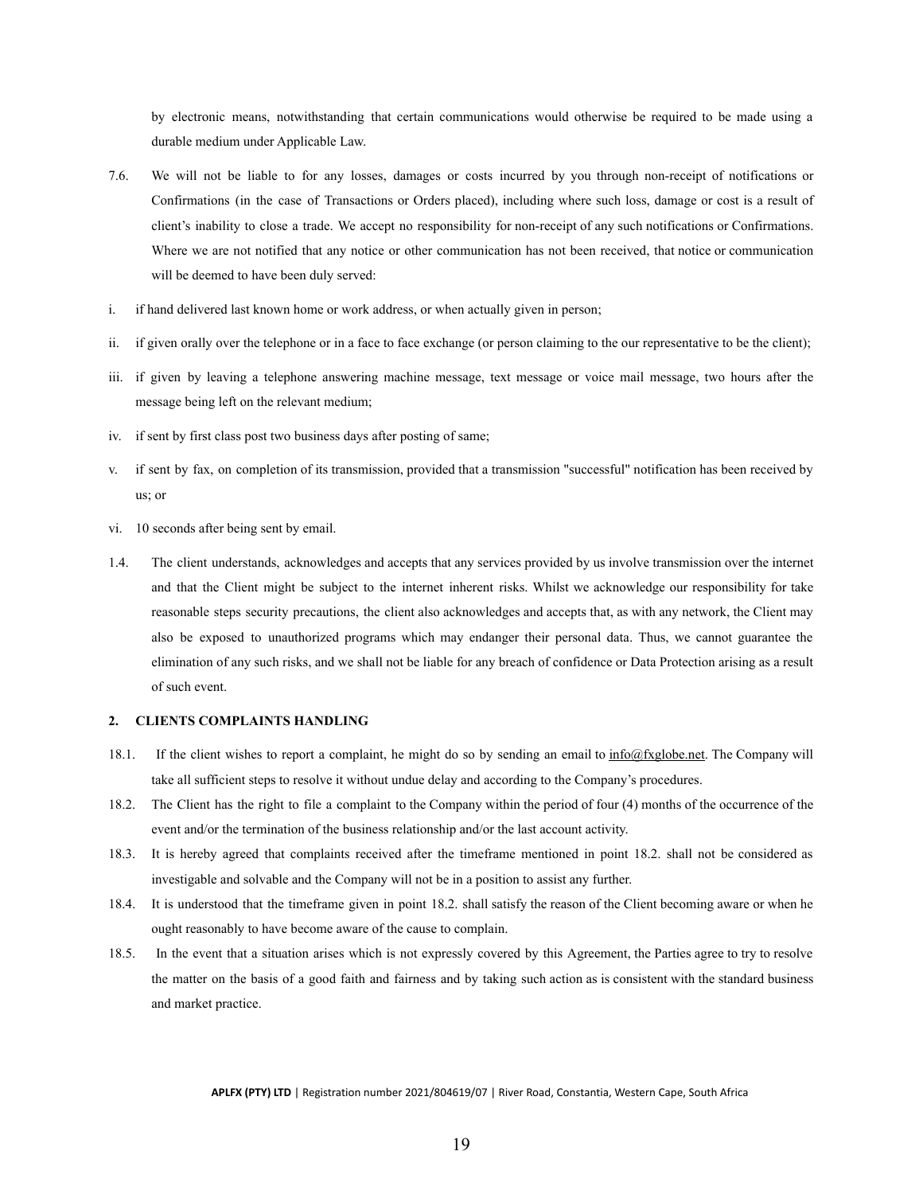by electronic means, notwithstanding that certain communications would otherwise be required to be made using a durable medium under Applicable Law.

7.6. We will not be liable to for any losses, damages or costs incurred by you through non-receipt of notifications or Confirmations (in the case of Transactions or Orders placed), including where such loss, damage or cost is a result of client's inability to close a trade. We accept no responsibility for non-receipt of any such notifications or Confirmations. Where we are not notified that any notice or other communication has not been received, that notice or communication will be deemed to have been duly served:

i. if hand delivered last known home or work address, or when actually given in person;

ii. if given orally over the telephone or in a face to face exchange (or person claiming to the our representative to be the client);

iii. if given by leaving a telephone answering machine message, text message or voice mail message, two hours after the message being left on the relevant medium;

iv. if sent by first class post two business days after posting of same;

v. if sent by fax, on completion of its transmission, provided that a transmission "successful" notification has been received by us; or

vi. 10 seconds after being sent by email.

1.4. The client understands, acknowledges and accepts that any services provided by us involve transmission over the internet and that the Client might be subject to the internet inherent risks. Whilst we acknowledge our responsibility for take reasonable steps security precautions, the client also acknowledges and accepts that, as with any network, the Client may also be exposed to unauthorized programs which may endanger their personal data. Thus, we cannot guarantee the elimination of any such risks, and we shall not be liable for any breach of confidence or Data Protection arising as a result of such event.

## 2. CLIENTS COMPLAINTS HANDLING

18.1. If the client wishes to report a complaint, he might do so by sending an email to info@fxglobe.net. The Company will take all sufficient steps to resolve it without undue delay and according to the Company's procedures.

18.2. The Client has the right to file a complaint to the Company within the period of four (4) months of the occurrence of the event and/or the termination of the business relationship and/or the last account activity.

18.3. It is hereby agreed that complaints received after the timeframe mentioned in point 18.2. shall not be considered as investigable and solvable and the Company will not be in a position to assist any further.

18.4. It is understood that the timeframe given in point 18.2. shall satisfy the reason of the Client becoming aware or when he ought reasonably to have become aware of the cause to complain.

18.5. In the event that a situation arises which is not expressly covered by this Agreement, the Parties agree to try to resolve the matter on the basis of a good faith and fairness and by taking such action as is consistent with the standard business and market practice.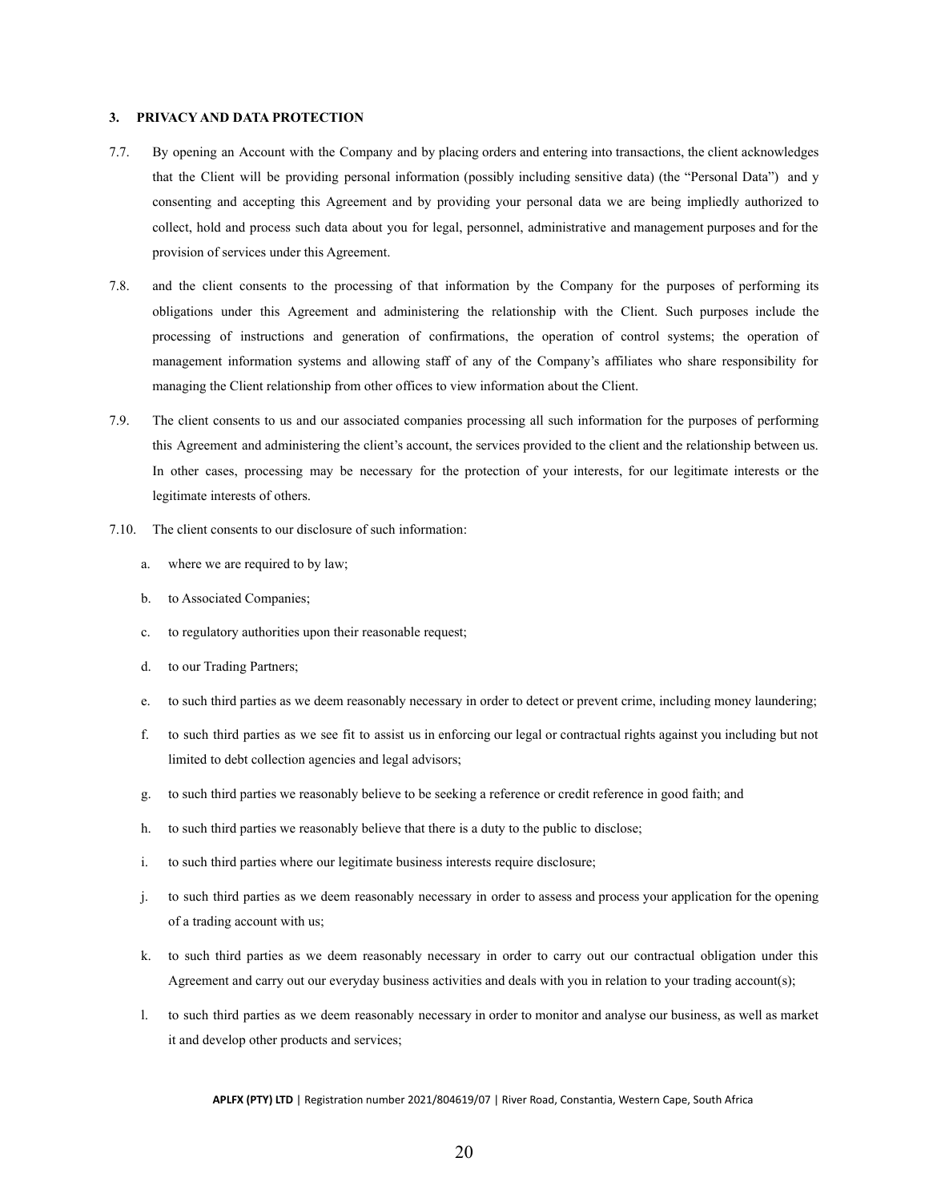### 3. PRIVACY AND DATA PROTECTION

7.7. By opening an Account with the Company and by placing orders and entering into transactions, the client acknowledges that the Client will be providing personal information (possibly including sensitive data) (the "Personal Data") and y consenting and accepting this Agreement and by providing your personal data we are being impliedly authorized to collect, hold and process such data about you for legal, personnel, administrative and management purposes and for the provision of services under this Agreement.

7.8. and the client consents to the processing of that information by the Company for the purposes of performing its obligations under this Agreement and administering the relationship with the Client. Such purposes include the processing of instructions and generation of confirmations, the operation of control systems; the operation of management information systems and allowing staff of any of the Company's affiliates who share responsibility for managing the Client relationship from other offices to view information about the Client.

7.9. The client consents to us and our associated companies processing all such information for the purposes of performing this Agreement and administering the client's account, the services provided to the client and the relationship between us. In other cases, processing may be necessary for the protection of your interests, for our legitimate interests or the legitimate interests of others.

7.10. The client consents to our disclosure of such information:

a. where we are required to by law;

b. to Associated Companies;

c. to regulatory authorities upon their reasonable request;

d. to our Trading Partners;

e. to such third parties as we deem reasonably necessary in order to detect or prevent crime, including money laundering;

f. to such third parties as we see fit to assist us in enforcing our legal or contractual rights against you including but not limited to debt collection agencies and legal advisors;

g. to such third parties we reasonably believe to be seeking a reference or credit reference in good faith; and

h. to such third parties we reasonably believe that there is a duty to the public to disclose;

i. to such third parties where our legitimate business interests require disclosure;

j. to such third parties as we deem reasonably necessary in order to assess and process your application for the opening of a trading account with us;

k. to such third parties as we deem reasonably necessary in order to carry out our contractual obligation under this Agreement and carry out our everyday business activities and deals with you in relation to your trading account(s);

l. to such third parties as we deem reasonably necessary in order to monitor and analyse our business, as well as market it and develop other products and services;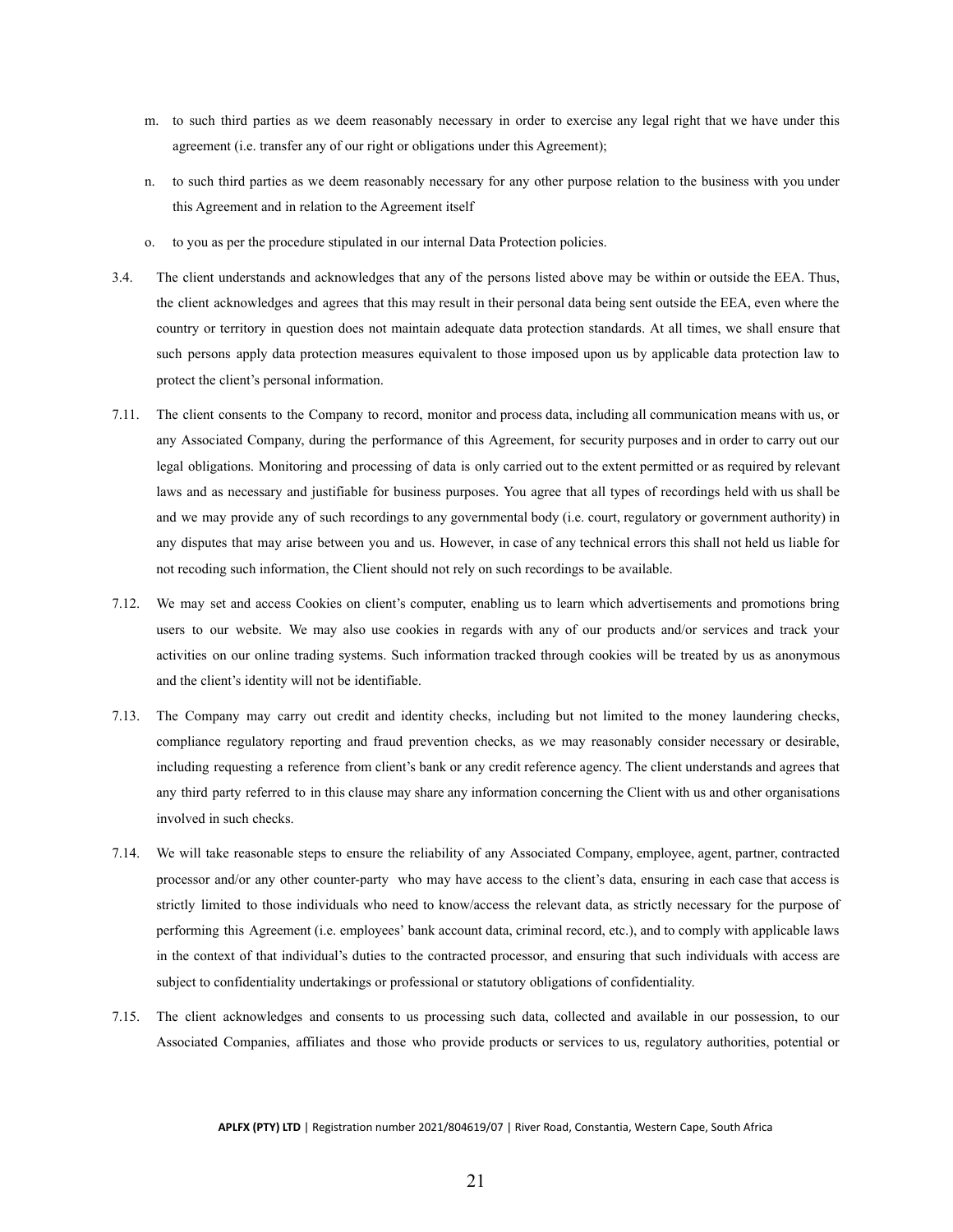m. to such third parties as we deem reasonably necessary in order to exercise any legal right that we have under this agreement (i.e. transfer any of our right or obligations under this Agreement);

n. to such third parties as we deem reasonably necessary for any other purpose relation to the business with you under this Agreement and in relation to the Agreement itself

o. to you as per the procedure stipulated in our internal Data Protection policies.

3.4. The client understands and acknowledges that any of the persons listed above may be within or outside the EEA. Thus, the client acknowledges and agrees that this may result in their personal data being sent outside the EEA, even where the country or territory in question does not maintain adequate data protection standards. At all times, we shall ensure that such persons apply data protection measures equivalent to those imposed upon us by applicable data protection law to protect the client's personal information.

7.11. The client consents to the Company to record, monitor and process data, including all communication means with us, or any Associated Company, during the performance of this Agreement, for security purposes and in order to carry out our legal obligations. Monitoring and processing of data is only carried out to the extent permitted or as required by relevant laws and as necessary and justifiable for business purposes. You agree that all types of recordings held with us shall be and we may provide any of such recordings to any governmental body (i.e. court, regulatory or government authority) in any disputes that may arise between you and us. However, in case of any technical errors this shall not held us liable for not recoding such information, the Client should not rely on such recordings to be available.

7.12. We may set and access Cookies on client's computer, enabling us to learn which advertisements and promotions bring users to our website. We may also use cookies in regards with any of our products and/or services and track your activities on our online trading systems. Such information tracked through cookies will be treated by us as anonymous and the client's identity will not be identifiable.

7.13. The Company may carry out credit and identity checks, including but not limited to the money laundering checks, compliance regulatory reporting and fraud prevention checks, as we may reasonably consider necessary or desirable, including requesting a reference from client's bank or any credit reference agency. The client understands and agrees that any third party referred to in this clause may share any information concerning the Client with us and other organisations involved in such checks.

7.14. We will take reasonable steps to ensure the reliability of any Associated Company, employee, agent, partner, contracted processor and/or any other counter-party who may have access to the client's data, ensuring in each case that access is strictly limited to those individuals who need to know/access the relevant data, as strictly necessary for the purpose of performing this Agreement (i.e. employees' bank account data, criminal record, etc.), and to comply with applicable laws in the context of that individual's duties to the contracted processor, and ensuring that such individuals with access are subject to confidentiality undertakings or professional or statutory obligations of confidentiality.

7.15. The client acknowledges and consents to us processing such data, collected and available in our possession, to our Associated Companies, affiliates and those who provide products or services to us, regulatory authorities, potential or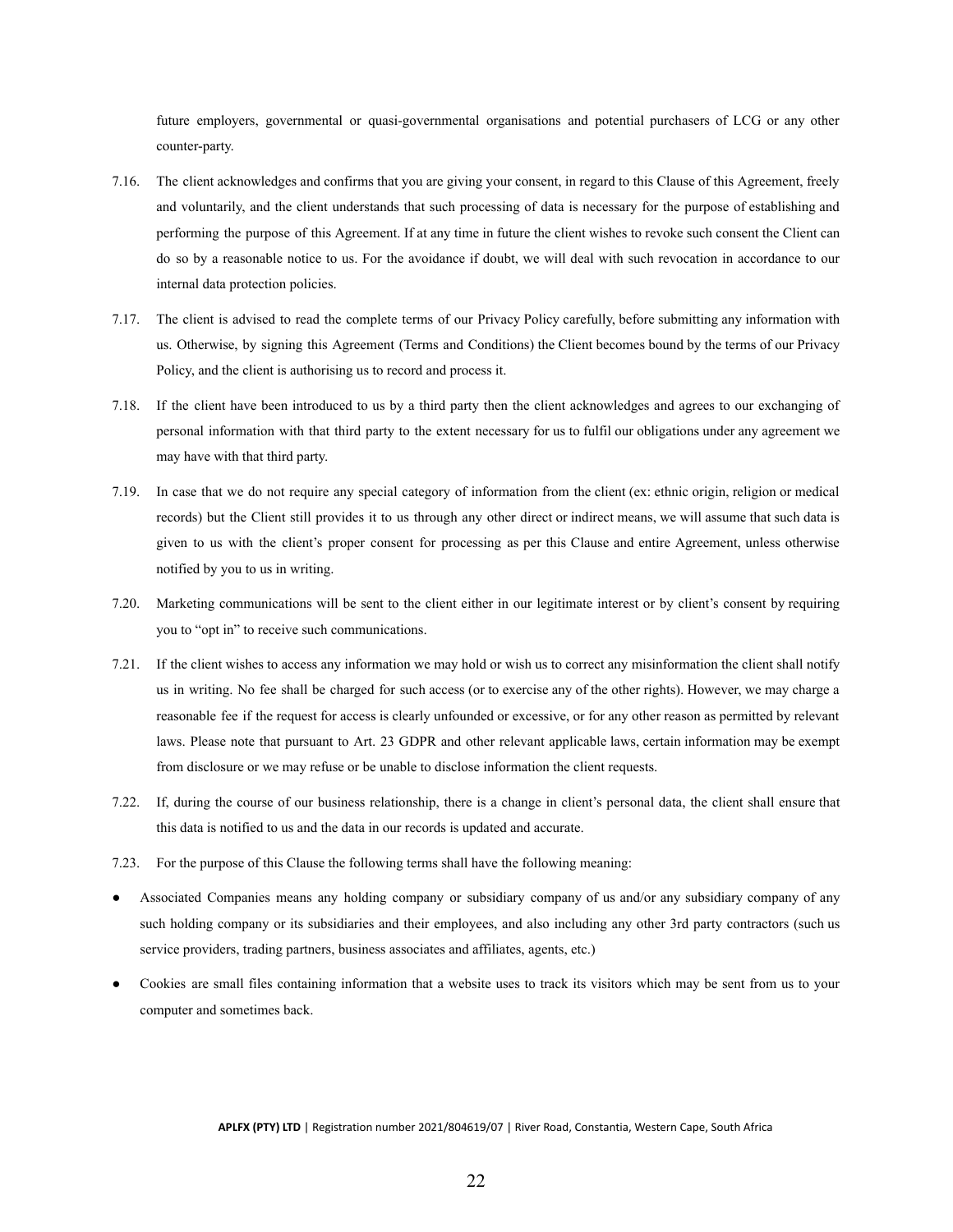future employers, governmental or quasi-governmental organisations and potential purchasers of LCG or any other counter-party.

7.16. The client acknowledges and confirms that you are giving your consent, in regard to this Clause of this Agreement, freely and voluntarily, and the client understands that such processing of data is necessary for the purpose of establishing and performing the purpose of this Agreement. If at any time in future the client wishes to revoke such consent the Client can do so by a reasonable notice to us. For the avoidance if doubt, we will deal with such revocation in accordance to our internal data protection policies.

7.17. The client is advised to read the complete terms of our Privacy Policy carefully, before submitting any information with us. Otherwise, by signing this Agreement (Terms and Conditions) the Client becomes bound by the terms of our Privacy Policy, and the client is authorising us to record and process it.

7.18. If the client have been introduced to us by a third party then the client acknowledges and agrees to our exchanging of personal information with that third party to the extent necessary for us to fulfil our obligations under any agreement we may have with that third party.

7.19. In case that we do not require any special category of information from the client (ex: ethnic origin, religion or medical records) but the Client still provides it to us through any other direct or indirect means, we will assume that such data is given to us with the client's proper consent for processing as per this Clause and entire Agreement, unless otherwise notified by you to us in writing.

7.20. Marketing communications will be sent to the client either in our legitimate interest or by client's consent by requiring you to "opt in" to receive such communications.

7.21. If the client wishes to access any information we may hold or wish us to correct any misinformation the client shall notify us in writing. No fee shall be charged for such access (or to exercise any of the other rights). However, we may charge a reasonable fee if the request for access is clearly unfounded or excessive, or for any other reason as permitted by relevant laws. Please note that pursuant to Art. 23 GDPR and other relevant applicable laws, certain information may be exempt from disclosure or we may refuse or be unable to disclose information the client requests.

7.22. If, during the course of our business relationship, there is a change in client's personal data, the client shall ensure that this data is notified to us and the data in our records is updated and accurate.

7.23. For the purpose of this Clause the following terms shall have the following meaning:

- Associated Companies means any holding company or subsidiary company of us and/or any subsidiary company of any such holding company or its subsidiaries and their employees, and also including any other 3rd party contractors (such us service providers, trading partners, business associates and affiliates, agents, etc.)
- Cookies are small files containing information that a website uses to track its visitors which may be sent from us to your computer and sometimes back.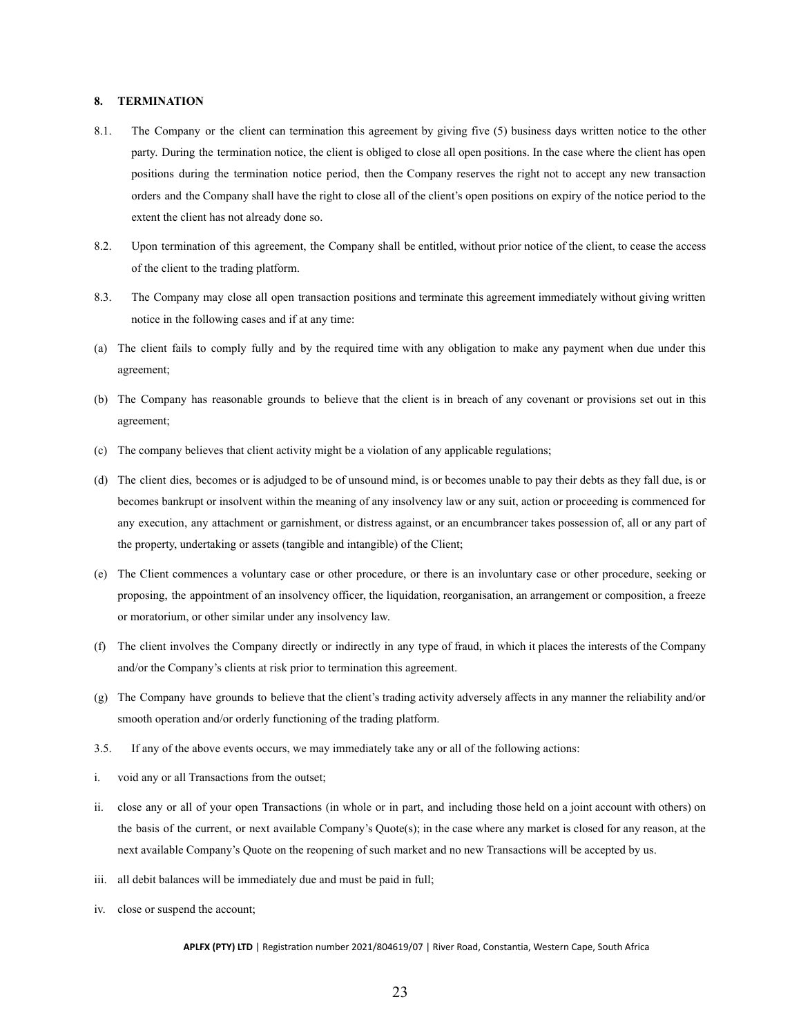**8. TERMINATION**

8.1. The Company or the client can termination this agreement by giving five (5) business days written notice to the other party. During the termination notice, the client is obliged to close all open positions. In the case where the client has open positions during the termination notice period, then the Company reserves the right not to accept any new transaction orders and the Company shall have the right to close all of the client's open positions on expiry of the notice period to the extent the client has not already done so.

8.2. Upon termination of this agreement, the Company shall be entitled, without prior notice of the client, to cease the access of the client to the trading platform.

8.3. The Company may close all open transaction positions and terminate this agreement immediately without giving written notice in the following cases and if at any time:

(a) The client fails to comply fully and by the required time with any obligation to make any payment when due under this agreement;

(b) The Company has reasonable grounds to believe that the client is in breach of any covenant or provisions set out in this agreement;

(c) The company believes that client activity might be a violation of any applicable regulations;

(d) The client dies, becomes or is adjudged to be of unsound mind, is or becomes unable to pay their debts as they fall due, is or becomes bankrupt or insolvent within the meaning of any insolvency law or any suit, action or proceeding is commenced for any execution, any attachment or garnishment, or distress against, or an encumbrancer takes possession of, all or any part of the property, undertaking or assets (tangible and intangible) of the Client;

(e) The Client commences a voluntary case or other procedure, or there is an involuntary case or other procedure, seeking or proposing, the appointment of an insolvency officer, the liquidation, reorganisation, an arrangement or composition, a freeze or moratorium, or other similar under any insolvency law.

(f) The client involves the Company directly or indirectly in any type of fraud, in which it places the interests of the Company and/or the Company's clients at risk prior to termination this agreement.

(g) The Company have grounds to believe that the client's trading activity adversely affects in any manner the reliability and/or smooth operation and/or orderly functioning of the trading platform.

3.5. If any of the above events occurs, we may immediately take any or all of the following actions:

i. void any or all Transactions from the outset;

ii. close any or all of your open Transactions (in whole or in part, and including those held on a joint account with others) on the basis of the current, or next available Company's Quote(s); in the case where any market is closed for any reason, at the next available Company's Quote on the reopening of such market and no new Transactions will be accepted by us.

iii. all debit balances will be immediately due and must be paid in full;

iv. close or suspend the account;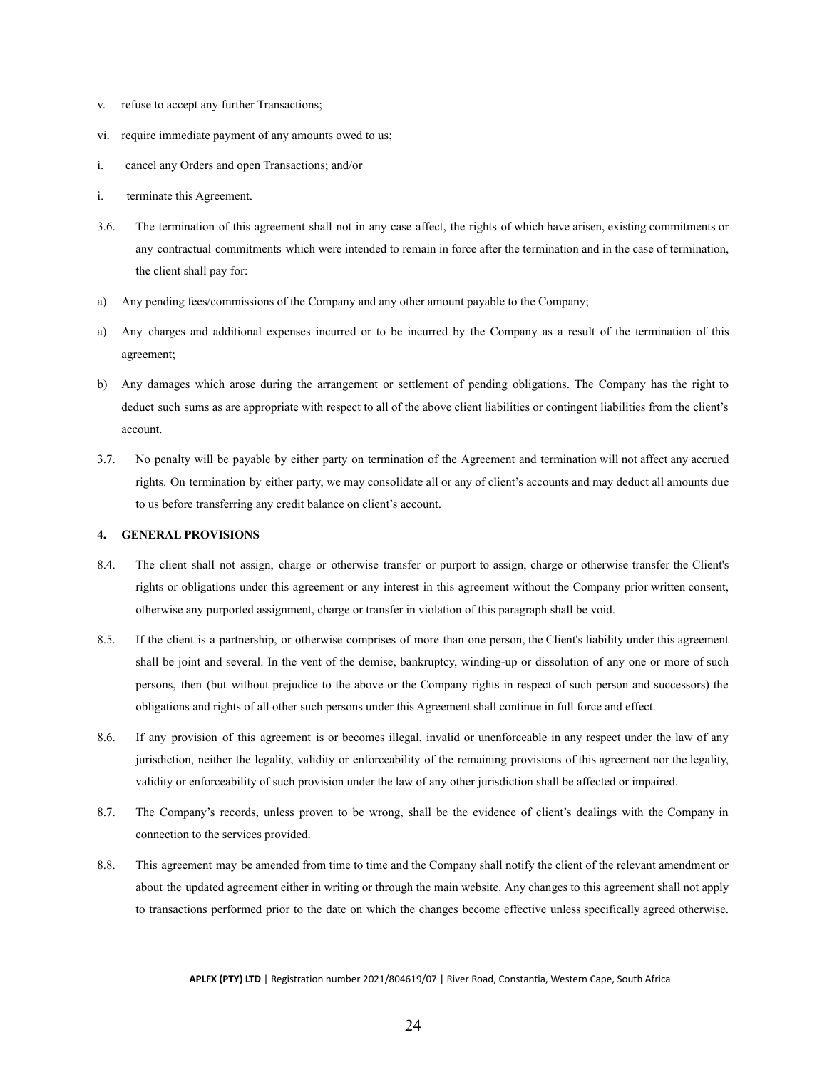v. refuse to accept any further Transactions;

vi. require immediate payment of any amounts owed to us;

i. cancel any Orders and open Transactions; and/or

i. terminate this Agreement.

3.6. The termination of this agreement shall not in any case affect, the rights of which have arisen, existing commitments or any contractual commitments which were intended to remain in force after the termination and in the case of termination, the client shall pay for:

a) Any pending fees/commissions of the Company and any other amount payable to the Company;

a) Any charges and additional expenses incurred or to be incurred by the Company as a result of the termination of this agreement;

b) Any damages which arose during the arrangement or settlement of pending obligations. The Company has the right to deduct such sums as are appropriate with respect to all of the above client liabilities or contingent liabilities from the client's account.

3.7. No penalty will be payable by either party on termination of the Agreement and termination will not affect any accrued rights. On termination by either party, we may consolidate all or any of client's accounts and may deduct all amounts due to us before transferring any credit balance on client's account.

**4. GENERAL PROVISIONS**

8.4. The client shall not assign, charge or otherwise transfer or purport to assign, charge or otherwise transfer the Client's rights or obligations under this agreement or any interest in this agreement without the Company prior written consent, otherwise any purported assignment, charge or transfer in violation of this paragraph shall be void.

8.5. If the client is a partnership, or otherwise comprises of more than one person, the Client's liability under this agreement shall be joint and several. In the vent of the demise, bankruptcy, winding-up or dissolution of any one or more of such persons, then (but without prejudice to the above or the Company rights in respect of such person and successors) the obligations and rights of all other such persons under this Agreement shall continue in full force and effect.

8.6. If any provision of this agreement is or becomes illegal, invalid or unenforceable in any respect under the law of any jurisdiction, neither the legality, validity or enforceability of the remaining provisions of this agreement nor the legality, validity or enforceability of such provision under the law of any other jurisdiction shall be affected or impaired.

8.7. The Company's records, unless proven to be wrong, shall be the evidence of client's dealings with the Company in connection to the services provided.

8.8. This agreement may be amended from time to time and the Company shall notify the client of the relevant amendment or about the updated agreement either in writing or through the main website. Any changes to this agreement shall not apply to transactions performed prior to the date on which the changes become effective unless specifically agreed otherwise.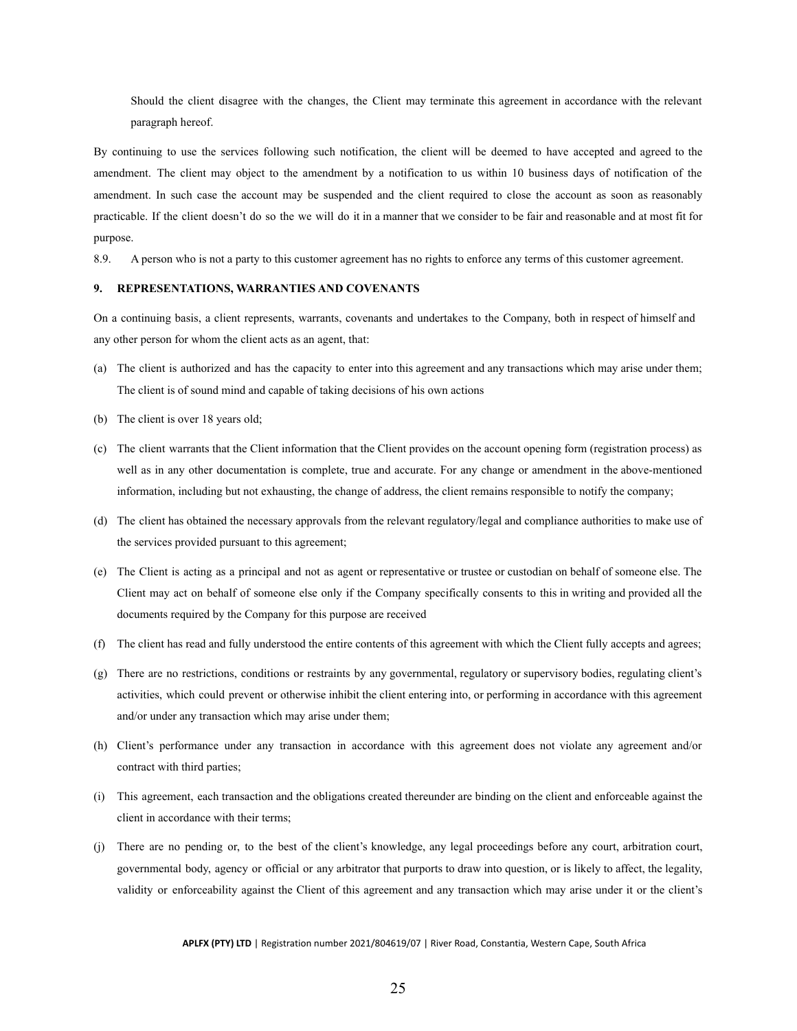Should the client disagree with the changes, the Client may terminate this agreement in accordance with the relevant paragraph hereof.

By continuing to use the services following such notification, the client will be deemed to have accepted and agreed to the amendment. The client may object to the amendment by a notification to us within 10 business days of notification of the amendment. In such case the account may be suspended and the client required to close the account as soon as reasonably practicable. If the client doesn't do so the we will do it in a manner that we consider to be fair and reasonable and at most fit for purpose.

8.9. A person who is not a party to this customer agreement has no rights to enforce any terms of this customer agreement.

**9. REPRESENTATIONS, WARRANTIES AND COVENANTS**

On a continuing basis, a client represents, warrants, covenants and undertakes to the Company, both in respect of himself and any other person for whom the client acts as an agent, that:

(a) The client is authorized and has the capacity to enter into this agreement and any transactions which may arise under them; The client is of sound mind and capable of taking decisions of his own actions

(b) The client is over 18 years old;

(c) The client warrants that the Client information that the Client provides on the account opening form (registration process) as well as in any other documentation is complete, true and accurate. For any change or amendment in the above-mentioned information, including but not exhausting, the change of address, the client remains responsible to notify the company;

(d) The client has obtained the necessary approvals from the relevant regulatory/legal and compliance authorities to make use of the services provided pursuant to this agreement;

(e) The Client is acting as a principal and not as agent or representative or trustee or custodian on behalf of someone else. The Client may act on behalf of someone else only if the Company specifically consents to this in writing and provided all the documents required by the Company for this purpose are received

(f) The client has read and fully understood the entire contents of this agreement with which the Client fully accepts and agrees;

(g) There are no restrictions, conditions or restraints by any governmental, regulatory or supervisory bodies, regulating client's activities, which could prevent or otherwise inhibit the client entering into, or performing in accordance with this agreement and/or under any transaction which may arise under them;

(h) Client's performance under any transaction in accordance with this agreement does not violate any agreement and/or contract with third parties;

(i) This agreement, each transaction and the obligations created thereunder are binding on the client and enforceable against the client in accordance with their terms;

(j) There are no pending or, to the best of the client's knowledge, any legal proceedings before any court, arbitration court, governmental body, agency or official or any arbitrator that purports to draw into question, or is likely to affect, the legality, validity or enforceability against the Client of this agreement and any transaction which may arise under it or the client's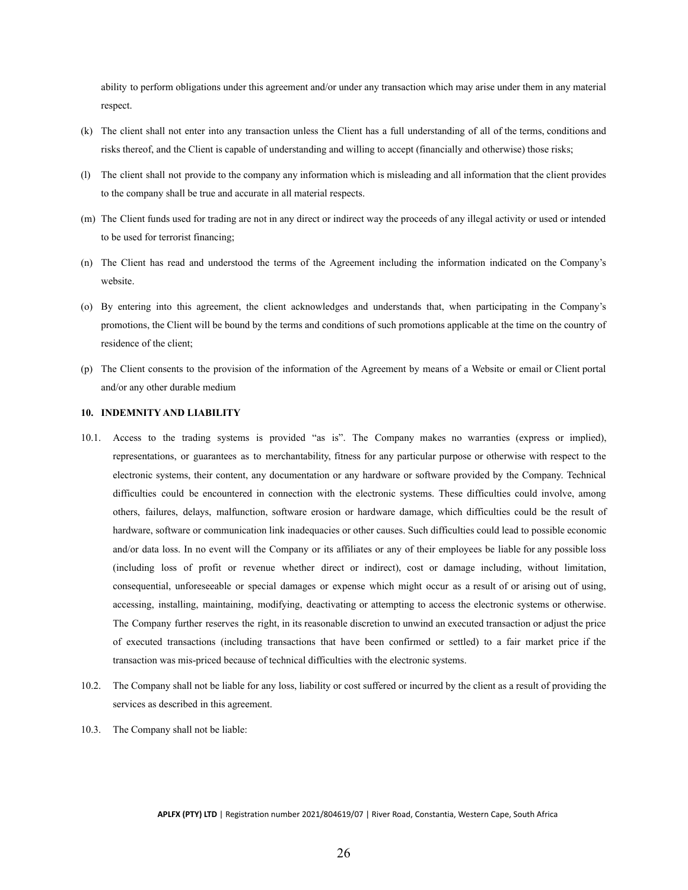ability to perform obligations under this agreement and/or under any transaction which may arise under them in any material respect.

(k) The client shall not enter into any transaction unless the Client has a full understanding of all of the terms, conditions and risks thereof, and the Client is capable of understanding and willing to accept (financially and otherwise) those risks;

(l) The client shall not provide to the company any information which is misleading and all information that the client provides to the company shall be true and accurate in all material respects.

(m) The Client funds used for trading are not in any direct or indirect way the proceeds of any illegal activity or used or intended to be used for terrorist financing;

(n) The Client has read and understood the terms of the Agreement including the information indicated on the Company's website.

(o) By entering into this agreement, the client acknowledges and understands that, when participating in the Company's promotions, the Client will be bound by the terms and conditions of such promotions applicable at the time on the country of residence of the client;

(p) The Client consents to the provision of the information of the Agreement by means of a Website or email or Client portal and/or any other durable medium

**10. INDEMNITY AND LIABILITY**

10.1. Access to the trading systems is provided "as is". The Company makes no warranties (express or implied), representations, or guarantees as to merchantability, fitness for any particular purpose or otherwise with respect to the electronic systems, their content, any documentation or any hardware or software provided by the Company. Technical difficulties could be encountered in connection with the electronic systems. These difficulties could involve, among others, failures, delays, malfunction, software erosion or hardware damage, which difficulties could be the result of hardware, software or communication link inadequacies or other causes. Such difficulties could lead to possible economic and/or data loss. In no event will the Company or its affiliates or any of their employees be liable for any possible loss (including loss of profit or revenue whether direct or indirect), cost or damage including, without limitation, consequential, unforeseeable or special damages or expense which might occur as a result of or arising out of using, accessing, installing, maintaining, modifying, deactivating or attempting to access the electronic systems or otherwise. The Company further reserves the right, in its reasonable discretion to unwind an executed transaction or adjust the price of executed transactions (including transactions that have been confirmed or settled) to a fair market price if the transaction was mis-priced because of technical difficulties with the electronic systems.

10.2. The Company shall not be liable for any loss, liability or cost suffered or incurred by the client as a result of providing the services as described in this agreement.

10.3. The Company shall not be liable: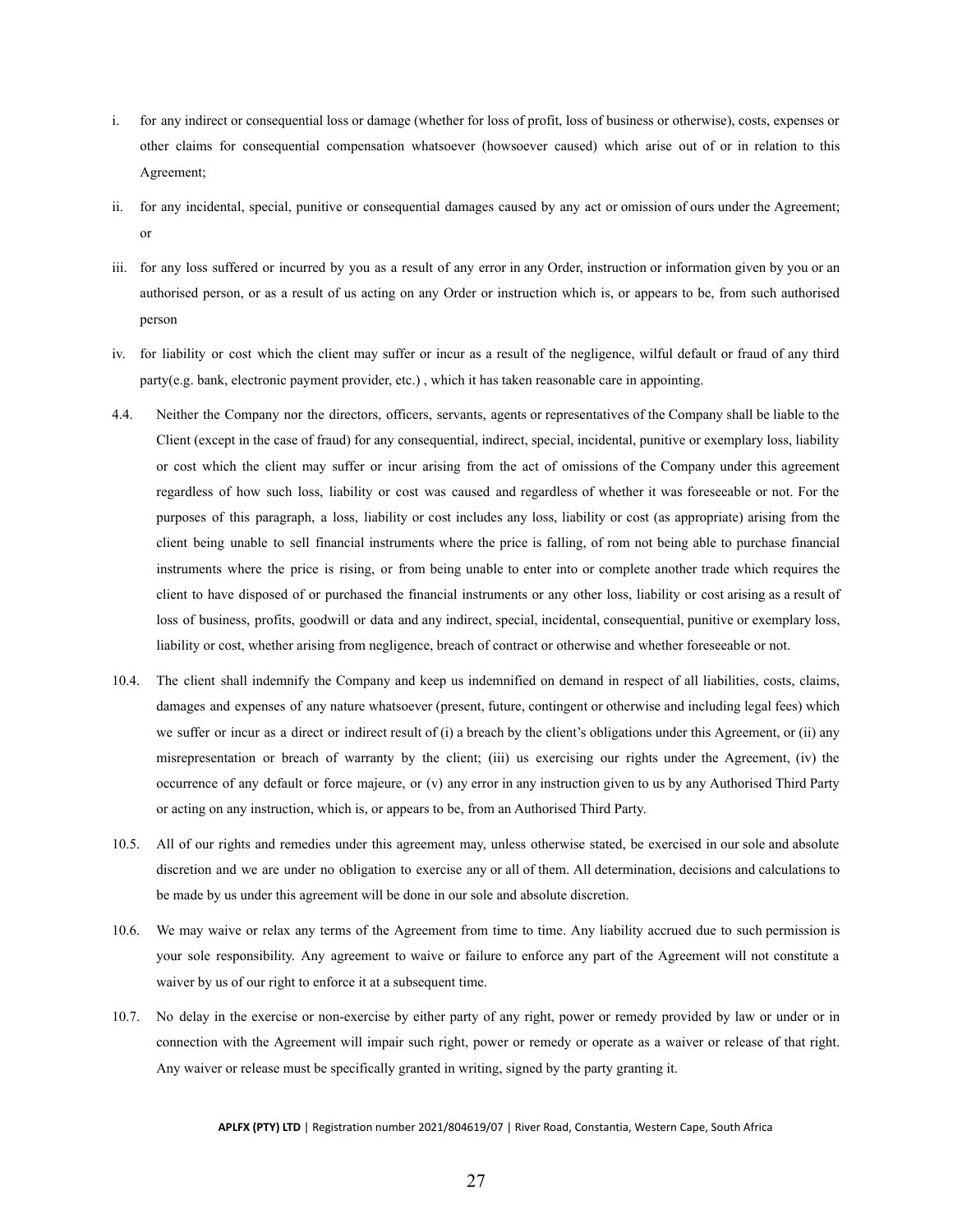i. for any indirect or consequential loss or damage (whether for loss of profit, loss of business or otherwise), costs, expenses or other claims for consequential compensation whatsoever (howsoever caused) which arise out of or in relation to this Agreement;

ii. for any incidental, special, punitive or consequential damages caused by any act or omission of ours under the Agreement; or

iii. for any loss suffered or incurred by you as a result of any error in any Order, instruction or information given by you or an authorised person, or as a result of us acting on any Order or instruction which is, or appears to be, from such authorised person

iv. for liability or cost which the client may suffer or incur as a result of the negligence, wilful default or fraud of any third party(e.g. bank, electronic payment provider, etc.) , which it has taken reasonable care in appointing.

4.4. Neither the Company nor the directors, officers, servants, agents or representatives of the Company shall be liable to the Client (except in the case of fraud) for any consequential, indirect, special, incidental, punitive or exemplary loss, liability or cost which the client may suffer or incur arising from the act of omissions of the Company under this agreement regardless of how such loss, liability or cost was caused and regardless of whether it was foreseeable or not. For the purposes of this paragraph, a loss, liability or cost includes any loss, liability or cost (as appropriate) arising from the client being unable to sell financial instruments where the price is falling, of rom not being able to purchase financial instruments where the price is rising, or from being unable to enter into or complete another trade which requires the client to have disposed of or purchased the financial instruments or any other loss, liability or cost arising as a result of loss of business, profits, goodwill or data and any indirect, special, incidental, consequential, punitive or exemplary loss, liability or cost, whether arising from negligence, breach of contract or otherwise and whether foreseeable or not.

10.4. The client shall indemnify the Company and keep us indemnified on demand in respect of all liabilities, costs, claims, damages and expenses of any nature whatsoever (present, future, contingent or otherwise and including legal fees) which we suffer or incur as a direct or indirect result of (i) a breach by the client's obligations under this Agreement, or (ii) any misrepresentation or breach of warranty by the client; (iii) us exercising our rights under the Agreement, (iv) the occurrence of any default or force majeure, or (v) any error in any instruction given to us by any Authorised Third Party or acting on any instruction, which is, or appears to be, from an Authorised Third Party.

10.5. All of our rights and remedies under this agreement may, unless otherwise stated, be exercised in our sole and absolute discretion and we are under no obligation to exercise any or all of them. All determination, decisions and calculations to be made by us under this agreement will be done in our sole and absolute discretion.

10.6. We may waive or relax any terms of the Agreement from time to time. Any liability accrued due to such permission is your sole responsibility. Any agreement to waive or failure to enforce any part of the Agreement will not constitute a waiver by us of our right to enforce it at a subsequent time.

10.7. No delay in the exercise or non-exercise by either party of any right, power or remedy provided by law or under or in connection with the Agreement will impair such right, power or remedy or operate as a waiver or release of that right. Any waiver or release must be specifically granted in writing, signed by the party granting it.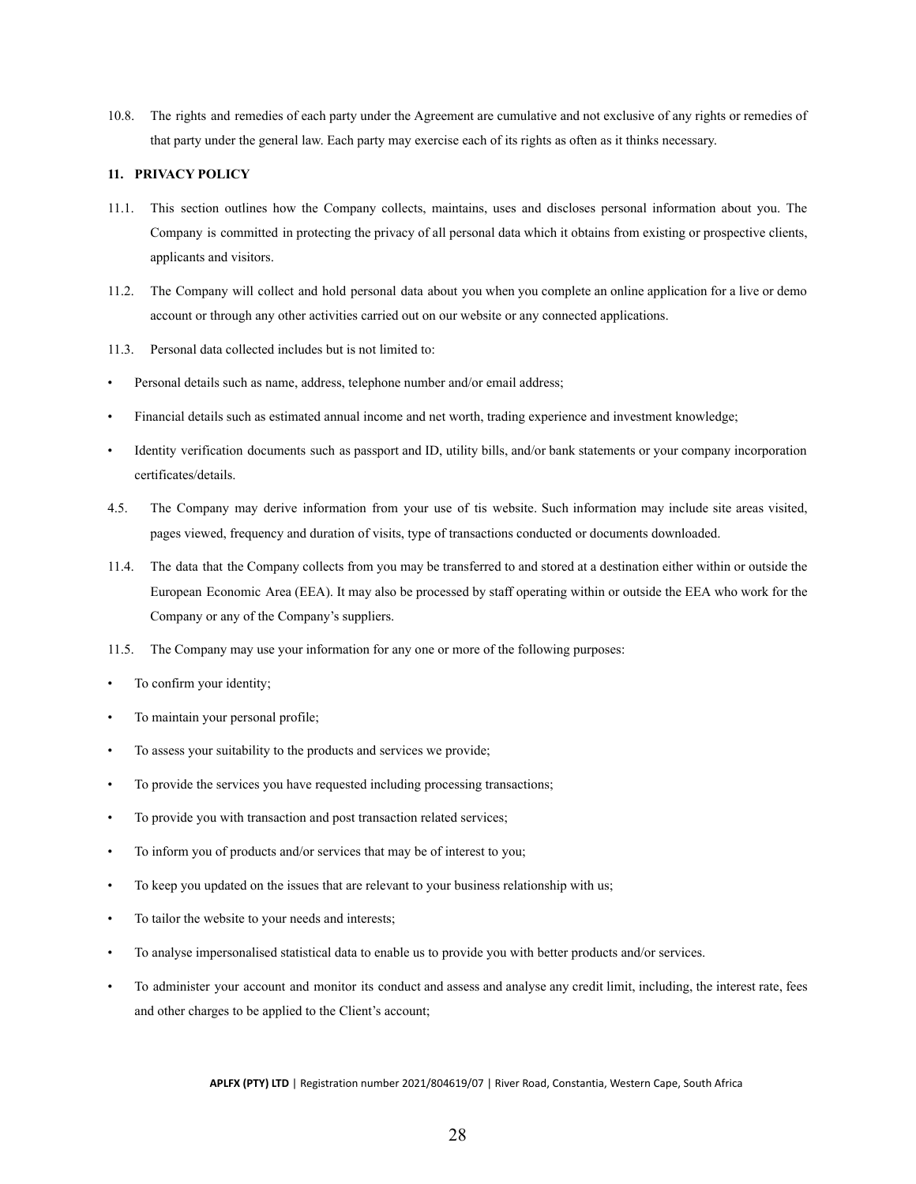10.8. The rights and remedies of each party under the Agreement are cumulative and not exclusive of any rights or remedies of that party under the general law. Each party may exercise each of its rights as often as it thinks necessary.

**11. PRIVACY POLICY**

11.1. This section outlines how the Company collects, maintains, uses and discloses personal information about you. The Company is committed in protecting the privacy of all personal data which it obtains from existing or prospective clients, applicants and visitors.

11.2. The Company will collect and hold personal data about you when you complete an online application for a live or demo account or through any other activities carried out on our website or any connected applications.

11.3. Personal data collected includes but is not limited to:

- Personal details such as name, address, telephone number and/or email address;
- Financial details such as estimated annual income and net worth, trading experience and investment knowledge;
- Identity verification documents such as passport and ID, utility bills, and/or bank statements or your company incorporation certificates/details.

4.5. The Company may derive information from your use of tis website. Such information may include site areas visited, pages viewed, frequency and duration of visits, type of transactions conducted or documents downloaded.

11.4. The data that the Company collects from you may be transferred to and stored at a destination either within or outside the European Economic Area (EEA). It may also be processed by staff operating within or outside the EEA who work for the Company or any of the Company's suppliers.

11.5. The Company may use your information for any one or more of the following purposes:

- To confirm your identity;
- To maintain your personal profile;
- To assess your suitability to the products and services we provide;
- To provide the services you have requested including processing transactions;
- To provide you with transaction and post transaction related services;
- To inform you of products and/or services that may be of interest to you;
- To keep you updated on the issues that are relevant to your business relationship with us;
- To tailor the website to your needs and interests;
- To analyse impersonalised statistical data to enable us to provide you with better products and/or services.
- To administer your account and monitor its conduct and assess and analyse any credit limit, including, the interest rate, fees and other charges to be applied to the Client's account;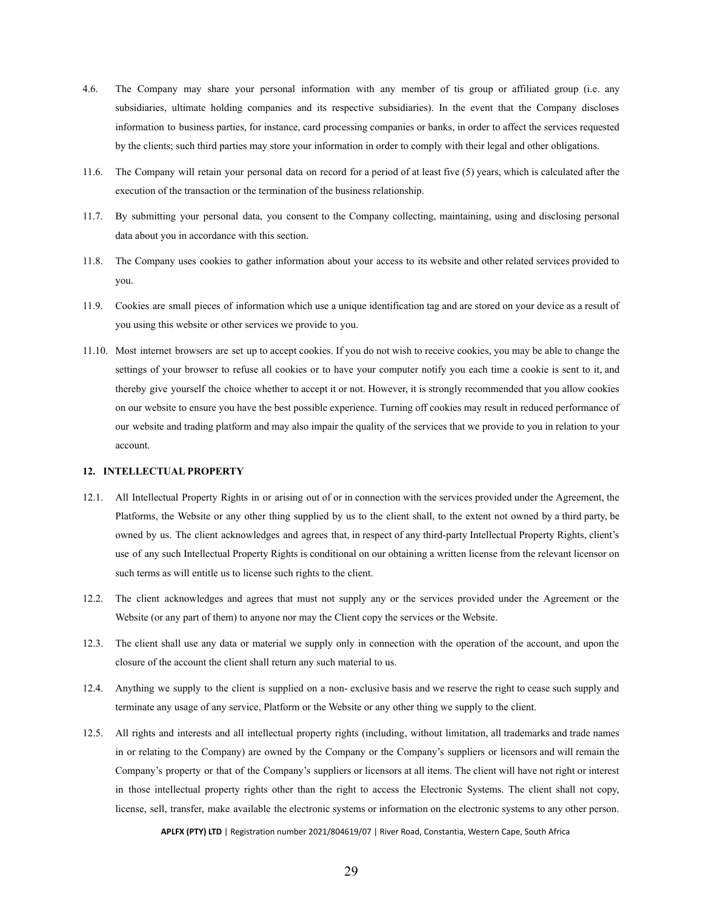4.6. The Company may share your personal information with any member of tis group or affiliated group (i.e. any subsidiaries, ultimate holding companies and its respective subsidiaries). In the event that the Company discloses information to business parties, for instance, card processing companies or banks, in order to affect the services requested by the clients; such third parties may store your information in order to comply with their legal and other obligations.

11.6. The Company will retain your personal data on record for a period of at least five (5) years, which is calculated after the execution of the transaction or the termination of the business relationship.

11.7. By submitting your personal data, you consent to the Company collecting, maintaining, using and disclosing personal data about you in accordance with this section.

11.8. The Company uses cookies to gather information about your access to its website and other related services provided to you.

11.9. Cookies are small pieces of information which use a unique identification tag and are stored on your device as a result of you using this website or other services we provide to you.

11.10. Most internet browsers are set up to accept cookies. If you do not wish to receive cookies, you may be able to change the settings of your browser to refuse all cookies or to have your computer notify you each time a cookie is sent to it, and thereby give yourself the choice whether to accept it or not. However, it is strongly recommended that you allow cookies on our website to ensure you have the best possible experience. Turning off cookies may result in reduced performance of our website and trading platform and may also impair the quality of the services that we provide to you in relation to your account.

## 12. INTELLECTUAL PROPERTY

12.1. All Intellectual Property Rights in or arising out of or in connection with the services provided under the Agreement, the Platforms, the Website or any other thing supplied by us to the client shall, to the extent not owned by a third party, be owned by us. The client acknowledges and agrees that, in respect of any third-party Intellectual Property Rights, client's use of any such Intellectual Property Rights is conditional on our obtaining a written license from the relevant licensor on such terms as will entitle us to license such rights to the client.

12.2. The client acknowledges and agrees that must not supply any or the services provided under the Agreement or the Website (or any part of them) to anyone nor may the Client copy the services or the Website.

12.3. The client shall use any data or material we supply only in connection with the operation of the account, and upon the closure of the account the client shall return any such material to us.

12.4. Anything we supply to the client is supplied on a non- exclusive basis and we reserve the right to cease such supply and terminate any usage of any service, Platform or the Website or any other thing we supply to the client.

12.5. All rights and interests and all intellectual property rights (including, without limitation, all trademarks and trade names in or relating to the Company) are owned by the Company or the Company's suppliers or licensors and will remain the Company's property or that of the Company's suppliers or licensors at all items. The client will have not right or interest in those intellectual property rights other than the right to access the Electronic Systems. The client shall not copy, license, sell, transfer, make available the electronic systems or information on the electronic systems to any other person.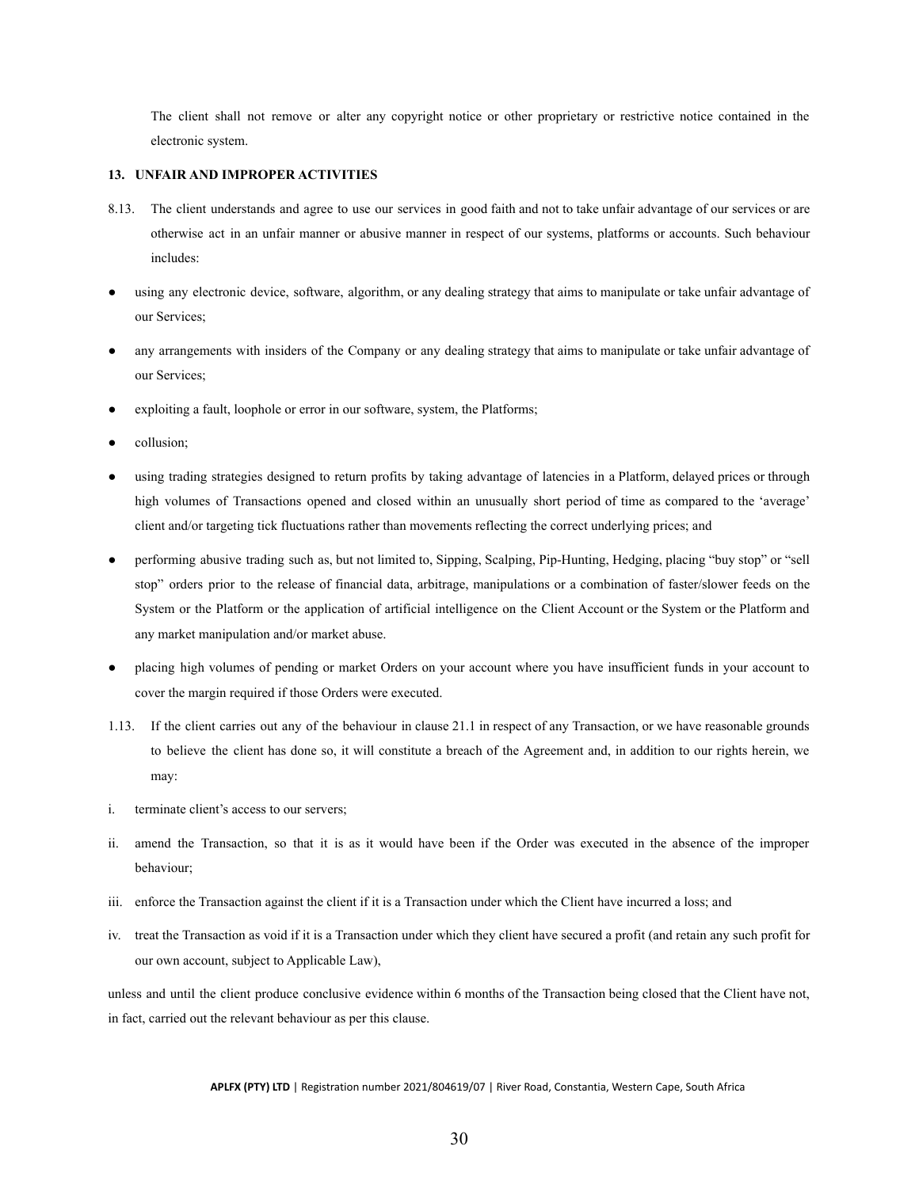The client shall not remove or alter any copyright notice or other proprietary or restrictive notice contained in the electronic system.

**13. UNFAIR AND IMPROPER ACTIVITIES**

8.13. The client understands and agree to use our services in good faith and not to take unfair advantage of our services or are otherwise act in an unfair manner or abusive manner in respect of our systems, platforms or accounts. Such behaviour includes:

- using any electronic device, software, algorithm, or any dealing strategy that aims to manipulate or take unfair advantage of our Services;
- any arrangements with insiders of the Company or any dealing strategy that aims to manipulate or take unfair advantage of our Services;
- exploiting a fault, loophole or error in our software, system, the Platforms;
- collusion;
- using trading strategies designed to return profits by taking advantage of latencies in a Platform, delayed prices or through high volumes of Transactions opened and closed within an unusually short period of time as compared to the 'average' client and/or targeting tick fluctuations rather than movements reflecting the correct underlying prices; and
- performing abusive trading such as, but not limited to, Sipping, Scalping, Pip-Hunting, Hedging, placing "buy stop" or "sell stop" orders prior to the release of financial data, arbitrage, manipulations or a combination of faster/slower feeds on the System or the Platform or the application of artificial intelligence on the Client Account or the System or the Platform and any market manipulation and/or market abuse.
- placing high volumes of pending or market Orders on your account where you have insufficient funds in your account to cover the margin required if those Orders were executed.

1.13. If the client carries out any of the behaviour in clause 21.1 in respect of any Transaction, or we have reasonable grounds to believe the client has done so, it will constitute a breach of the Agreement and, in addition to our rights herein, we may:

i. terminate client's access to our servers;

ii. amend the Transaction, so that it is as it would have been if the Order was executed in the absence of the improper behaviour;

iii. enforce the Transaction against the client if it is a Transaction under which the Client have incurred a loss; and

iv. treat the Transaction as void if it is a Transaction under which they client have secured a profit (and retain any such profit for our own account, subject to Applicable Law),

unless and until the client produce conclusive evidence within 6 months of the Transaction being closed that the Client have not, in fact, carried out the relevant behaviour as per this clause.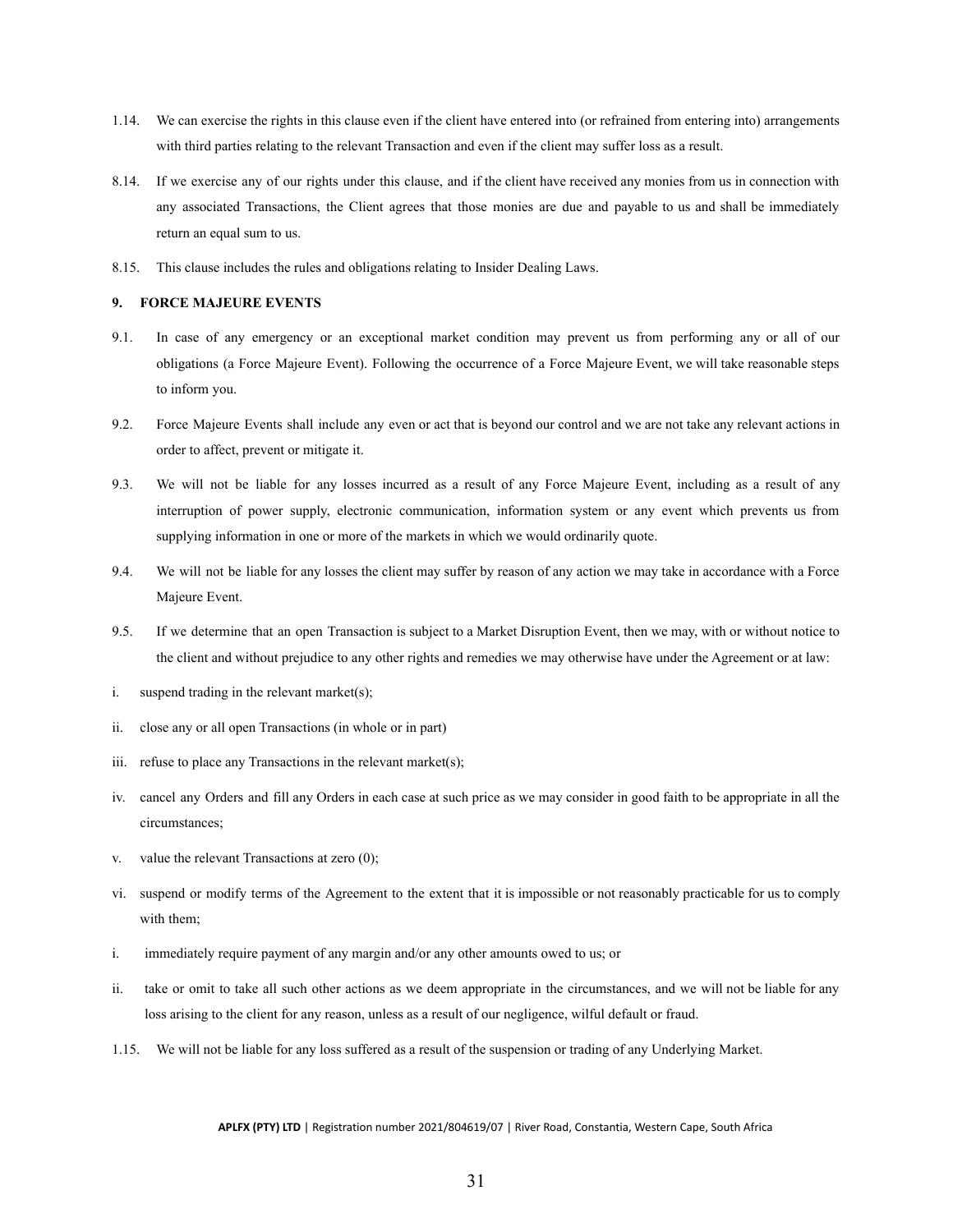1.14. We can exercise the rights in this clause even if the client have entered into (or refrained from entering into) arrangements with third parties relating to the relevant Transaction and even if the client may suffer loss as a result.

8.14. If we exercise any of our rights under this clause, and if the client have received any monies from us in connection with any associated Transactions, the Client agrees that those monies are due and payable to us and shall be immediately return an equal sum to us.

8.15. This clause includes the rules and obligations relating to Insider Dealing Laws.

**9. FORCE MAJEURE EVENTS**

9.1. In case of any emergency or an exceptional market condition may prevent us from performing any or all of our obligations (a Force Majeure Event). Following the occurrence of a Force Majeure Event, we will take reasonable steps to inform you.

9.2. Force Majeure Events shall include any even or act that is beyond our control and we are not take any relevant actions in order to affect, prevent or mitigate it.

9.3. We will not be liable for any losses incurred as a result of any Force Majeure Event, including as a result of any interruption of power supply, electronic communication, information system or any event which prevents us from supplying information in one or more of the markets in which we would ordinarily quote.

9.4. We will not be liable for any losses the client may suffer by reason of any action we may take in accordance with a Force Majeure Event.

9.5. If we determine that an open Transaction is subject to a Market Disruption Event, then we may, with or without notice to the client and without prejudice to any other rights and remedies we may otherwise have under the Agreement or at law:

i. suspend trading in the relevant market(s);

ii. close any or all open Transactions (in whole or in part)

iii. refuse to place any Transactions in the relevant market(s);

iv. cancel any Orders and fill any Orders in each case at such price as we may consider in good faith to be appropriate in all the circumstances;

v. value the relevant Transactions at zero (0);

vi. suspend or modify terms of the Agreement to the extent that it is impossible or not reasonably practicable for us to comply with them;

i. immediately require payment of any margin and/or any other amounts owed to us; or

ii. take or omit to take all such other actions as we deem appropriate in the circumstances, and we will not be liable for any loss arising to the client for any reason, unless as a result of our negligence, wilful default or fraud.

1.15. We will not be liable for any loss suffered as a result of the suspension or trading of any Underlying Market.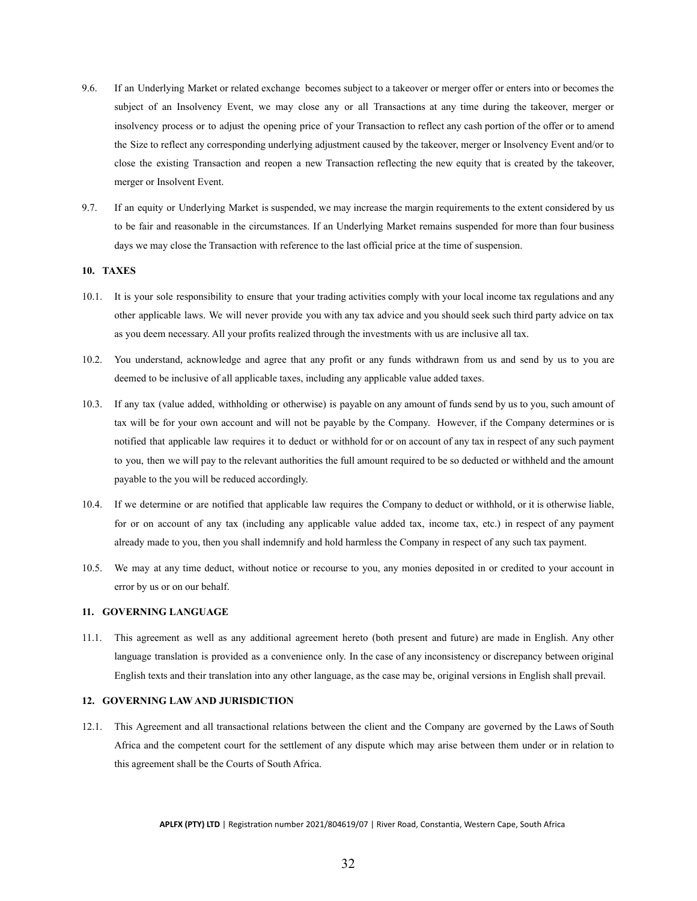9.6. If an Underlying Market or related exchange becomes subject to a takeover or merger offer or enters into or becomes the subject of an Insolvency Event, we may close any or all Transactions at any time during the takeover, merger or insolvency process or to adjust the opening price of your Transaction to reflect any cash portion of the offer or to amend the Size to reflect any corresponding underlying adjustment caused by the takeover, merger or Insolvency Event and/or to close the existing Transaction and reopen a new Transaction reflecting the new equity that is created by the takeover, merger or Insolvent Event.

9.7. If an equity or Underlying Market is suspended, we may increase the margin requirements to the extent considered by us to be fair and reasonable in the circumstances. If an Underlying Market remains suspended for more than four business days we may close the Transaction with reference to the last official price at the time of suspension.

**10. TAXES**

10.1. It is your sole responsibility to ensure that your trading activities comply with your local income tax regulations and any other applicable laws. We will never provide you with any tax advice and you should seek such third party advice on tax as you deem necessary. All your profits realized through the investments with us are inclusive all tax.

10.2. You understand, acknowledge and agree that any profit or any funds withdrawn from us and send by us to you are deemed to be inclusive of all applicable taxes, including any applicable value added taxes.

10.3. If any tax (value added, withholding or otherwise) is payable on any amount of funds send by us to you, such amount of tax will be for your own account and will not be payable by the Company. However, if the Company determines or is notified that applicable law requires it to deduct or withhold for or on account of any tax in respect of any such payment to you, then we will pay to the relevant authorities the full amount required to be so deducted or withheld and the amount payable to the you will be reduced accordingly.

10.4. If we determine or are notified that applicable law requires the Company to deduct or withhold, or it is otherwise liable, for or on account of any tax (including any applicable value added tax, income tax, etc.) in respect of any payment already made to you, then you shall indemnify and hold harmless the Company in respect of any such tax payment.

10.5. We may at any time deduct, without notice or recourse to you, any monies deposited in or credited to your account in error by us or on our behalf.

**11. GOVERNING LANGUAGE**

11.1. This agreement as well as any additional agreement hereto (both present and future) are made in English. Any other language translation is provided as a convenience only. In the case of any inconsistency or discrepancy between original English texts and their translation into any other language, as the case may be, original versions in English shall prevail.

**12. GOVERNING LAW AND JURISDICTION**

12.1. This Agreement and all transactional relations between the client and the Company are governed by the Laws of South Africa and the competent court for the settlement of any dispute which may arise between them under or in relation to this agreement shall be the Courts of South Africa.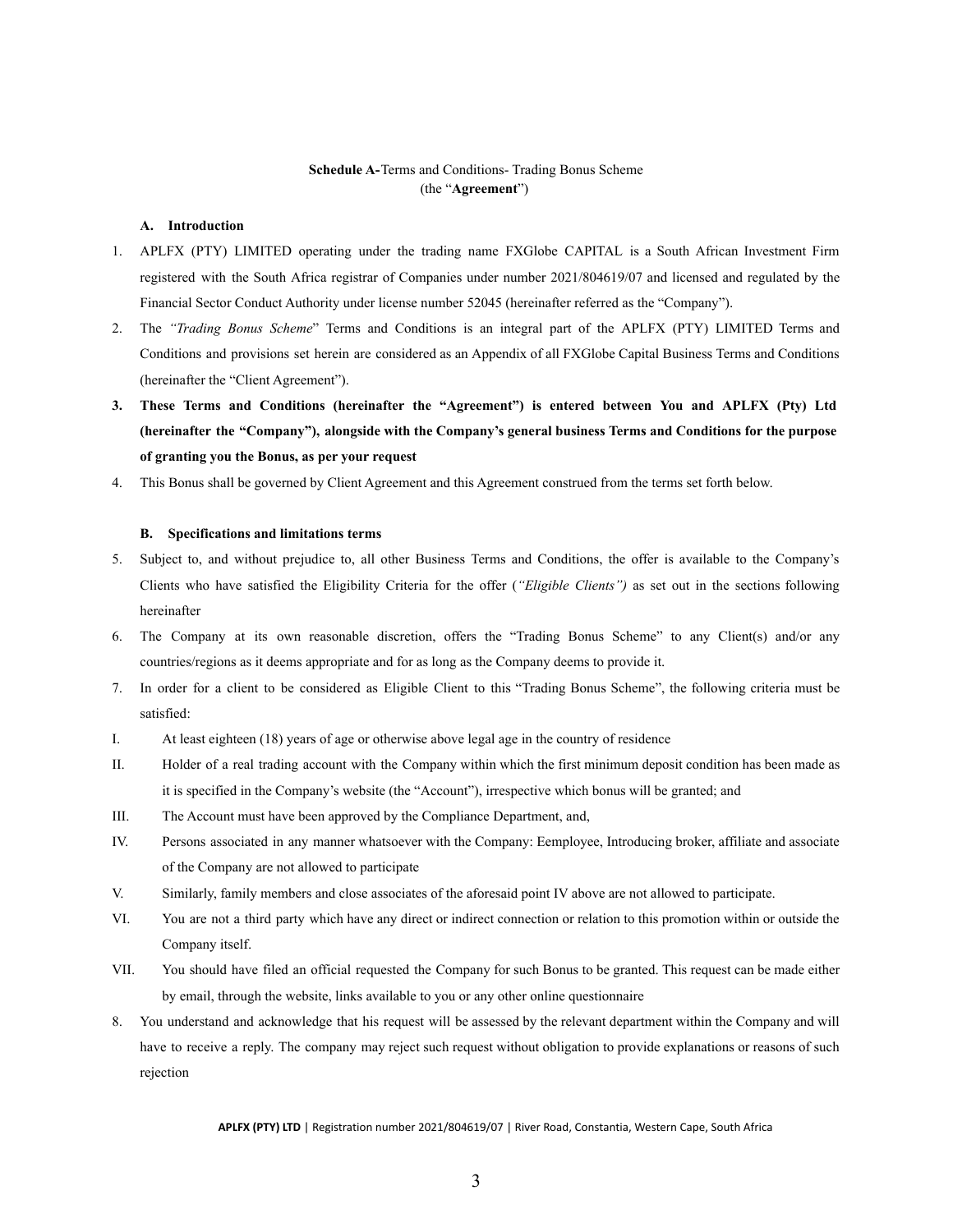**Schedule A-**Terms and Conditions- Trading Bonus Scheme
(the "**Agreement**")

**A. Introduction**

1. APLFX (PTY) LIMITED operating under the trading name FXGlobe CAPITAL is a South African Investment Firm registered with the South Africa registrar of Companies under number 2021/804619/07 and licensed and regulated by the Financial Sector Conduct Authority under license number 52045 (hereinafter referred as the "Company").
2. The *"Trading Bonus Scheme*" Terms and Conditions is an integral part of the APLFX (PTY) LIMITED Terms and Conditions and provisions set herein are considered as an Appendix of all FXGlobe Capital Business Terms and Conditions (hereinafter the "Client Agreement").
3. **These Terms and Conditions (hereinafter the "Agreement") is entered between You and APLFX (Pty) Ltd (hereinafter the "Company"), alongside with the Company's general business Terms and Conditions for the purpose of granting you the Bonus, as per your request**
4. This Bonus shall be governed by Client Agreement and this Agreement construed from the terms set forth below.

**B. Specifications and limitations terms**

5. Subject to, and without prejudice to, all other Business Terms and Conditions, the offer is available to the Company's Clients who have satisfied the Eligibility Criteria for the offer (*"Eligible Clients")* as set out in the sections following hereinafter
6. The Company at its own reasonable discretion, offers the "Trading Bonus Scheme" to any Client(s) and/or any countries/regions as it deems appropriate and for as long as the Company deems to provide it.
7. In order for a client to be considered as Eligible Client to this "Trading Bonus Scheme", the following criteria must be satisfied:

I. At least eighteen (18) years of age or otherwise above legal age in the country of residence

II. Holder of a real trading account with the Company within which the first minimum deposit condition has been made as it is specified in the Company's website (the "Account"), irrespective which bonus will be granted; and

III. The Account must have been approved by the Compliance Department, and,

IV. Persons associated in any manner whatsoever with the Company: Eemployee, Introducing broker, affiliate and associate of the Company are not allowed to participate

V. Similarly, family members and close associates of the aforesaid point IV above are not allowed to participate.

VI. You are not a third party which have any direct or indirect connection or relation to this promotion within or outside the Company itself.

VII. You should have filed an official requested the Company for such Bonus to be granted. This request can be made either by email, through the website, links available to you or any other online questionnaire

8. You understand and acknowledge that his request will be assessed by the relevant department within the Company and will have to receive a reply. The company may reject such request without obligation to provide explanations or reasons of such rejection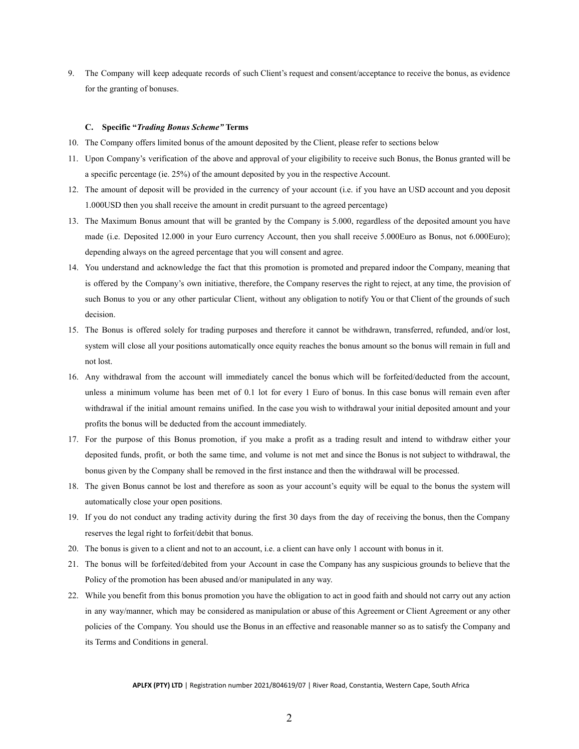9. The Company will keep adequate records of such Client's request and consent/acceptance to receive the bonus, as evidence for the granting of bonuses.

### C. Specific "*Trading Bonus Scheme*" Terms

10. The Company offers limited bonus of the amount deposited by the Client, please refer to sections below
11. Upon Company's verification of the above and approval of your eligibility to receive such Bonus, the Bonus granted will be a specific percentage (ie. 25%) of the amount deposited by you in the respective Account.
12. The amount of deposit will be provided in the currency of your account (i.e. if you have an USD account and you deposit 1.000USD then you shall receive the amount in credit pursuant to the agreed percentage)
13. The Maximum Bonus amount that will be granted by the Company is 5.000, regardless of the deposited amount you have made (i.e. Deposited 12.000 in your Euro currency Account, then you shall receive 5.000Euro as Bonus, not 6.000Euro); depending always on the agreed percentage that you will consent and agree.
14. You understand and acknowledge the fact that this promotion is promoted and prepared indoor the Company, meaning that is offered by the Company's own initiative, therefore, the Company reserves the right to reject, at any time, the provision of such Bonus to you or any other particular Client, without any obligation to notify You or that Client of the grounds of such decision.
15. The Bonus is offered solely for trading purposes and therefore it cannot be withdrawn, transferred, refunded, and/or lost, system will close all your positions automatically once equity reaches the bonus amount so the bonus will remain in full and not lost.
16. Any withdrawal from the account will immediately cancel the bonus which will be forfeited/deducted from the account, unless a minimum volume has been met of 0.1 lot for every 1 Euro of bonus. In this case bonus will remain even after withdrawal if the initial amount remains unified. In the case you wish to withdrawal your initial deposited amount and your profits the bonus will be deducted from the account immediately.
17. For the purpose of this Bonus promotion, if you make a profit as a trading result and intend to withdraw either your deposited funds, profit, or both the same time, and volume is not met and since the Bonus is not subject to withdrawal, the bonus given by the Company shall be removed in the first instance and then the withdrawal will be processed.
18. The given Bonus cannot be lost and therefore as soon as your account's equity will be equal to the bonus the system will automatically close your open positions.
19. If you do not conduct any trading activity during the first 30 days from the day of receiving the bonus, then the Company reserves the legal right to forfeit/debit that bonus.
20. The bonus is given to a client and not to an account, i.e. a client can have only 1 account with bonus in it.
21. The bonus will be forfeited/debited from your Account in case the Company has any suspicious grounds to believe that the Policy of the promotion has been abused and/or manipulated in any way.
22. While you benefit from this bonus promotion you have the obligation to act in good faith and should not carry out any action in any way/manner, which may be considered as manipulation or abuse of this Agreement or Client Agreement or any other policies of the Company. You should use the Bonus in an effective and reasonable manner so as to satisfy the Company and its Terms and Conditions in general.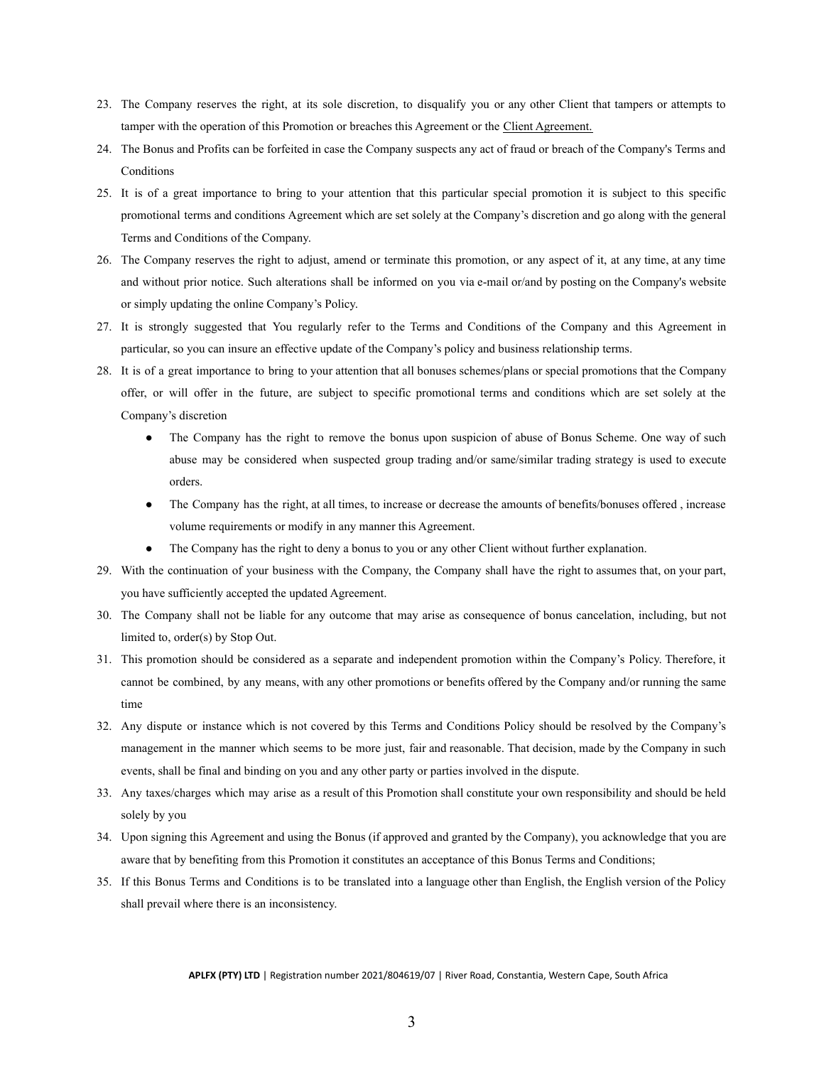23. The Company reserves the right, at its sole discretion, to disqualify you or any other Client that tampers or attempts to tamper with the operation of this Promotion or breaches this Agreement or the Client Agreement.
24. The Bonus and Profits can be forfeited in case the Company suspects any act of fraud or breach of the Company's Terms and Conditions
25. It is of a great importance to bring to your attention that this particular special promotion it is subject to this specific promotional terms and conditions Agreement which are set solely at the Company's discretion and go along with the general Terms and Conditions of the Company.
26. The Company reserves the right to adjust, amend or terminate this promotion, or any aspect of it, at any time, at any time and without prior notice. Such alterations shall be informed on you via e-mail or/and by posting on the Company's website or simply updating the online Company's Policy.
27. It is strongly suggested that You regularly refer to the Terms and Conditions of the Company and this Agreement in particular, so you can insure an effective update of the Company's policy and business relationship terms.
28. It is of a great importance to bring to your attention that all bonuses schemes/plans or special promotions that the Company offer, or will offer in the future, are subject to specific promotional terms and conditions which are set solely at the Company's discretion
    - The Company has the right to remove the bonus upon suspicion of abuse of Bonus Scheme. One way of such abuse may be considered when suspected group trading and/or same/similar trading strategy is used to execute orders.
    - The Company has the right, at all times, to increase or decrease the amounts of benefits/bonuses offered , increase volume requirements or modify in any manner this Agreement.
    - The Company has the right to deny a bonus to you or any other Client without further explanation.
29. With the continuation of your business with the Company, the Company shall have the right to assumes that, on your part, you have sufficiently accepted the updated Agreement.
30. The Company shall not be liable for any outcome that may arise as consequence of bonus cancelation, including, but not limited to, order(s) by Stop Out.
31. This promotion should be considered as a separate and independent promotion within the Company's Policy. Therefore, it cannot be combined, by any means, with any other promotions or benefits offered by the Company and/or running the same time
32. Any dispute or instance which is not covered by this Terms and Conditions Policy should be resolved by the Company's management in the manner which seems to be more just, fair and reasonable. That decision, made by the Company in such events, shall be final and binding on you and any other party or parties involved in the dispute.
33. Any taxes/charges which may arise as a result of this Promotion shall constitute your own responsibility and should be held solely by you
34. Upon signing this Agreement and using the Bonus (if approved and granted by the Company), you acknowledge that you are aware that by benefiting from this Promotion it constitutes an acceptance of this Bonus Terms and Conditions;
35. If this Bonus Terms and Conditions is to be translated into a language other than English, the English version of the Policy shall prevail where there is an inconsistency.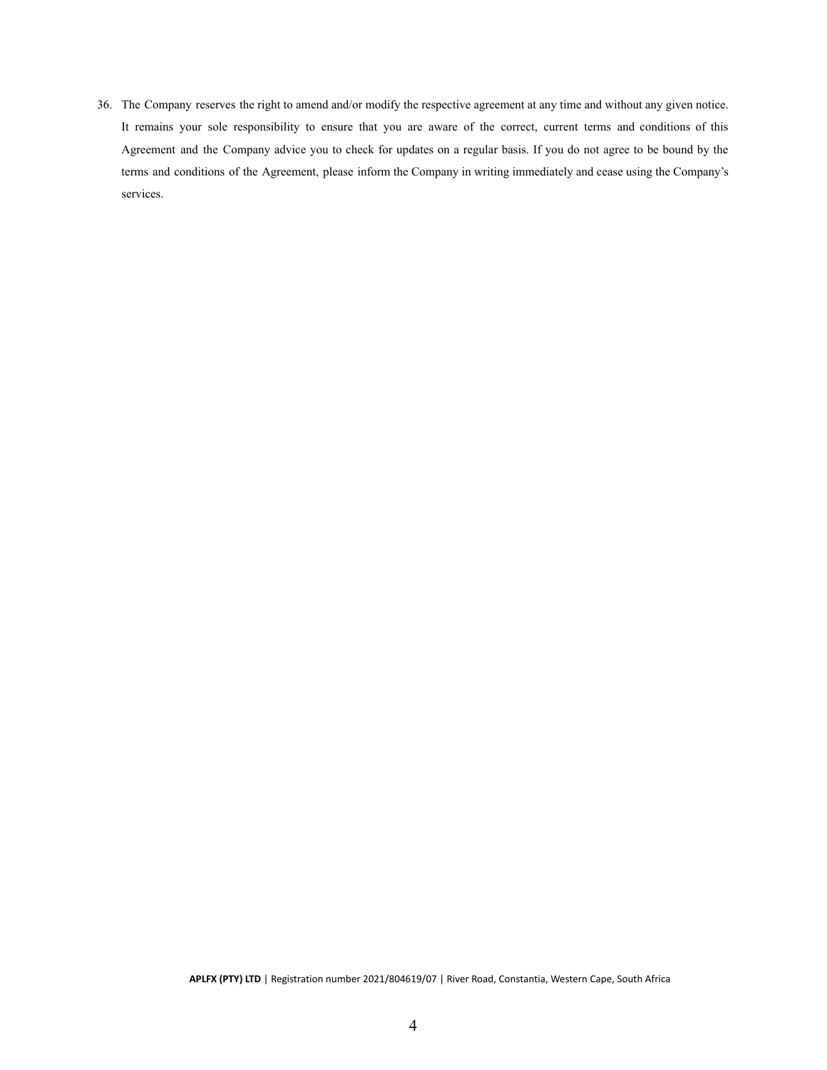36. The Company reserves the right to amend and/or modify the respective agreement at any time and without any given notice. It remains your sole responsibility to ensure that you are aware of the correct, current terms and conditions of this Agreement and the Company advice you to check for updates on a regular basis. If you do not agree to be bound by the terms and conditions of the Agreement, please inform the Company in writing immediately and cease using the Company's services.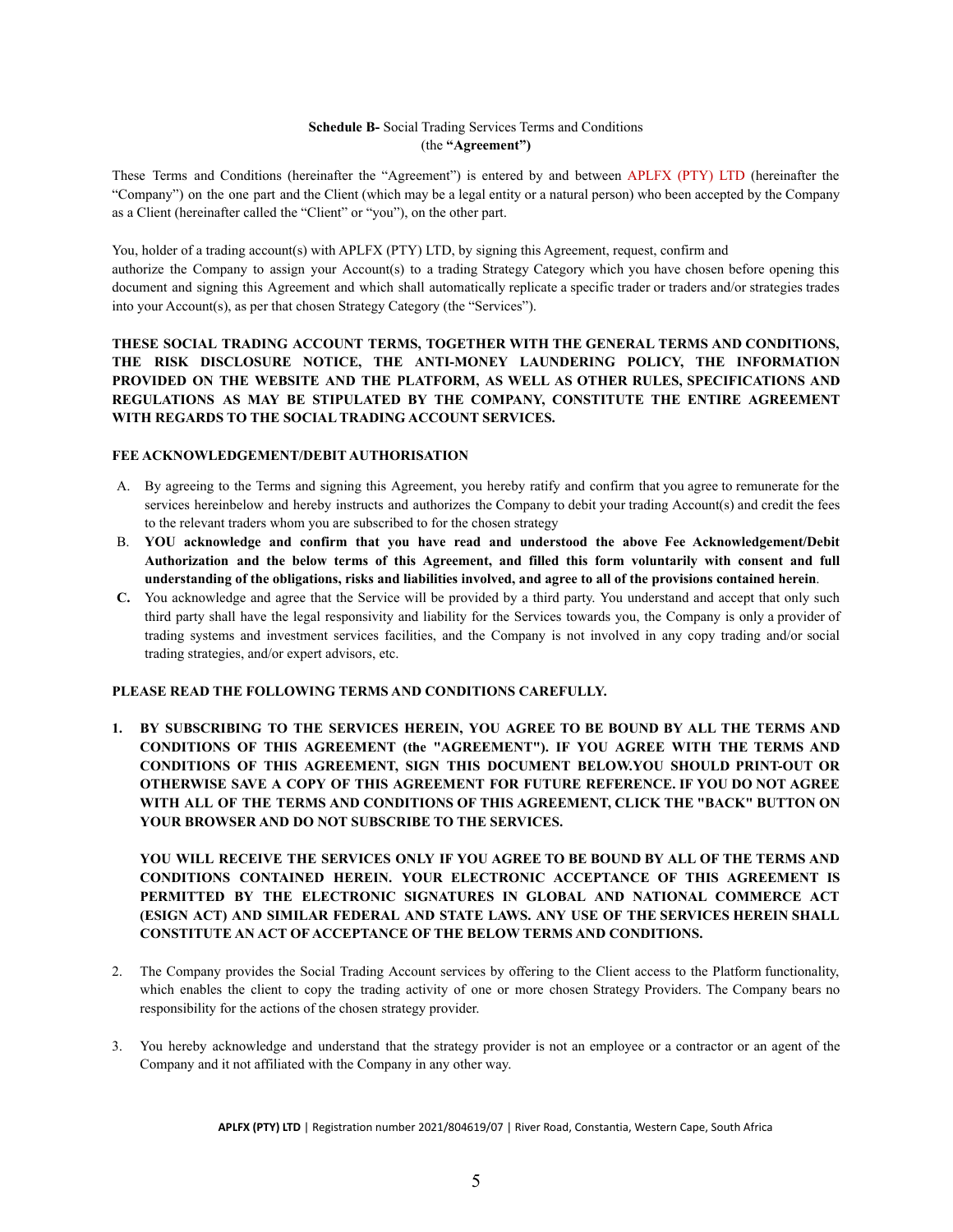**Schedule B-** Social Trading Services Terms and Conditions
(the **"Agreement")**

These Terms and Conditions (hereinafter the "Agreement") is entered by and between APLFX (PTY) LTD (hereinafter the "Company") on the one part and the Client (which may be a legal entity or a natural person) who been accepted by the Company as a Client (hereinafter called the "Client" or "you"), on the other part.

You, holder of a trading account(s) with APLFX (PTY) LTD, by signing this Agreement, request, confirm and authorize the Company to assign your Account(s) to a trading Strategy Category which you have chosen before opening this document and signing this Agreement and which shall automatically replicate a specific trader or traders and/or strategies trades into your Account(s), as per that chosen Strategy Category (the "Services").

**THESE SOCIAL TRADING ACCOUNT TERMS, TOGETHER WITH THE GENERAL TERMS AND CONDITIONS, THE RISK DISCLOSURE NOTICE, THE ANTI-MONEY LAUNDERING POLICY, THE INFORMATION PROVIDED ON THE WEBSITE AND THE PLATFORM, AS WELL AS OTHER RULES, SPECIFICATIONS AND REGULATIONS AS MAY BE STIPULATED BY THE COMPANY, CONSTITUTE THE ENTIRE AGREEMENT WITH REGARDS TO THE SOCIAL TRADING ACCOUNT SERVICES.**

**FEE ACKNOWLEDGEMENT/DEBIT AUTHORISATION**

A. By agreeing to the Terms and signing this Agreement, you hereby ratify and confirm that you agree to remunerate for the services hereinbelow and hereby instructs and authorizes the Company to debit your trading Account(s) and credit the fees to the relevant traders whom you are subscribed to for the chosen strategy

B. **YOU acknowledge and confirm that you have read and understood the above Fee Acknowledgement/Debit Authorization and the below terms of this Agreement, and filled this form voluntarily with consent and full understanding of the obligations, risks and liabilities involved, and agree to all of the provisions contained herein**.

**C.** You acknowledge and agree that the Service will be provided by a third party. You understand and accept that only such third party shall have the legal responsivity and liability for the Services towards you, the Company is only a provider of trading systems and investment services facilities, and the Company is not involved in any copy trading and/or social trading strategies, and/or expert advisors, etc.

**PLEASE READ THE FOLLOWING TERMS AND CONDITIONS CAREFULLY.**

1. **BY SUBSCRIBING TO THE SERVICES HEREIN, YOU AGREE TO BE BOUND BY ALL THE TERMS AND CONDITIONS OF THIS AGREEMENT (the "AGREEMENT"). IF YOU AGREE WITH THE TERMS AND CONDITIONS OF THIS AGREEMENT, SIGN THIS DOCUMENT BELOW.YOU SHOULD PRINT-OUT OR OTHERWISE SAVE A COPY OF THIS AGREEMENT FOR FUTURE REFERENCE. IF YOU DO NOT AGREE WITH ALL OF THE TERMS AND CONDITIONS OF THIS AGREEMENT, CLICK THE "BACK" BUTTON ON YOUR BROWSER AND DO NOT SUBSCRIBE TO THE SERVICES.**

   **YOU WILL RECEIVE THE SERVICES ONLY IF YOU AGREE TO BE BOUND BY ALL OF THE TERMS AND CONDITIONS CONTAINED HEREIN. YOUR ELECTRONIC ACCEPTANCE OF THIS AGREEMENT IS PERMITTED BY THE ELECTRONIC SIGNATURES IN GLOBAL AND NATIONAL COMMERCE ACT (ESIGN ACT) AND SIMILAR FEDERAL AND STATE LAWS. ANY USE OF THE SERVICES HEREIN SHALL CONSTITUTE AN ACT OF ACCEPTANCE OF THE BELOW TERMS AND CONDITIONS.**

2. The Company provides the Social Trading Account services by offering to the Client access to the Platform functionality, which enables the client to copy the trading activity of one or more chosen Strategy Providers. The Company bears no responsibility for the actions of the chosen strategy provider.

3. You hereby acknowledge and understand that the strategy provider is not an employee or a contractor or an agent of the Company and it not affiliated with the Company in any other way.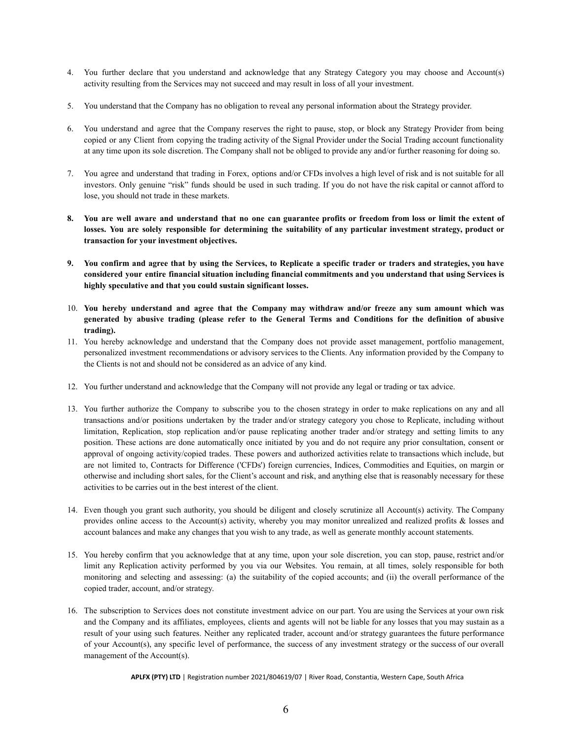4. You further declare that you understand and acknowledge that any Strategy Category you may choose and Account(s) activity resulting from the Services may not succeed and may result in loss of all your investment.

5. You understand that the Company has no obligation to reveal any personal information about the Strategy provider.

6. You understand and agree that the Company reserves the right to pause, stop, or block any Strategy Provider from being copied or any Client from copying the trading activity of the Signal Provider under the Social Trading account functionality at any time upon its sole discretion. The Company shall not be obliged to provide any and/or further reasoning for doing so.

7. You agree and understand that trading in Forex, options and/or CFDs involves a high level of risk and is not suitable for all investors. Only genuine "risk" funds should be used in such trading. If you do not have the risk capital or cannot afford to lose, you should not trade in these markets.

8. **You are well aware and understand that no one can guarantee profits or freedom from loss or limit the extent of losses. You are solely responsible for determining the suitability of any particular investment strategy, product or transaction for your investment objectives.**

9. **You confirm and agree that by using the Services, to Replicate a specific trader or traders and strategies, you have considered your entire financial situation including financial commitments and you understand that using Services is highly speculative and that you could sustain significant losses.**

10. **You hereby understand and agree that the Company may withdraw and/or freeze any sum amount which was generated by abusive trading (please refer to the General Terms and Conditions for the definition of abusive trading).**

11. You hereby acknowledge and understand that the Company does not provide asset management, portfolio management, personalized investment recommendations or advisory services to the Clients. Any information provided by the Company to the Clients is not and should not be considered as an advice of any kind.

12. You further understand and acknowledge that the Company will not provide any legal or trading or tax advice.

13. You further authorize the Company to subscribe you to the chosen strategy in order to make replications on any and all transactions and/or positions undertaken by the trader and/or strategy category you chose to Replicate, including without limitation, Replication, stop replication and/or pause replicating another trader and/or strategy and setting limits to any position. These actions are done automatically once initiated by you and do not require any prior consultation, consent or approval of ongoing activity/copied trades. These powers and authorized activities relate to transactions which include, but are not limited to, Contracts for Difference ('CFDs') foreign currencies, Indices, Commodities and Equities, on margin or otherwise and including short sales, for the Client's account and risk, and anything else that is reasonably necessary for these activities to be carries out in the best interest of the client.

14. Even though you grant such authority, you should be diligent and closely scrutinize all Account(s) activity. The Company provides online access to the Account(s) activity, whereby you may monitor unrealized and realized profits & losses and account balances and make any changes that you wish to any trade, as well as generate monthly account statements.

15. You hereby confirm that you acknowledge that at any time, upon your sole discretion, you can stop, pause, restrict and/or limit any Replication activity performed by you via our Websites. You remain, at all times, solely responsible for both monitoring and selecting and assessing: (a) the suitability of the copied accounts; and (ii) the overall performance of the copied trader, account, and/or strategy.

16. The subscription to Services does not constitute investment advice on our part. You are using the Services at your own risk and the Company and its affiliates, employees, clients and agents will not be liable for any losses that you may sustain as a result of your using such features. Neither any replicated trader, account and/or strategy guarantees the future performance of your Account(s), any specific level of performance, the success of any investment strategy or the success of our overall management of the Account(s).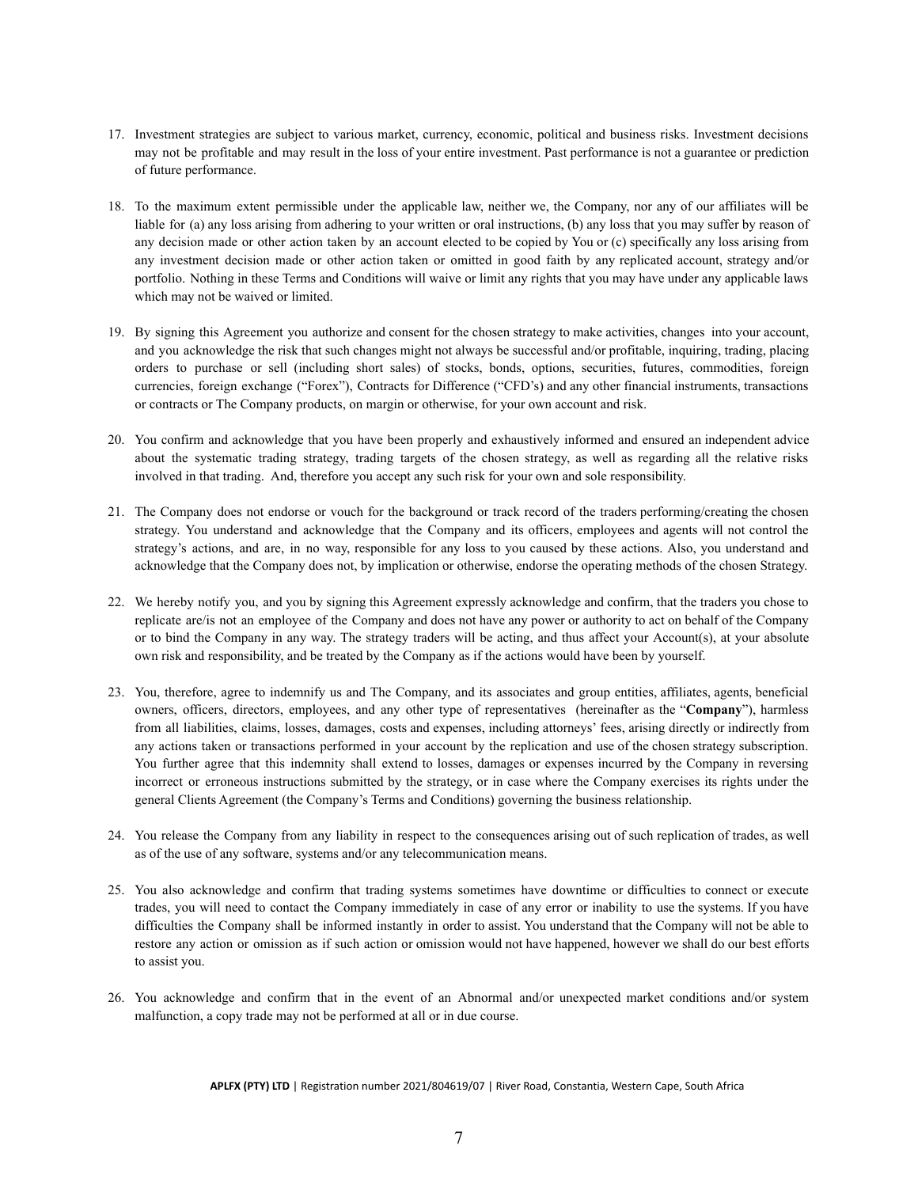17. Investment strategies are subject to various market, currency, economic, political and business risks. Investment decisions may not be profitable and may result in the loss of your entire investment. Past performance is not a guarantee or prediction of future performance.

18. To the maximum extent permissible under the applicable law, neither we, the Company, nor any of our affiliates will be liable for (a) any loss arising from adhering to your written or oral instructions, (b) any loss that you may suffer by reason of any decision made or other action taken by an account elected to be copied by You or (c) specifically any loss arising from any investment decision made or other action taken or omitted in good faith by any replicated account, strategy and/or portfolio. Nothing in these Terms and Conditions will waive or limit any rights that you may have under any applicable laws which may not be waived or limited.

19. By signing this Agreement you authorize and consent for the chosen strategy to make activities, changes into your account, and you acknowledge the risk that such changes might not always be successful and/or profitable, inquiring, trading, placing orders to purchase or sell (including short sales) of stocks, bonds, options, securities, futures, commodities, foreign currencies, foreign exchange ("Forex"), Contracts for Difference ("CFD's) and any other financial instruments, transactions or contracts or The Company products, on margin or otherwise, for your own account and risk.

20. You confirm and acknowledge that you have been properly and exhaustively informed and ensured an independent advice about the systematic trading strategy, trading targets of the chosen strategy, as well as regarding all the relative risks involved in that trading. And, therefore you accept any such risk for your own and sole responsibility.

21. The Company does not endorse or vouch for the background or track record of the traders performing/creating the chosen strategy. You understand and acknowledge that the Company and its officers, employees and agents will not control the strategy's actions, and are, in no way, responsible for any loss to you caused by these actions. Also, you understand and acknowledge that the Company does not, by implication or otherwise, endorse the operating methods of the chosen Strategy.

22. We hereby notify you, and you by signing this Agreement expressly acknowledge and confirm, that the traders you chose to replicate are/is not an employee of the Company and does not have any power or authority to act on behalf of the Company or to bind the Company in any way. The strategy traders will be acting, and thus affect your Account(s), at your absolute own risk and responsibility, and be treated by the Company as if the actions would have been by yourself.

23. You, therefore, agree to indemnify us and The Company, and its associates and group entities, affiliates, agents, beneficial owners, officers, directors, employees, and any other type of representatives (hereinafter as the "**Company**"), harmless from all liabilities, claims, losses, damages, costs and expenses, including attorneys' fees, arising directly or indirectly from any actions taken or transactions performed in your account by the replication and use of the chosen strategy subscription. You further agree that this indemnity shall extend to losses, damages or expenses incurred by the Company in reversing incorrect or erroneous instructions submitted by the strategy, or in case where the Company exercises its rights under the general Clients Agreement (the Company's Terms and Conditions) governing the business relationship.

24. You release the Company from any liability in respect to the consequences arising out of such replication of trades, as well as of the use of any software, systems and/or any telecommunication means.

25. You also acknowledge and confirm that trading systems sometimes have downtime or difficulties to connect or execute trades, you will need to contact the Company immediately in case of any error or inability to use the systems. If you have difficulties the Company shall be informed instantly in order to assist. You understand that the Company will not be able to restore any action or omission as if such action or omission would not have happened, however we shall do our best efforts to assist you.

26. You acknowledge and confirm that in the event of an Abnormal and/or unexpected market conditions and/or system malfunction, a copy trade may not be performed at all or in due course.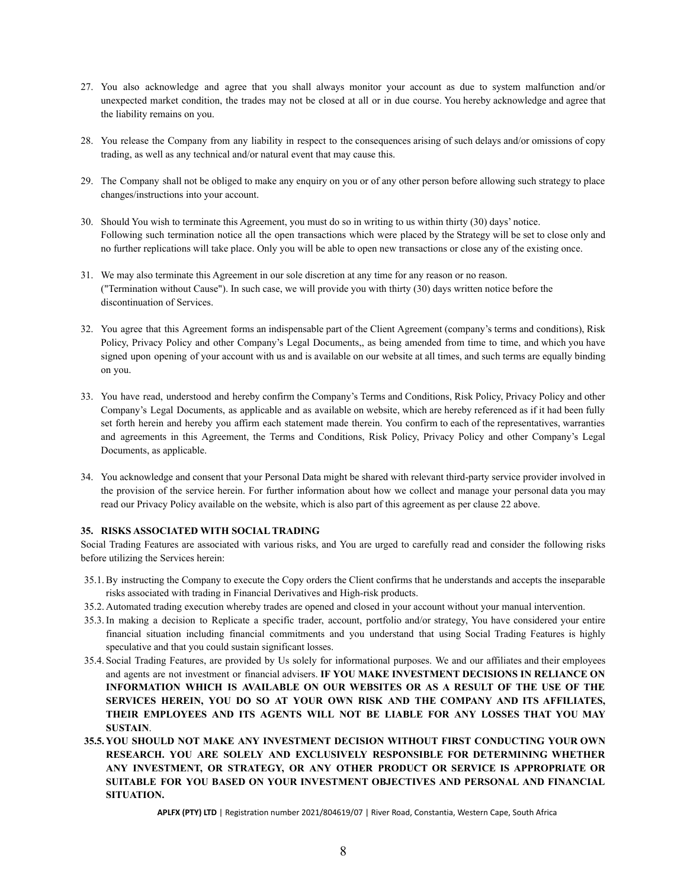27. You also acknowledge and agree that you shall always monitor your account as due to system malfunction and/or unexpected market condition, the trades may not be closed at all or in due course. You hereby acknowledge and agree that the liability remains on you.

28. You release the Company from any liability in respect to the consequences arising of such delays and/or omissions of copy trading, as well as any technical and/or natural event that may cause this.

29. The Company shall not be obliged to make any enquiry on you or of any other person before allowing such strategy to place changes/instructions into your account.

30. Should You wish to terminate this Agreement, you must do so in writing to us within thirty (30) days' notice. Following such termination notice all the open transactions which were placed by the Strategy will be set to close only and no further replications will take place. Only you will be able to open new transactions or close any of the existing once.

31. We may also terminate this Agreement in our sole discretion at any time for any reason or no reason. ("Termination without Cause"). In such case, we will provide you with thirty (30) days written notice before the discontinuation of Services.

32. You agree that this Agreement forms an indispensable part of the Client Agreement (company's terms and conditions), Risk Policy, Privacy Policy and other Company's Legal Documents,, as being amended from time to time, and which you have signed upon opening of your account with us and is available on our website at all times, and such terms are equally binding on you.

33. You have read, understood and hereby confirm the Company's Terms and Conditions, Risk Policy, Privacy Policy and other Company's Legal Documents, as applicable and as available on website, which are hereby referenced as if it had been fully set forth herein and hereby you affirm each statement made therein. You confirm to each of the representatives, warranties and agreements in this Agreement, the Terms and Conditions, Risk Policy, Privacy Policy and other Company's Legal Documents, as applicable.

34. You acknowledge and consent that your Personal Data might be shared with relevant third-party service provider involved in the provision of the service herein. For further information about how we collect and manage your personal data you may read our Privacy Policy available on the website, which is also part of this agreement as per clause 22 above.

**35. RISKS ASSOCIATED WITH SOCIAL TRADING**

Social Trading Features are associated with various risks, and You are urged to carefully read and consider the following risks before utilizing the Services herein:

35.1. By instructing the Company to execute the Copy orders the Client confirms that he understands and accepts the inseparable risks associated with trading in Financial Derivatives and High-risk products.

35.2. Automated trading execution whereby trades are opened and closed in your account without your manual intervention.

35.3. In making a decision to Replicate a specific trader, account, portfolio and/or strategy, You have considered your entire financial situation including financial commitments and you understand that using Social Trading Features is highly speculative and that you could sustain significant losses.

35.4. Social Trading Features, are provided by Us solely for informational purposes. We and our affiliates and their employees and agents are not investment or financial advisers. **IF YOU MAKE INVESTMENT DECISIONS IN RELIANCE ON INFORMATION WHICH IS AVAILABLE ON OUR WEBSITES OR AS A RESULT OF THE USE OF THE SERVICES HEREIN, YOU DO SO AT YOUR OWN RISK AND THE COMPANY AND ITS AFFILIATES, THEIR EMPLOYEES AND ITS AGENTS WILL NOT BE LIABLE FOR ANY LOSSES THAT YOU MAY SUSTAIN**.

**35.5. YOU SHOULD NOT MAKE ANY INVESTMENT DECISION WITHOUT FIRST CONDUCTING YOUR OWN RESEARCH. YOU ARE SOLELY AND EXCLUSIVELY RESPONSIBLE FOR DETERMINING WHETHER ANY INVESTMENT, OR STRATEGY, OR ANY OTHER PRODUCT OR SERVICE IS APPROPRIATE OR SUITABLE FOR YOU BASED ON YOUR INVESTMENT OBJECTIVES AND PERSONAL AND FINANCIAL SITUATION.**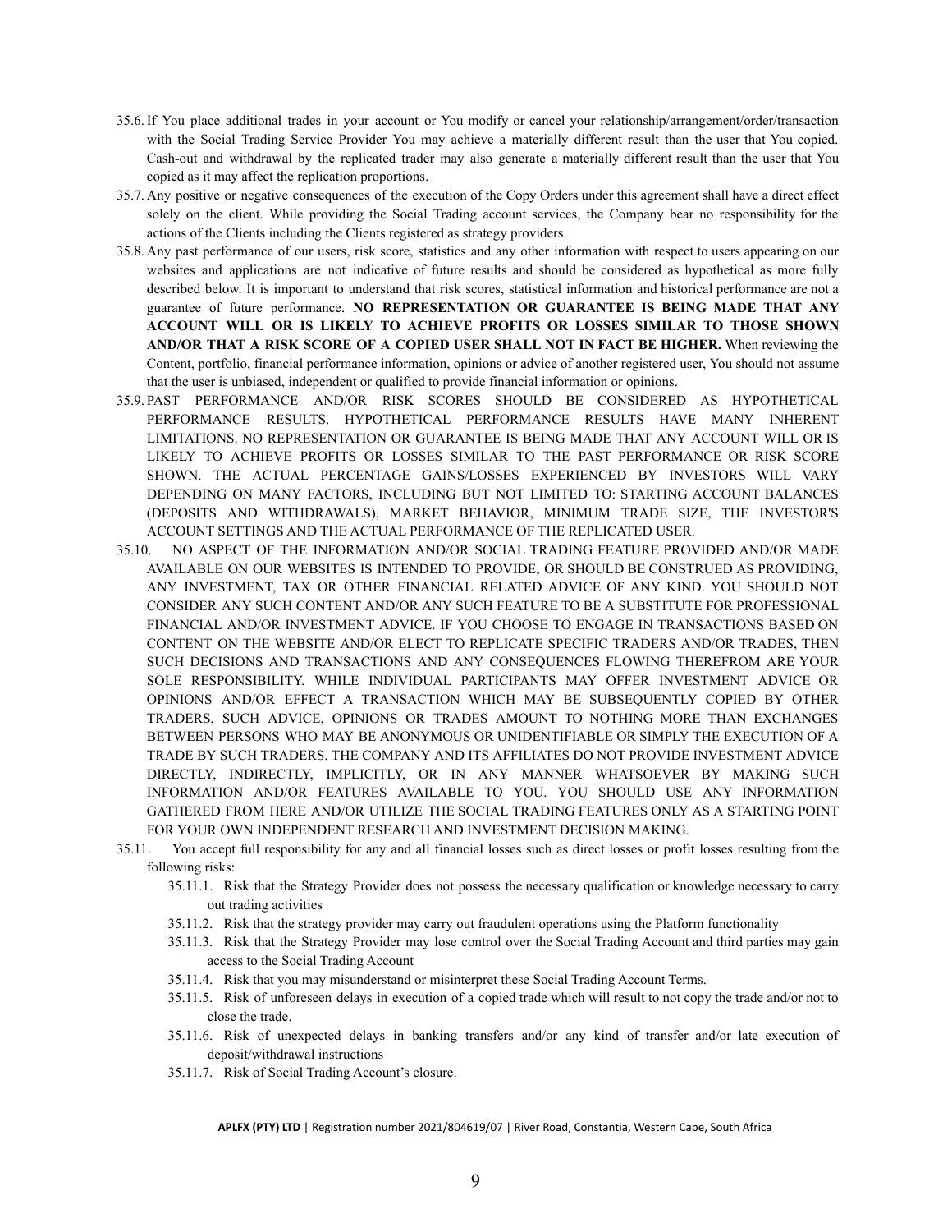35.6. If You place additional trades in your account or You modify or cancel your relationship/arrangement/order/transaction with the Social Trading Service Provider You may achieve a materially different result than the user that You copied. Cash-out and withdrawal by the replicated trader may also generate a materially different result than the user that You copied as it may affect the replication proportions.

35.7. Any positive or negative consequences of the execution of the Copy Orders under this agreement shall have a direct effect solely on the client. While providing the Social Trading account services, the Company bear no responsibility for the actions of the Clients including the Clients registered as strategy providers.

35.8. Any past performance of our users, risk score, statistics and any other information with respect to users appearing on our websites and applications are not indicative of future results and should be considered as hypothetical as more fully described below. It is important to understand that risk scores, statistical information and historical performance are not a guarantee of future performance. **NO REPRESENTATION OR GUARANTEE IS BEING MADE THAT ANY ACCOUNT WILL OR IS LIKELY TO ACHIEVE PROFITS OR LOSSES SIMILAR TO THOSE SHOWN AND/OR THAT A RISK SCORE OF A COPIED USER SHALL NOT IN FACT BE HIGHER.** When reviewing the Content, portfolio, financial performance information, opinions or advice of another registered user, You should not assume that the user is unbiased, independent or qualified to provide financial information or opinions.

35.9. PAST PERFORMANCE AND/OR RISK SCORES SHOULD BE CONSIDERED AS HYPOTHETICAL PERFORMANCE RESULTS. HYPOTHETICAL PERFORMANCE RESULTS HAVE MANY INHERENT LIMITATIONS. NO REPRESENTATION OR GUARANTEE IS BEING MADE THAT ANY ACCOUNT WILL OR IS LIKELY TO ACHIEVE PROFITS OR LOSSES SIMILAR TO THE PAST PERFORMANCE OR RISK SCORE SHOWN. THE ACTUAL PERCENTAGE GAINS/LOSSES EXPERIENCED BY INVESTORS WILL VARY DEPENDING ON MANY FACTORS, INCLUDING BUT NOT LIMITED TO: STARTING ACCOUNT BALANCES (DEPOSITS AND WITHDRAWALS), MARKET BEHAVIOR, MINIMUM TRADE SIZE, THE INVESTOR'S ACCOUNT SETTINGS AND THE ACTUAL PERFORMANCE OF THE REPLICATED USER.

35.10. NO ASPECT OF THE INFORMATION AND/OR SOCIAL TRADING FEATURE PROVIDED AND/OR MADE AVAILABLE ON OUR WEBSITES IS INTENDED TO PROVIDE, OR SHOULD BE CONSTRUED AS PROVIDING, ANY INVESTMENT, TAX OR OTHER FINANCIAL RELATED ADVICE OF ANY KIND. YOU SHOULD NOT CONSIDER ANY SUCH CONTENT AND/OR ANY SUCH FEATURE TO BE A SUBSTITUTE FOR PROFESSIONAL FINANCIAL AND/OR INVESTMENT ADVICE. IF YOU CHOOSE TO ENGAGE IN TRANSACTIONS BASED ON CONTENT ON THE WEBSITE AND/OR ELECT TO REPLICATE SPECIFIC TRADERS AND/OR TRADES, THEN SUCH DECISIONS AND TRANSACTIONS AND ANY CONSEQUENCES FLOWING THEREFROM ARE YOUR SOLE RESPONSIBILITY. WHILE INDIVIDUAL PARTICIPANTS MAY OFFER INVESTMENT ADVICE OR OPINIONS AND/OR EFFECT A TRANSACTION WHICH MAY BE SUBSEQUENTLY COPIED BY OTHER TRADERS, SUCH ADVICE, OPINIONS OR TRADES AMOUNT TO NOTHING MORE THAN EXCHANGES BETWEEN PERSONS WHO MAY BE ANONYMOUS OR UNIDENTIFIABLE OR SIMPLY THE EXECUTION OF A TRADE BY SUCH TRADERS. THE COMPANY AND ITS AFFILIATES DO NOT PROVIDE INVESTMENT ADVICE DIRECTLY, INDIRECTLY, IMPLICITLY, OR IN ANY MANNER WHATSOEVER BY MAKING SUCH INFORMATION AND/OR FEATURES AVAILABLE TO YOU. YOU SHOULD USE ANY INFORMATION GATHERED FROM HERE AND/OR UTILIZE THE SOCIAL TRADING FEATURES ONLY AS A STARTING POINT FOR YOUR OWN INDEPENDENT RESEARCH AND INVESTMENT DECISION MAKING.

35.11. You accept full responsibility for any and all financial losses such as direct losses or profit losses resulting from the following risks:

- 35.11.1. Risk that the Strategy Provider does not possess the necessary qualification or knowledge necessary to carry out trading activities
- 35.11.2. Risk that the strategy provider may carry out fraudulent operations using the Platform functionality
- 35.11.3. Risk that the Strategy Provider may lose control over the Social Trading Account and third parties may gain access to the Social Trading Account
- 35.11.4. Risk that you may misunderstand or misinterpret these Social Trading Account Terms.
- 35.11.5. Risk of unforeseen delays in execution of a copied trade which will result to not copy the trade and/or not to close the trade.
- 35.11.6. Risk of unexpected delays in banking transfers and/or any kind of transfer and/or late execution of deposit/withdrawal instructions
- 35.11.7. Risk of Social Trading Account's closure.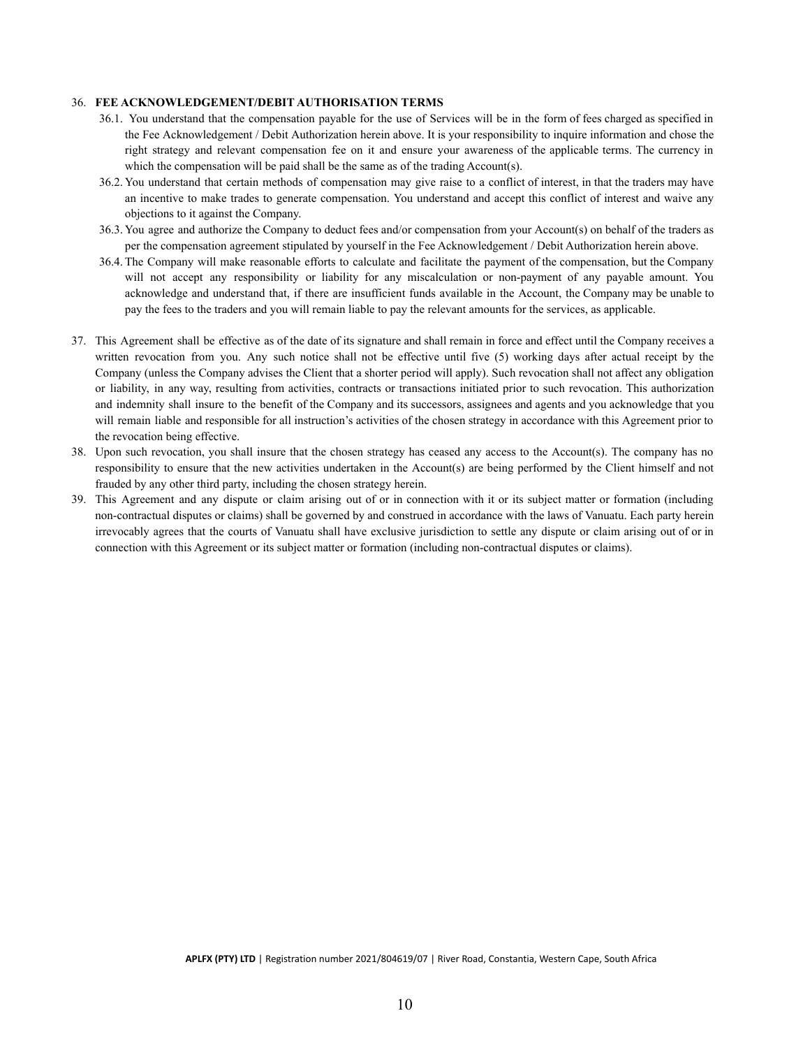36. **FEE ACKNOWLEDGEMENT/DEBIT AUTHORISATION TERMS**
    - 36.1. You understand that the compensation payable for the use of Services will be in the form of fees charged as specified in the Fee Acknowledgement / Debit Authorization herein above. It is your responsibility to inquire information and chose the right strategy and relevant compensation fee on it and ensure your awareness of the applicable terms. The currency in which the compensation will be paid shall be the same as of the trading Account(s).
    - 36.2. You understand that certain methods of compensation may give raise to a conflict of interest, in that the traders may have an incentive to make trades to generate compensation. You understand and accept this conflict of interest and waive any objections to it against the Company.
    - 36.3. You agree and authorize the Company to deduct fees and/or compensation from your Account(s) on behalf of the traders as per the compensation agreement stipulated by yourself in the Fee Acknowledgement / Debit Authorization herein above.
    - 36.4. The Company will make reasonable efforts to calculate and facilitate the payment of the compensation, but the Company will not accept any responsibility or liability for any miscalculation or non-payment of any payable amount. You acknowledge and understand that, if there are insufficient funds available in the Account, the Company may be unable to pay the fees to the traders and you will remain liable to pay the relevant amounts for the services, as applicable.

37. This Agreement shall be effective as of the date of its signature and shall remain in force and effect until the Company receives a written revocation from you. Any such notice shall not be effective until five (5) working days after actual receipt by the Company (unless the Company advises the Client that a shorter period will apply). Such revocation shall not affect any obligation or liability, in any way, resulting from activities, contracts or transactions initiated prior to such revocation. This authorization and indemnity shall insure to the benefit of the Company and its successors, assignees and agents and you acknowledge that you will remain liable and responsible for all instruction's activities of the chosen strategy in accordance with this Agreement prior to the revocation being effective.
38. Upon such revocation, you shall insure that the chosen strategy has ceased any access to the Account(s). The company has no responsibility to ensure that the new activities undertaken in the Account(s) are being performed by the Client himself and not frauded by any other third party, including the chosen strategy herein.
39. This Agreement and any dispute or claim arising out of or in connection with it or its subject matter or formation (including non-contractual disputes or claims) shall be governed by and construed in accordance with the laws of Vanuatu. Each party herein irrevocably agrees that the courts of Vanuatu shall have exclusive jurisdiction to settle any dispute or claim arising out of or in connection with this Agreement or its subject matter or formation (including non-contractual disputes or claims).